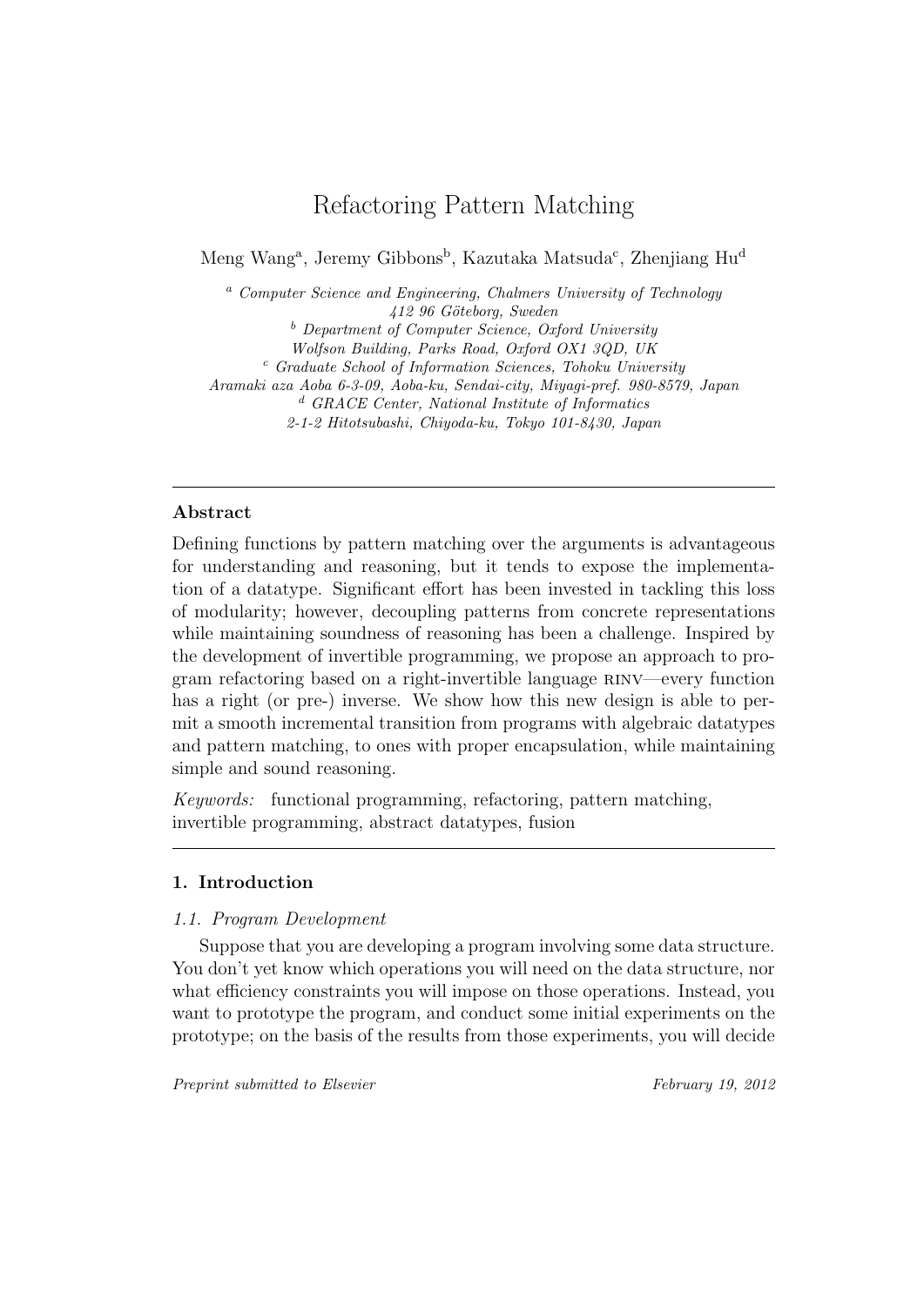# Refactoring Pattern Matching

Meng Wang[a], Jeremy Gibbons[b], Kazutaka Matsuda[c], Zhenjiang Hu[d]

[a] *Computer Science and Engineering, Chalmers University of Technology*
*412 96 Göteborg, Sweden*
[b] *Department of Computer Science, Oxford University*
*Wolfson Building, Parks Road, Oxford OX1 3QD, UK*
[c] *Graduate School of Information Sciences, Tohoku University*
*Aramaki aza Aoba 6-3-09, Aoba-ku, Sendai-city, Miyagi-pref. 980-8579, Japan*
[d] *GRACE Center, National Institute of Informatics*
*2-1-2 Hitotsubashi, Chiyoda-ku, Tokyo 101-8430, Japan*

---

## Abstract

Defining functions by pattern matching over the arguments is advantageous for understanding and reasoning, but it tends to expose the implementation of a datatype. Significant effort has been invested in tackling this loss of modularity; however, decoupling patterns from concrete representations while maintaining soundness of reasoning has been a challenge. Inspired by the development of invertible programming, we propose an approach to program refactoring based on a right-invertible language RINV—every function has a right (or pre-) inverse. We show how this new design is able to permit a smooth incremental transition from programs with algebraic datatypes and pattern matching, to ones with proper encapsulation, while maintaining simple and sound reasoning.

*Keywords:* functional programming, refactoring, pattern matching, invertible programming, abstract datatypes, fusion

---

## 1. Introduction

### 1.1. Program Development

Suppose that you are developing a program involving some data structure. You don't yet know which operations you will need on the data structure, nor what efficiency constraints you will impose on those operations. Instead, you want to prototype the program, and conduct some initial experiments on the prototype; on the basis of the results from those experiments, you will decide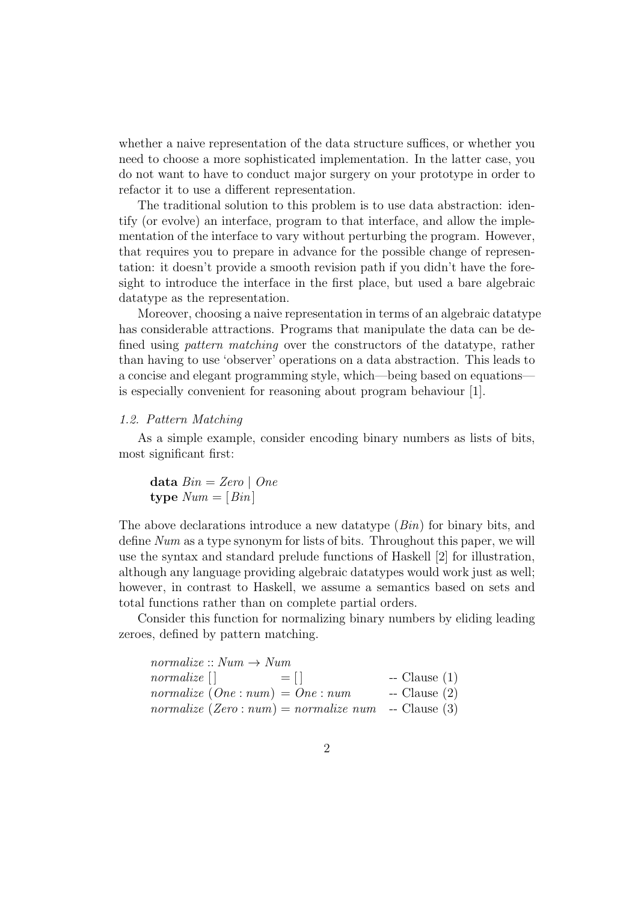whether a naive representation of the data structure suffices, or whether you need to choose a more sophisticated implementation. In the latter case, you do not want to have to conduct major surgery on your prototype in order to refactor it to use a different representation.

The traditional solution to this problem is to use data abstraction: identify (or evolve) an interface, program to that interface, and allow the implementation of the interface to vary without perturbing the program. However, that requires you to prepare in advance for the possible change of representation: it doesn't provide a smooth revision path if you didn't have the foresight to introduce the interface in the first place, but used a bare algebraic datatype as the representation.

Moreover, choosing a naive representation in terms of an algebraic datatype has considerable attractions. Programs that manipulate the data can be defined using *pattern matching* over the constructors of the datatype, rather than having to use 'observer' operations on a data abstraction. This leads to a concise and elegant programming style, which—being based on equations—is especially convenient for reasoning about program behaviour [1].

### *1.2. Pattern Matching*

As a simple example, consider encoding binary numbers as lists of bits, most significant first:

```
data Bin = Zero | One
type Num = [Bin]
```

The above declarations introduce a new datatype (*Bin*) for binary bits, and define *Num* as a type synonym for lists of bits. Throughout this paper, we will use the syntax and standard prelude functions of Haskell [2] for illustration, although any language providing algebraic datatypes would work just as well; however, in contrast to Haskell, we assume a semantics based on sets and total functions rather than on complete partial orders.

Consider this function for normalizing binary numbers by eliding leading zeroes, defined by pattern matching.

```
normalize :: Num → Num
normalize []           = []                -- Clause (1)
normalize (One : num)  = One : num         -- Clause (2)
normalize (Zero : num) = normalize num     -- Clause (3)
```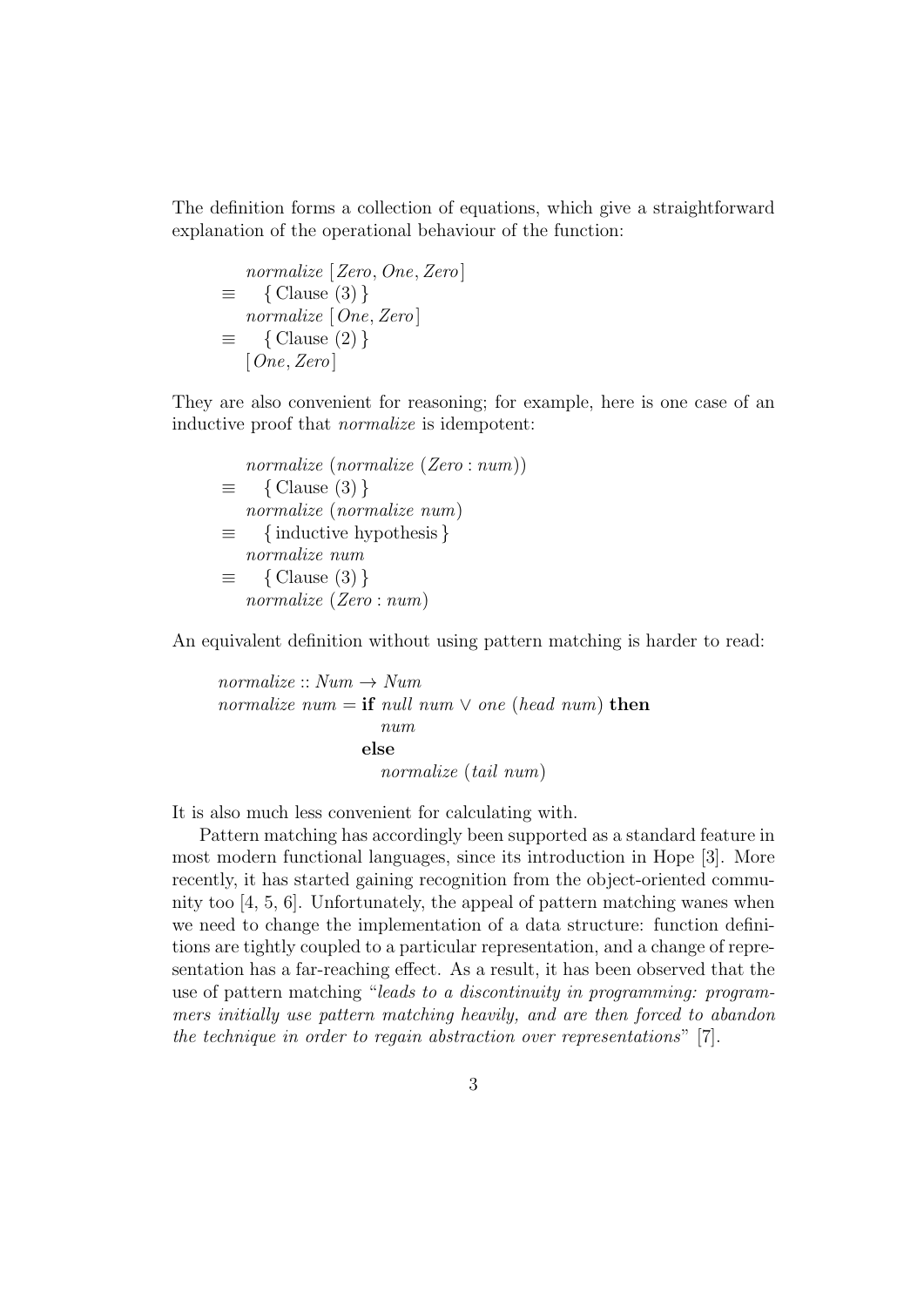The definition forms a collection of equations, which give a straightforward explanation of the operational behaviour of the function:

$$
\begin{array}{ll}
& \mathit{normalize}\ [\mathit{Zero}, \mathit{One}, \mathit{Zero}] \\
\equiv & \quad \{\ \text{Clause (3)}\ \} \\
& \mathit{normalize}\ [\mathit{One}, \mathit{Zero}] \\
\equiv & \quad \{\ \text{Clause (2)}\ \} \\
& [\mathit{One}, \mathit{Zero}]
\end{array}
$$

They are also convenient for reasoning; for example, here is one case of an inductive proof that *normalize* is idempotent:

$$
\begin{array}{ll}
& \mathit{normalize}\ (\mathit{normalize}\ (\mathit{Zero} : \mathit{num})) \\
\equiv & \quad \{\ \text{Clause (3)}\ \} \\
& \mathit{normalize}\ (\mathit{normalize}\ \mathit{num}) \\
\equiv & \quad \{\ \text{inductive hypothesis}\ \} \\
& \mathit{normalize}\ \mathit{num} \\
\equiv & \quad \{\ \text{Clause (3)}\ \} \\
& \mathit{normalize}\ (\mathit{Zero} : \mathit{num})
\end{array}
$$

An equivalent definition without using pattern matching is harder to read:

```
normalize :: Num → Num
normalize num = if null num ∨ one (head num) then
                   num
                else
                   normalize (tail num)
```

It is also much less convenient for calculating with.

Pattern matching has accordingly been supported as a standard feature in most modern functional languages, since its introduction in Hope [3]. More recently, it has started gaining recognition from the object-oriented community too [4, 5, 6]. Unfortunately, the appeal of pattern matching wanes when we need to change the implementation of a data structure: function definitions are tightly coupled to a particular representation, and a change of representation has a far-reaching effect. As a result, it has been observed that the use of pattern matching "*leads to a discontinuity in programming: programmers initially use pattern matching heavily, and are then forced to abandon the technique in order to regain abstraction over representations*" [7].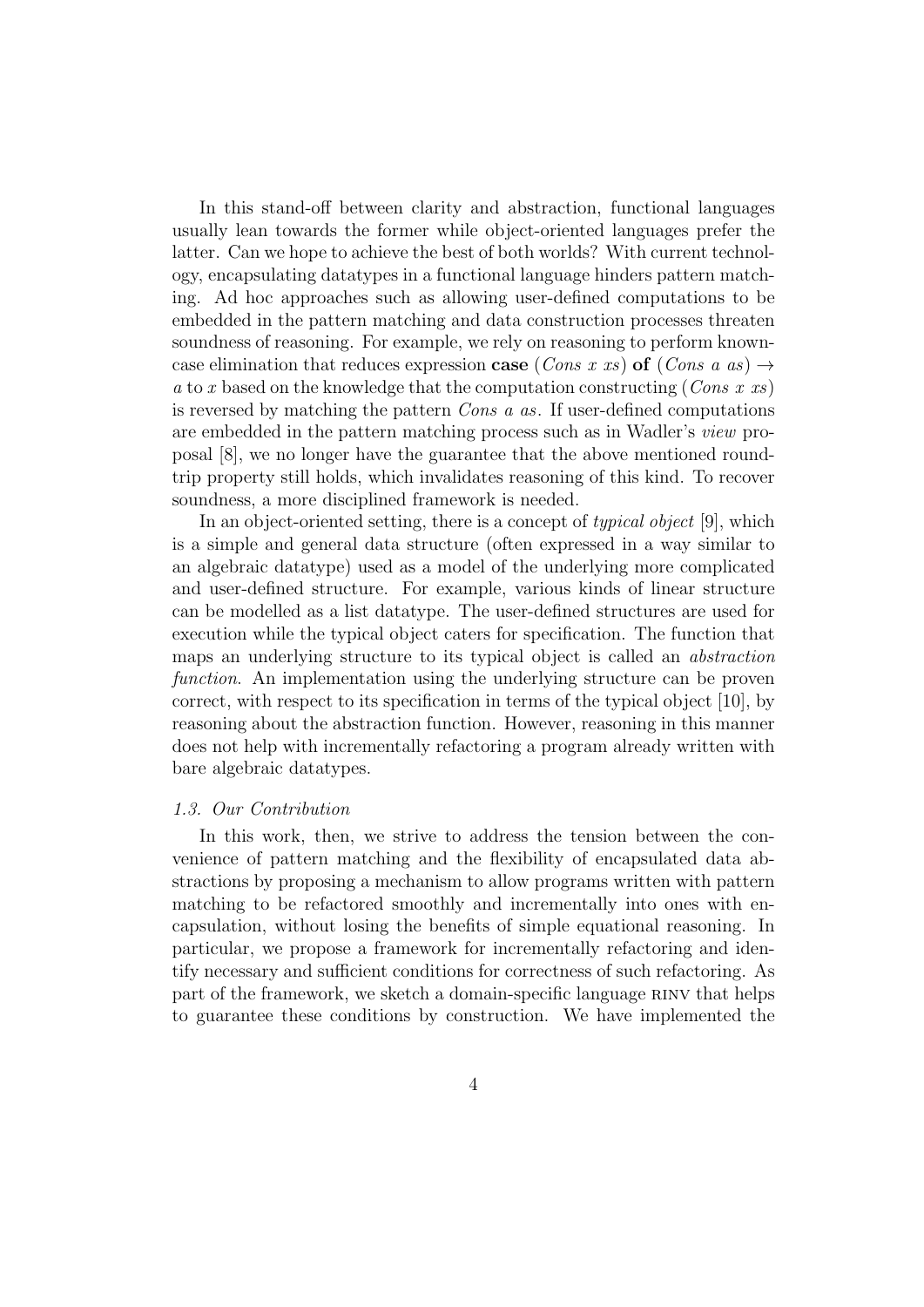In this stand-off between clarity and abstraction, functional languages usually lean towards the former while object-oriented languages prefer the latter. Can we hope to achieve the best of both worlds? With current technology, encapsulating datatypes in a functional language hinders pattern matching. Ad hoc approaches such as allowing user-defined computations to be embedded in the pattern matching and data construction processes threaten soundness of reasoning. For example, we rely on reasoning to perform known-case elimination that reduces expression **case** $(Cons\ x\ xs)$ **of** $(Cons\ a\ as) \rightarrow a$ to $x$ based on the knowledge that the computation constructing $(Cons\ x\ xs)$ is reversed by matching the pattern $Cons\ a\ as$. If user-defined computations are embedded in the pattern matching process such as in Wadler's *view* proposal [8], we no longer have the guarantee that the above mentioned round-trip property still holds, which invalidates reasoning of this kind. To recover soundness, a more disciplined framework is needed.

In an object-oriented setting, there is a concept of *typical object* [9], which is a simple and general data structure (often expressed in a way similar to an algebraic datatype) used as a model of the underlying more complicated and user-defined structure. For example, various kinds of linear structure can be modelled as a list datatype. The user-defined structures are used for execution while the typical object caters for specification. The function that maps an underlying structure to its typical object is called an *abstraction function*. An implementation using the underlying structure can be proven correct, with respect to its specification in terms of the typical object [10], by reasoning about the abstraction function. However, reasoning in this manner does not help with incrementally refactoring a program already written with bare algebraic datatypes.

### *1.3. Our Contribution*

In this work, then, we strive to address the tension between the convenience of pattern matching and the flexibility of encapsulated data abstractions by proposing a mechanism to allow programs written with pattern matching to be refactored smoothly and incrementally into ones with encapsulation, without losing the benefits of simple equational reasoning. In particular, we propose a framework for incrementally refactoring and identify necessary and sufficient conditions for correctness of such refactoring. As part of the framework, we sketch a domain-specific language RINV that helps to guarantee these conditions by construction. We have implemented the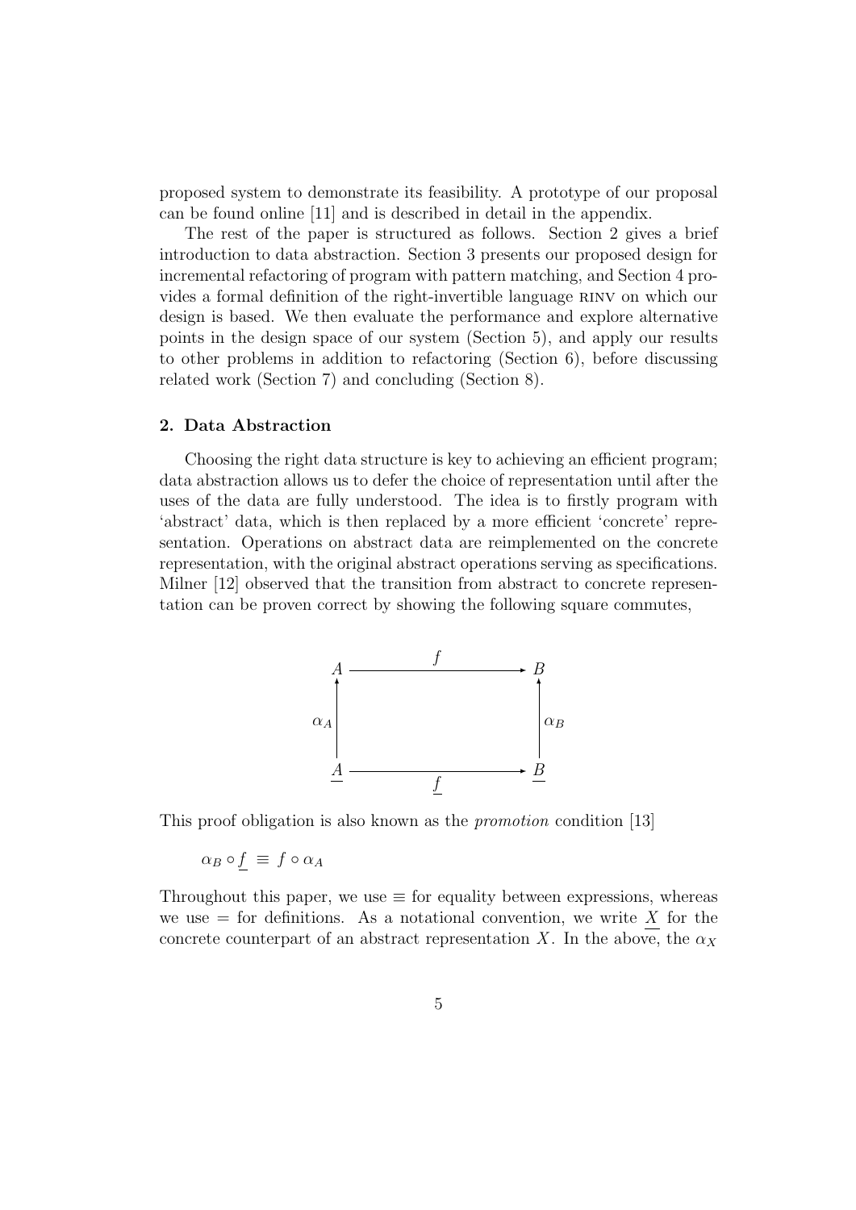proposed system to demonstrate its feasibility. A prototype of our proposal can be found online [11] and is described in detail in the appendix.

The rest of the paper is structured as follows. Section 2 gives a brief introduction to data abstraction. Section 3 presents our proposed design for incremental refactoring of program with pattern matching, and Section 4 provides a formal definition of the right-invertible language RINV on which our design is based. We then evaluate the performance and explore alternative points in the design space of our system (Section 5), and apply our results to other problems in addition to refactoring (Section 6), before discussing related work (Section 7) and concluding (Section 8).

## 2. Data Abstraction

Choosing the right data structure is key to achieving an efficient program; data abstraction allows us to defer the choice of representation until after the uses of the data are fully understood. The idea is to firstly program with 'abstract' data, which is then replaced by a more efficient 'concrete' representation. Operations on abstract data are reimplemented on the concrete representation, with the original abstract operations serving as specifications. Milner [12] observed that the transition from abstract to concrete representation can be proven correct by showing the following square commutes,

$$
\begin{array}{ccc}
A & \xrightarrow{\quad f \quad} & B \\
\big\uparrow{\scriptstyle \alpha_A} & & \big\uparrow{\scriptstyle \alpha_B} \\
\underline{A} & \xrightarrow[\quad \underline{f} \quad]{} & \underline{B}
\end{array}
$$

This proof obligation is also known as the *promotion* condition [13]

$$\alpha_B \circ \underline{f} \;\equiv\; f \circ \alpha_A$$

Throughout this paper, we use $\equiv$ for equality between expressions, whereas we use $=$ for definitions. As a notational convention, we write $\underline{X}$ for the concrete counterpart of an abstract representation $X$. In the above, the $\alpha_X$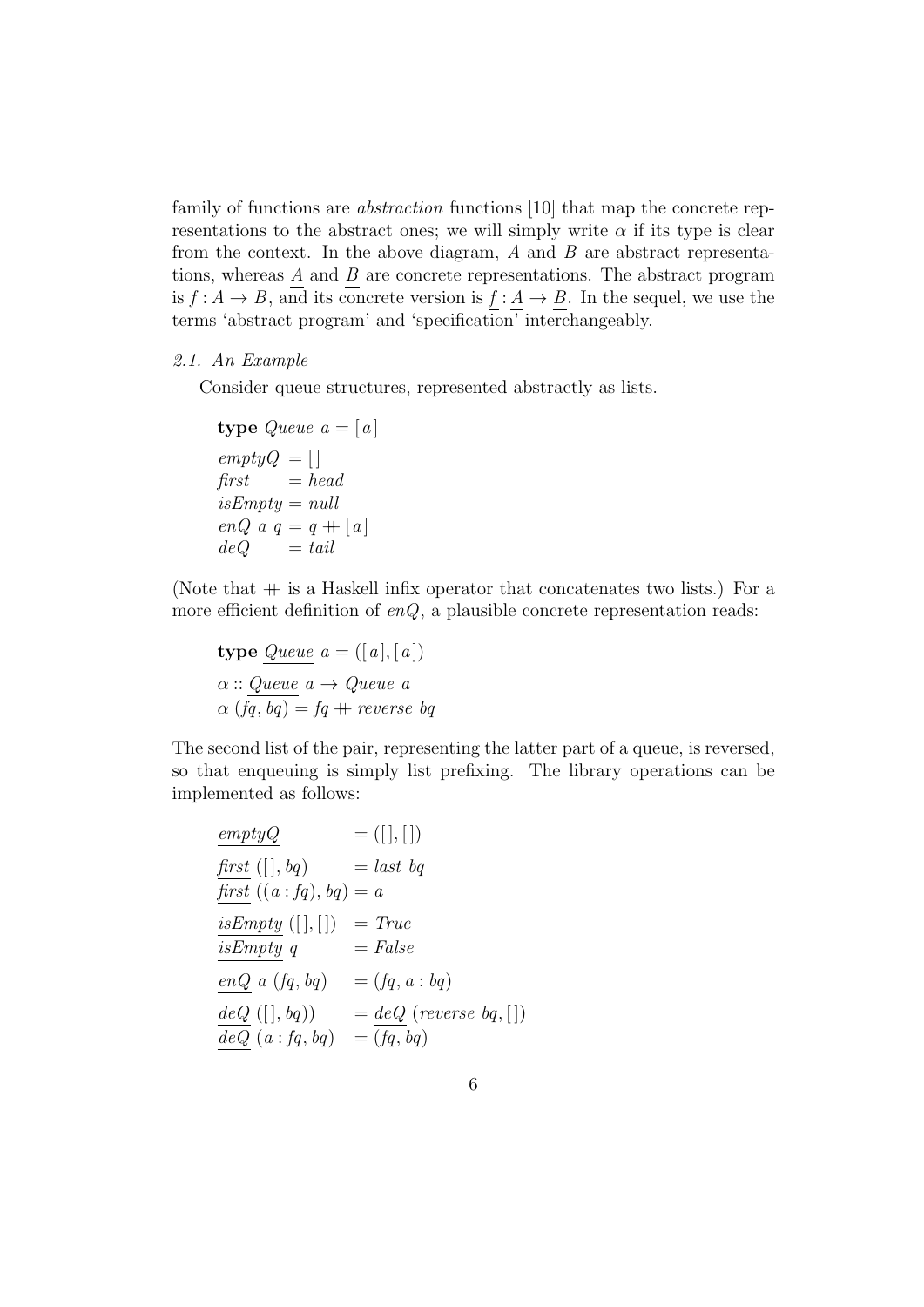family of functions are *abstraction* functions [10] that map the concrete representations to the abstract ones; we will simply write $\alpha$ if its type is clear from the context. In the above diagram, $A$ and $B$ are abstract representations, whereas $\underline{A}$ and $\underline{B}$ are concrete representations. The abstract program is $f : A \to B$, and its concrete version is $\underline{f} : \underline{A} \to \underline{B}$. In the sequel, we use the terms 'abstract program' and 'specification' interchangeably.

### *2.1. An Example*

Consider queue structures, represented abstractly as lists.

$$
\begin{array}{l}
\textbf{type}\ \mathit{Queue}\ a = [\,a\,] \\
\mathit{emptyQ}\ = [\,] \\
\mathit{first}\ \quad = \mathit{head} \\
\mathit{isEmpty} = \mathit{null} \\
\mathit{enQ}\ a\ q = q +\!\!+ [\,a\,] \\
\mathit{deQ}\ \quad = \mathit{tail}
\end{array}
$$

(Note that $+\!\!+$ is a Haskell infix operator that concatenates two lists.) For a more efficient definition of $\mathit{enQ}$, a plausible concrete representation reads:

$$
\begin{array}{l}
\textbf{type}\ \underline{\mathit{Queue}}\ a = ([\,a\,], [\,a\,]) \\
\alpha :: \underline{\mathit{Queue}}\ a \to \mathit{Queue}\ a \\
\alpha\ (\mathit{fq}, \mathit{bq}) = \mathit{fq} +\!\!+ \mathit{reverse}\ \mathit{bq}
\end{array}
$$

The second list of the pair, representing the latter part of a queue, is reversed, so that enqueuing is simply list prefixing. The library operations can be implemented as follows:

$$
\begin{array}{ll}
\underline{\mathit{emptyQ}} & = ([\,], [\,]) \\
\underline{\mathit{first}}\ ([\,], \mathit{bq}) & = \mathit{last}\ \mathit{bq} \\
\underline{\mathit{first}}\ ((a : \mathit{fq}), \mathit{bq}) & = a \\
\underline{\mathit{isEmpty}}\ ([\,], [\,]) & = \mathit{True} \\
\underline{\mathit{isEmpty}}\ q & = \mathit{False} \\
\underline{\mathit{enQ}}\ a\ (\mathit{fq}, \mathit{bq}) & = (\mathit{fq}, a : \mathit{bq}) \\
\underline{\mathit{deQ}}\ ([\,], \mathit{bq})) & = \underline{\mathit{deQ}}\ (\mathit{reverse}\ \mathit{bq}, [\,]) \\
\underline{\mathit{deQ}}\ (a : \mathit{fq}, \mathit{bq}) & = (\mathit{fq}, \mathit{bq})
\end{array}
$$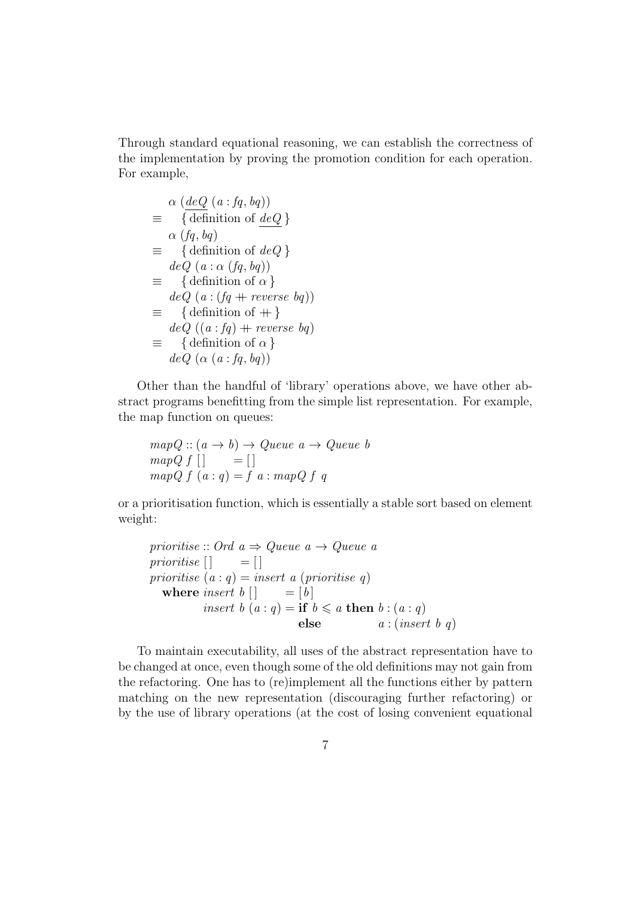Through standard equational reasoning, we can establish the correctness of the implementation by proving the promotion condition for each operation. For example,

$$
\begin{array}{ll}
 & \alpha\ (\underline{deQ}\ (a : fq, bq)) \\
\equiv & \quad \{\, \text{definition of } \underline{deQ} \,\} \\
 & \alpha\ (fq, bq) \\
\equiv & \quad \{\, \text{definition of } deQ \,\} \\
 & deQ\ (a : \alpha\ (fq, bq)) \\
\equiv & \quad \{\, \text{definition of } \alpha \,\} \\
 & deQ\ (a : (fq \mathbin{+\!\!+} reverse\ bq)) \\
\equiv & \quad \{\, \text{definition of } \mathbin{+\!\!+} \,\} \\
 & deQ\ ((a : fq) \mathbin{+\!\!+} reverse\ bq) \\
\equiv & \quad \{\, \text{definition of } \alpha \,\} \\
 & deQ\ (\alpha\ (a : fq, bq))
\end{array}
$$

Other than the handful of 'library' operations above, we have other abstract programs benefitting from the simple list representation. For example, the map function on queues:

```
mapQ :: (a → b) → Queue a → Queue b
mapQ f []      = []
mapQ f (a : q) = f a : mapQ f q
```

or a prioritisation function, which is essentially a stable sort based on element weight:

```
prioritise :: Ord a ⇒ Queue a → Queue a
prioritise []      = []
prioritise (a : q) = insert a (prioritise q)
  where insert b []      = [b]
        insert b (a : q) = if b ⩽ a then b : (a : q)
                           else          a : (insert b q)
```

To maintain executability, all uses of the abstract representation have to be changed at once, even though some of the old definitions may not gain from the refactoring. One has to (re)implement all the functions either by pattern matching on the new representation (discouraging further refactoring) or by the use of library operations (at the cost of losing convenient equational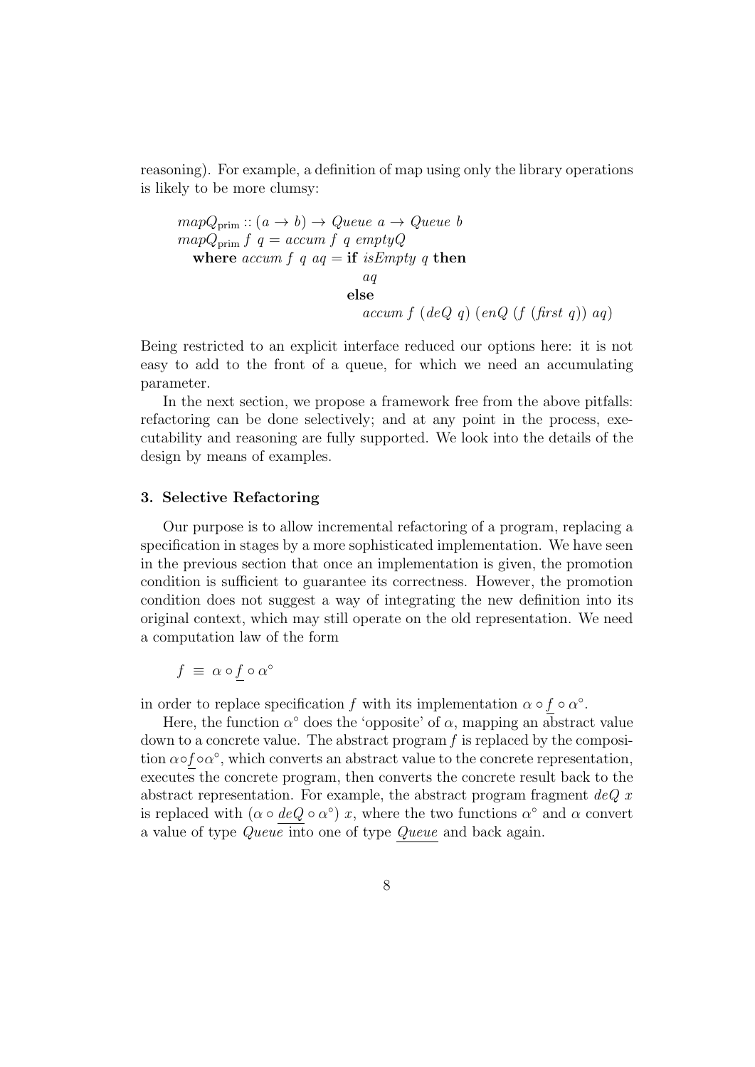reasoning). For example, a definition of map using only the library operations is likely to be more clumsy:

$$
\begin{array}{l}
\mathit{mapQ}_{\mathrm{prim}} :: (a \to b) \to \mathit{Queue}\ a \to \mathit{Queue}\ b \\
\mathit{mapQ}_{\mathrm{prim}}\ f\ q = \mathit{accum}\ f\ q\ \mathit{emptyQ} \\
\quad \textbf{where}\ \mathit{accum}\ f\ q\ \mathit{aq} = \textbf{if}\ \mathit{isEmpty}\ q\ \textbf{then} \\
\qquad\qquad\qquad\qquad\qquad \mathit{aq} \\
\qquad\qquad\qquad\qquad\quad \textbf{else} \\
\qquad\qquad\qquad\qquad\qquad \mathit{accum}\ f\ (\mathit{deQ}\ q)\ (\mathit{enQ}\ (f\ (\mathit{first}\ q))\ \mathit{aq})
\end{array}
$$

Being restricted to an explicit interface reduced our options here: it is not easy to add to the front of a queue, for which we need an accumulating parameter.

In the next section, we propose a framework free from the above pitfalls: refactoring can be done selectively; and at any point in the process, executability and reasoning are fully supported. We look into the details of the design by means of examples.

### 3. Selective Refactoring

Our purpose is to allow incremental refactoring of a program, replacing a specification in stages by a more sophisticated implementation. We have seen in the previous section that once an implementation is given, the promotion condition is sufficient to guarantee its correctness. However, the promotion condition does not suggest a way of integrating the new definition into its original context, which may still operate on the old representation. We need a computation law of the form

$$f \ \equiv\ \alpha \circ \underline{f} \circ \alpha^{\circ}$$

in order to replace specification $f$ with its implementation $\alpha \circ \underline{f} \circ \alpha^{\circ}$.

Here, the function $\alpha^{\circ}$ does the 'opposite' of $\alpha$, mapping an abstract value down to a concrete value. The abstract program $f$ is replaced by the composition $\alpha \circ \underline{f} \circ \alpha^{\circ}$, which converts an abstract value to the concrete representation, executes the concrete program, then converts the concrete result back to the abstract representation. For example, the abstract program fragment $\mathit{deQ}\ x$ is replaced with $(\alpha \circ \underline{\mathit{deQ}} \circ \alpha^{\circ})\ x$, where the two functions $\alpha^{\circ}$ and $\alpha$ convert a value of type $\mathit{Queue}$ into one of type $\underline{\mathit{Queue}}$ and back again.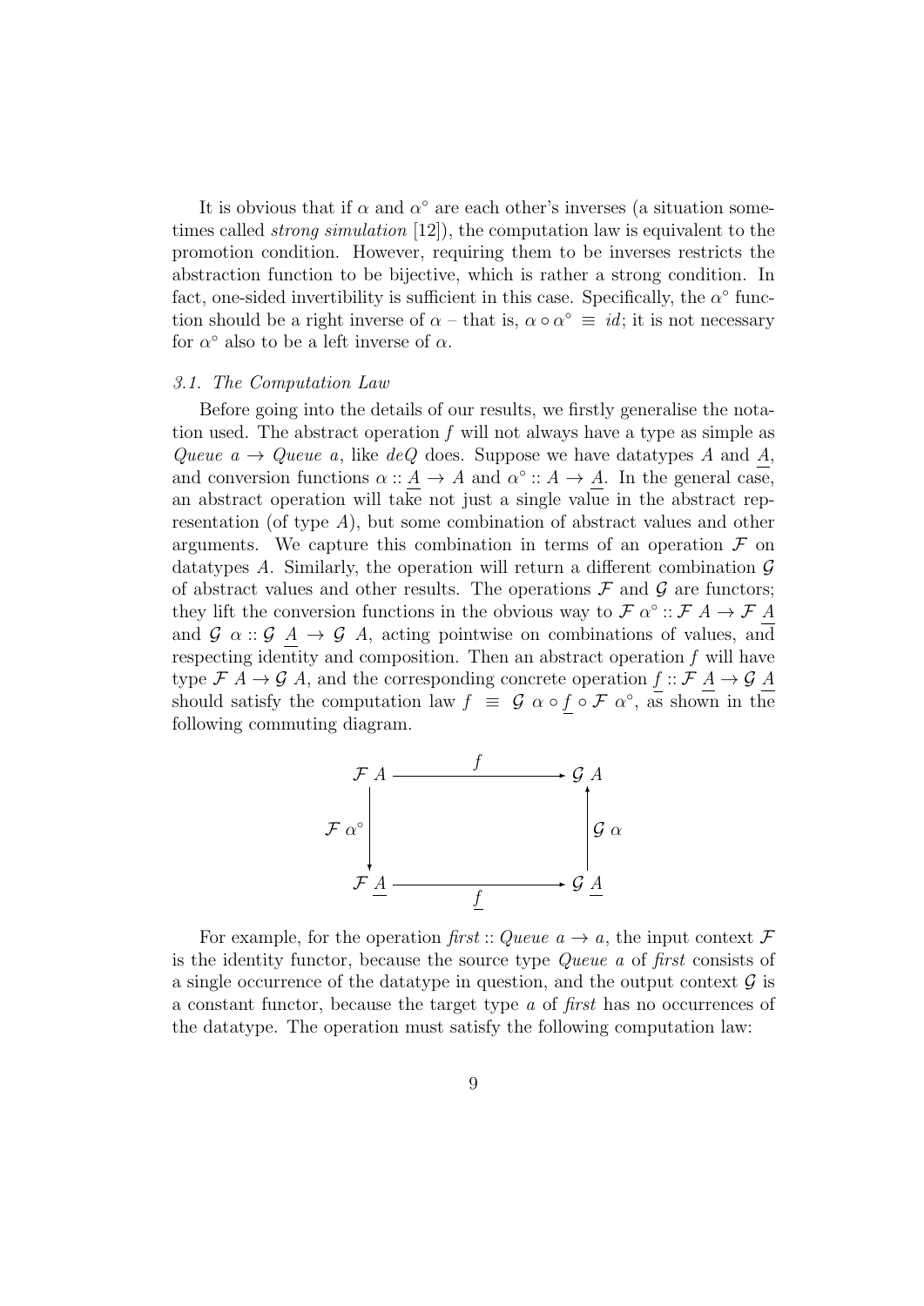It is obvious that if $\alpha$ and $\alpha^{\circ}$ are each other's inverses (a situation sometimes called *strong simulation* [12]), the computation law is equivalent to the promotion condition. However, requiring them to be inverses restricts the abstraction function to be bijective, which is rather a strong condition. In fact, one-sided invertibility is sufficient in this case. Specifically, the $\alpha^{\circ}$ function should be a right inverse of $\alpha$ – that is, $\alpha \circ \alpha^{\circ} \equiv id$; it is not necessary for $\alpha^{\circ}$ also to be a left inverse of $\alpha$.

### *3.1. The Computation Law*

Before going into the details of our results, we firstly generalise the notation used. The abstract operation $f$ will not always have a type as simple as $\mathit{Queue}\ a \rightarrow \mathit{Queue}\ a$, like $\mathit{deQ}$ does. Suppose we have datatypes $A$ and $\underline{A}$, and conversion functions $\alpha :: \underline{A} \rightarrow A$ and $\alpha^{\circ} :: A \rightarrow \underline{A}$. In the general case, an abstract operation will take not just a single value in the abstract representation (of type $A$), but some combination of abstract values and other arguments. We capture this combination in terms of an operation $\mathcal{F}$ on datatypes $A$. Similarly, the operation will return a different combination $\mathcal{G}$ of abstract values and other results. The operations $\mathcal{F}$ and $\mathcal{G}$ are functors; they lift the conversion functions in the obvious way to $\mathcal{F}\ \alpha^{\circ} :: \mathcal{F}\ A \rightarrow \mathcal{F}\ \underline{A}$ and $\mathcal{G}\ \alpha :: \mathcal{G}\ \underline{A} \rightarrow \mathcal{G}\ A$, acting pointwise on combinations of values, and respecting identity and composition. Then an abstract operation $f$ will have type $\mathcal{F}\ A \rightarrow \mathcal{G}\ A$, and the corresponding concrete operation $\underline{f} :: \mathcal{F}\ \underline{A} \rightarrow \mathcal{G}\ \underline{A}$ should satisfy the computation law $f \equiv \mathcal{G}\ \alpha \circ \underline{f} \circ \mathcal{F}\ \alpha^{\circ}$, as shown in the following commuting diagram.

$$
\begin{array}{ccc}
\mathcal{F}\ A & \xrightarrow{\quad f \quad} & \mathcal{G}\ A \\
{\scriptstyle \mathcal{F}\ \alpha^{\circ}} \big\downarrow & & \big\uparrow {\scriptstyle \mathcal{G}\ \alpha} \\
\mathcal{F}\ \underline{A} & \xrightarrow[\quad \underline{f} \quad]{} & \mathcal{G}\ \underline{A}
\end{array}
$$

For example, for the operation $\mathit{first} :: \mathit{Queue}\ a \rightarrow a$, the input context $\mathcal{F}$ is the identity functor, because the source type $\mathit{Queue}\ a$ of $\mathit{first}$ consists of a single occurrence of the datatype in question, and the output context $\mathcal{G}$ is a constant functor, because the target type $a$ of $\mathit{first}$ has no occurrences of the datatype. The operation must satisfy the following computation law: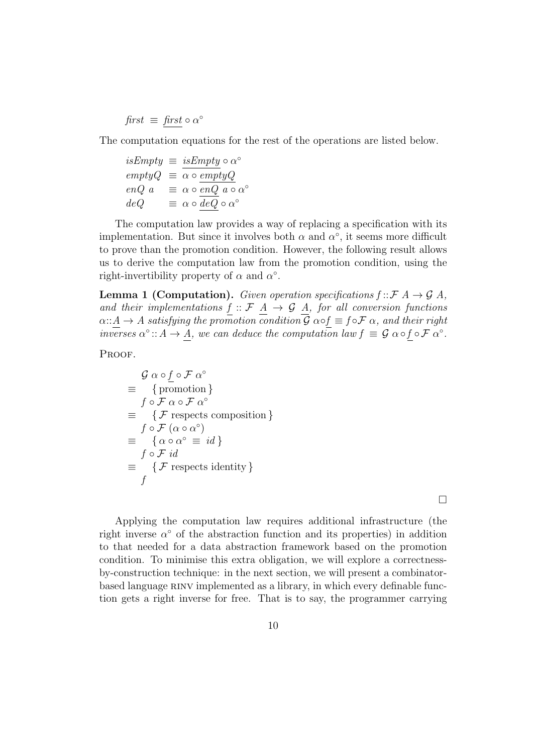$$\mathit{first} \equiv \underline{\mathit{first}} \circ \alpha^{\circ}$$

The computation equations for the rest of the operations are listed below.

$$\begin{array}{lcl}
\mathit{isEmpty} & \equiv & \underline{\mathit{isEmpty}} \circ \alpha^{\circ} \\
\mathit{emptyQ} & \equiv & \alpha \circ \underline{\mathit{emptyQ}} \\
\mathit{enQ}\ a & \equiv & \alpha \circ \underline{\mathit{enQ}}\ a \circ \alpha^{\circ} \\
\mathit{deQ} & \equiv & \alpha \circ \underline{\mathit{deQ}} \circ \alpha^{\circ}
\end{array}$$

The computation law provides a way of replacing a specification with its implementation. But since it involves both $\alpha$ and $\alpha^{\circ}$, it seems more difficult to prove than the promotion condition. However, the following result allows us to derive the computation law from the promotion condition, using the right-invertibility property of $\alpha$ and $\alpha^{\circ}$.

**Lemma 1 (Computation).** *Given operation specifications $f :: \mathcal{F}\ A \to \mathcal{G}\ A$, and their implementations $\underline{f} :: \mathcal{F}\ \underline{A} \to \mathcal{G}\ \underline{A}$, for all conversion functions $\alpha :: \underline{A} \to A$ satisfying the promotion condition $\mathcal{G}\ \alpha \circ \underline{f} \equiv f \circ \mathcal{F}\ \alpha$, and their right inverses $\alpha^{\circ} :: A \to \underline{A}$, we can deduce the computation law $f \equiv \mathcal{G}\ \alpha \circ \underline{f} \circ \mathcal{F}\ \alpha^{\circ}$.*

Proof.

$$\begin{array}{ll}
& \mathcal{G}\ \alpha \circ \underline{f} \circ \mathcal{F}\ \alpha^{\circ} \\
\equiv & \quad \{\ \text{promotion}\ \} \\
& f \circ \mathcal{F}\ \alpha \circ \mathcal{F}\ \alpha^{\circ} \\
\equiv & \quad \{\ \mathcal{F}\ \text{respects composition}\ \} \\
& f \circ \mathcal{F}\ (\alpha \circ \alpha^{\circ}) \\
\equiv & \quad \{\ \alpha \circ \alpha^{\circ} \equiv \mathit{id}\ \} \\
& f \circ \mathcal{F}\ \mathit{id} \\
\equiv & \quad \{\ \mathcal{F}\ \text{respects identity}\ \} \\
& f
\end{array}$$

□

Applying the computation law requires additional infrastructure (the right inverse $\alpha^{\circ}$ of the abstraction function and its properties) in addition to that needed for a data abstraction framework based on the promotion condition. To minimise this extra obligation, we will explore a correctness-by-construction technique: in the next section, we will present a combinator-based language RINV implemented as a library, in which every definable function gets a right inverse for free. That is to say, the programmer carrying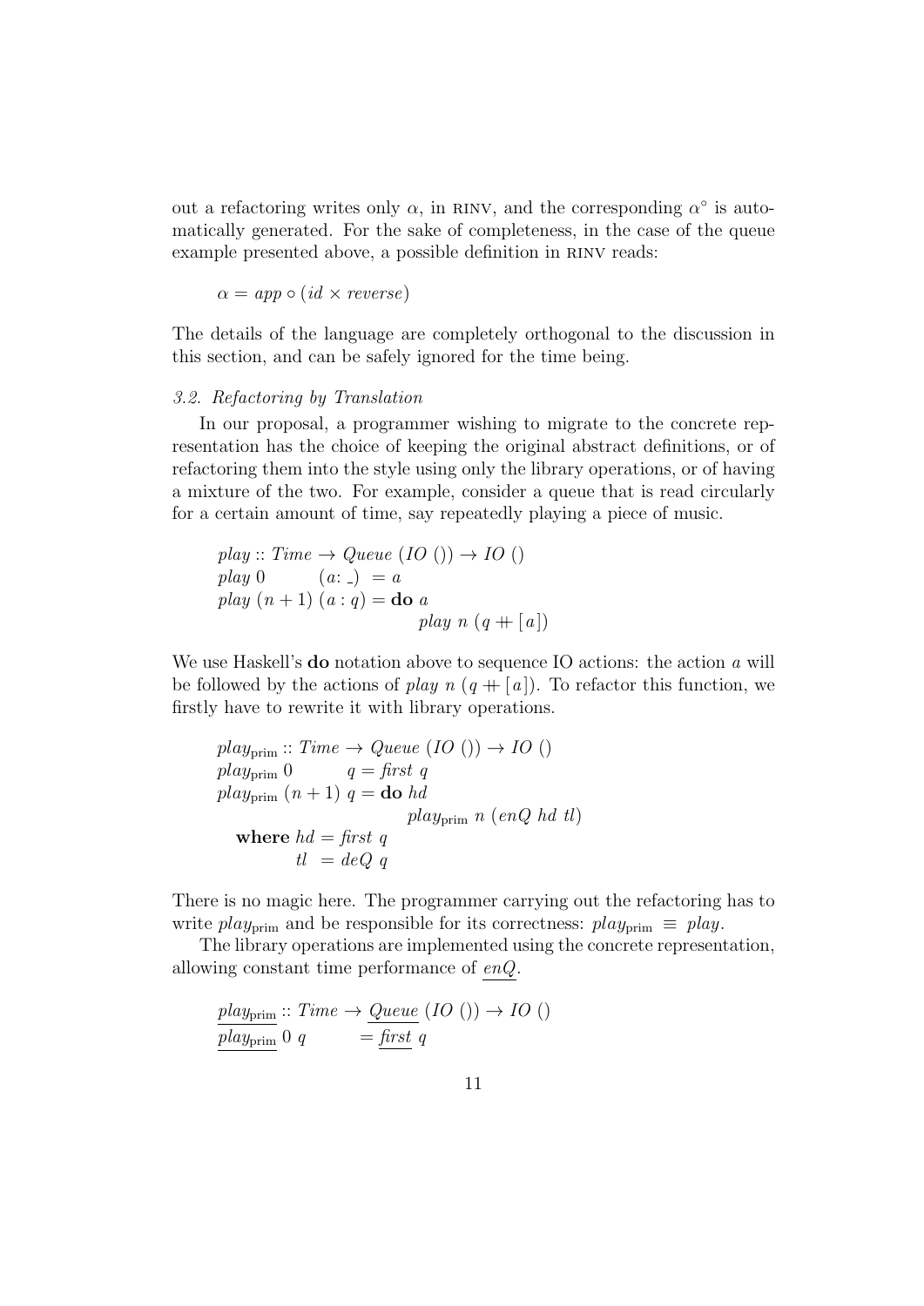out a refactoring writes only $\alpha$, in RINV, and the corresponding $\alpha^\circ$ is automatically generated. For the sake of completeness, in the case of the queue example presented above, a possible definition in RINV reads:

$$\alpha = app \circ (id \times reverse)$$

The details of the language are completely orthogonal to the discussion in this section, and can be safely ignored for the time being.

### *3.2. Refactoring by Translation*

In our proposal, a programmer wishing to migrate to the concrete representation has the choice of keeping the original abstract definitions, or of refactoring them into the style using only the library operations, or of having a mixture of the two. For example, consider a queue that is read circularly for a certain amount of time, say repeatedly playing a piece of music.

$$
\begin{array}{l}
play :: Time \to Queue\ (IO\ ()) \to IO\ () \\
play\ 0 \qquad\quad (a : \_)\ = a \\
play\ (n+1)\ (a : q) = \mathbf{do}\ a \\
\qquad\qquad\qquad\qquad\quad play\ n\ (q +\!\!+ [a])
\end{array}
$$

We use Haskell's **do** notation above to sequence IO actions: the action $a$ will be followed by the actions of $play\ n\ (q +\!\!+ [a])$. To refactor this function, we firstly have to rewrite it with library operations.

$$
\begin{array}{l}
play_{\mathrm{prim}} :: Time \to Queue\ (IO\ ()) \to IO\ () \\
play_{\mathrm{prim}}\ 0 \qquad\quad q = first\ q \\
play_{\mathrm{prim}}\ (n+1)\ q = \mathbf{do}\ hd \\
\qquad\qquad\qquad\qquad\qquad play_{\mathrm{prim}}\ n\ (enQ\ hd\ tl) \\
\quad \mathbf{where}\ hd = first\ q \\
\qquad\qquad\ \ tl\ \ = deQ\ q
\end{array}
$$

There is no magic here. The programmer carrying out the refactoring has to write $play_{\mathrm{prim}}$ and be responsible for its correctness: $play_{\mathrm{prim}} \equiv play$.

The library operations are implemented using the concrete representation, allowing constant time performance of $\underline{enQ}$.

$$
\begin{array}{l}
\underline{play_{\mathrm{prim}}} :: Time \to \underline{Queue}\ (IO\ ()) \to IO\ () \\
\underline{play_{\mathrm{prim}}}\ 0\ q \qquad = \underline{first}\ q
\end{array}
$$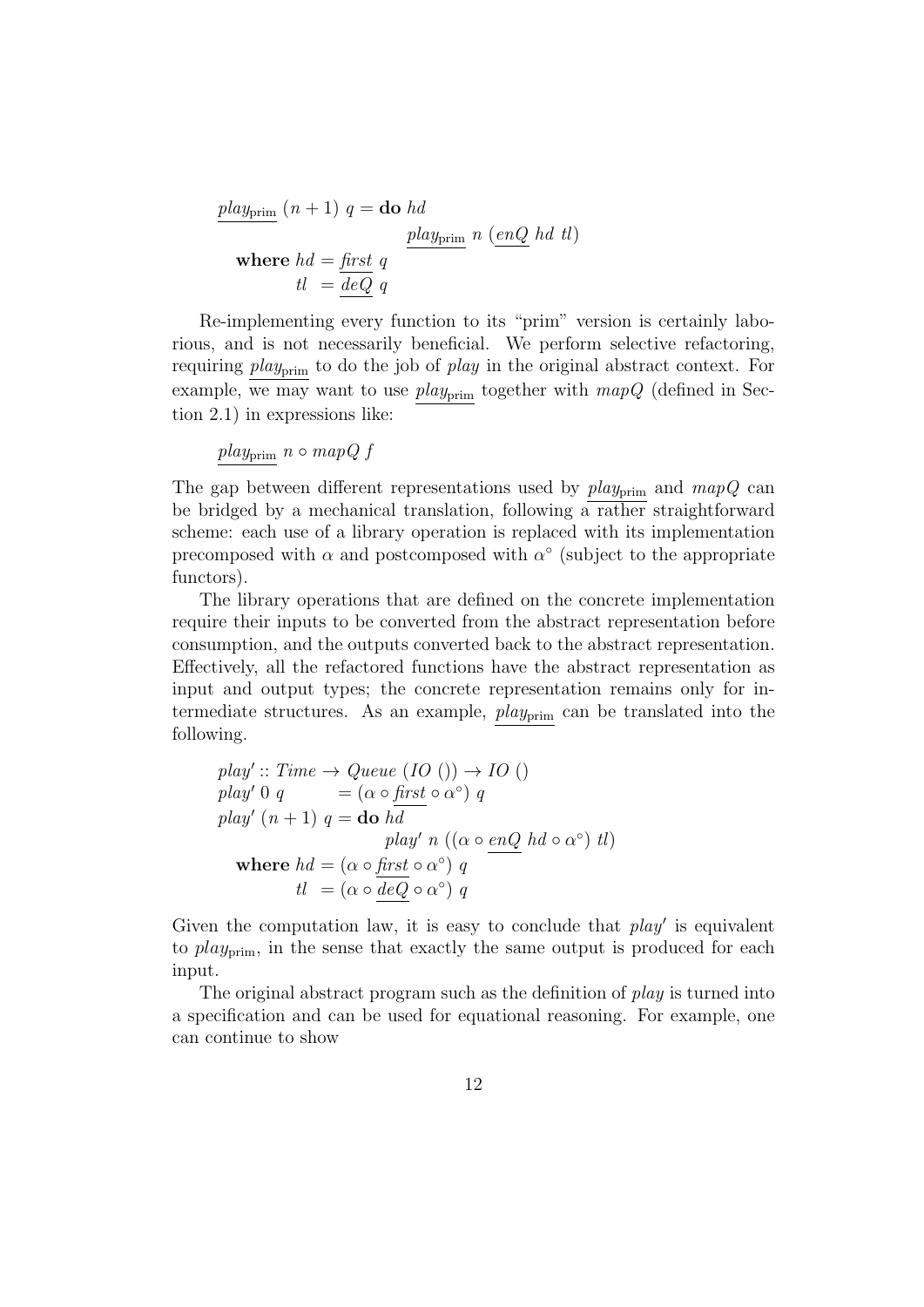$$
\begin{aligned}
&\underline{play_{\mathrm{prim}}}\ (n+1)\ q = \mathbf{do}\ hd \\
&\qquad\qquad\qquad\qquad\quad\ \underline{play_{\mathrm{prim}}}\ n\ (\underline{enQ}\ hd\ tl) \\
&\quad \mathbf{where}\ hd = \underline{first}\ q \\
&\qquad\qquad\ \ tl\ \ = \underline{deQ}\ q
\end{aligned}
$$

Re-implementing every function to its "prim" version is certainly laborious, and is not necessarily beneficial. We perform selective refactoring, requiring $\underline{play_{\mathrm{prim}}}$ to do the job of *play* in the original abstract context. For example, we may want to use $\underline{play_{\mathrm{prim}}}$ together with *mapQ* (defined in Section 2.1) in expressions like:

$$
\underline{play_{\mathrm{prim}}}\ n \circ mapQ\ f
$$

The gap between different representations used by $\underline{play_{\mathrm{prim}}}$ and *mapQ* can be bridged by a mechanical translation, following a rather straightforward scheme: each use of a library operation is replaced with its implementation precomposed with $\alpha$ and postcomposed with $\alpha^{\circ}$ (subject to the appropriate functors).

The library operations that are defined on the concrete implementation require their inputs to be converted from the abstract representation before consumption, and the outputs converted back to the abstract representation. Effectively, all the refactored functions have the abstract representation as input and output types; the concrete representation remains only for intermediate structures. As an example, $\underline{play_{\mathrm{prim}}}$ can be translated into the following.

$$
\begin{aligned}
&play' :: Time \rightarrow Queue\ (IO\ ())\rightarrow IO\ () \\
&play'\ 0\ q \qquad\ \ = (\alpha \circ \underline{first} \circ \alpha^{\circ})\ q \\
&play'\ (n+1)\ q = \mathbf{do}\ hd \\
&\qquad\qquad\qquad\qquad\quad play'\ n\ ((\alpha \circ \underline{enQ}\ hd \circ \alpha^{\circ})\ tl) \\
&\quad \mathbf{where}\ hd = (\alpha \circ \underline{first} \circ \alpha^{\circ})\ q \\
&\qquad\qquad\ \ tl\ \ = (\alpha \circ \underline{deQ} \circ \alpha^{\circ})\ q
\end{aligned}
$$

Given the computation law, it is easy to conclude that $play'$ is equivalent to $play_{\mathrm{prim}}$, in the sense that exactly the same output is produced for each input.

The original abstract program such as the definition of *play* is turned into a specification and can be used for equational reasoning. For example, one can continue to show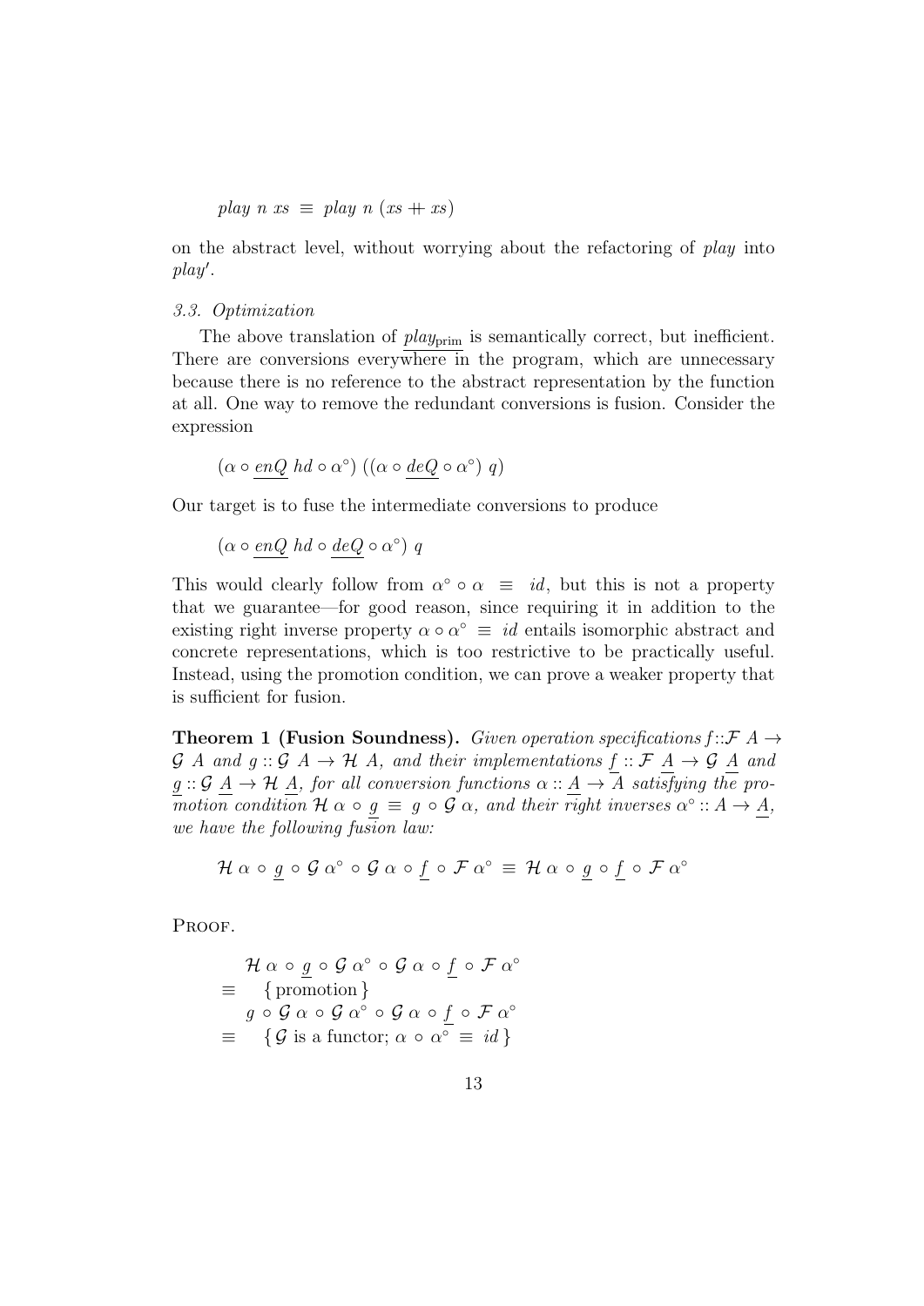$$play\ n\ xs \equiv play\ n\ (xs +\!\!+ xs)$$

on the abstract level, without worrying about the refactoring of *play* into *play*′.

### 3.3. Optimization

The above translation of $\underline{play_{\text{prim}}}$ is semantically correct, but inefficient. There are conversions everywhere in the program, which are unnecessary because there is no reference to the abstract representation by the function at all. One way to remove the redundant conversions is fusion. Consider the expression

$$(\alpha \circ \underline{enQ}\ hd \circ \alpha^{\circ})\ ((\alpha \circ \underline{deQ} \circ \alpha^{\circ})\ q)$$

Our target is to fuse the intermediate conversions to produce

$$(\alpha \circ \underline{enQ}\ hd \circ \underline{deQ} \circ \alpha^{\circ})\ q$$

This would clearly follow from $\alpha^{\circ} \circ \alpha \equiv id$, but this is not a property that we guarantee—for good reason, since requiring it in addition to the existing right inverse property $\alpha \circ \alpha^{\circ} \equiv id$ entails isomorphic abstract and concrete representations, which is too restrictive to be practically useful. Instead, using the promotion condition, we can prove a weaker property that is sufficient for fusion.

**Theorem 1 (Fusion Soundness).** *Given operation specifications* $f :: \mathcal{F}\ A \to \mathcal{G}\ A$ *and* $g :: \mathcal{G}\ A \to \mathcal{H}\ A$*, and their implementations* $\underline{f} :: \mathcal{F}\ \underline{A} \to \mathcal{G}\ \underline{A}$ *and* $\underline{g} :: \mathcal{G}\ \underline{A} \to \mathcal{H}\ \underline{A}$*, for all conversion functions* $\alpha :: \underline{A} \to A$ *satisfying the promotion condition* $\mathcal{H}\ \alpha \circ \underline{g} \equiv g \circ \mathcal{G}\ \alpha$*, and their right inverses* $\alpha^{\circ} :: A \to \underline{A}$*, we have the following fusion law:*

$$\mathcal{H}\ \alpha \circ \underline{g} \circ \mathcal{G}\ \alpha^{\circ} \circ \mathcal{G}\ \alpha \circ \underline{f} \circ \mathcal{F}\ \alpha^{\circ} \equiv \mathcal{H}\ \alpha \circ \underline{g} \circ \underline{f} \circ \mathcal{F}\ \alpha^{\circ}$$

PROOF.

$$\begin{array}{ll}
 & \mathcal{H}\ \alpha \circ \underline{g} \circ \mathcal{G}\ \alpha^{\circ} \circ \mathcal{G}\ \alpha \circ \underline{f} \circ \mathcal{F}\ \alpha^{\circ} \\
\equiv & \quad \{\text{promotion}\} \\
 & g \circ \mathcal{G}\ \alpha \circ \mathcal{G}\ \alpha^{\circ} \circ \mathcal{G}\ \alpha \circ \underline{f} \circ \mathcal{F}\ \alpha^{\circ} \\
\equiv & \quad \{\mathcal{G} \text{ is a functor; } \alpha \circ \alpha^{\circ} \equiv id\}
\end{array}$$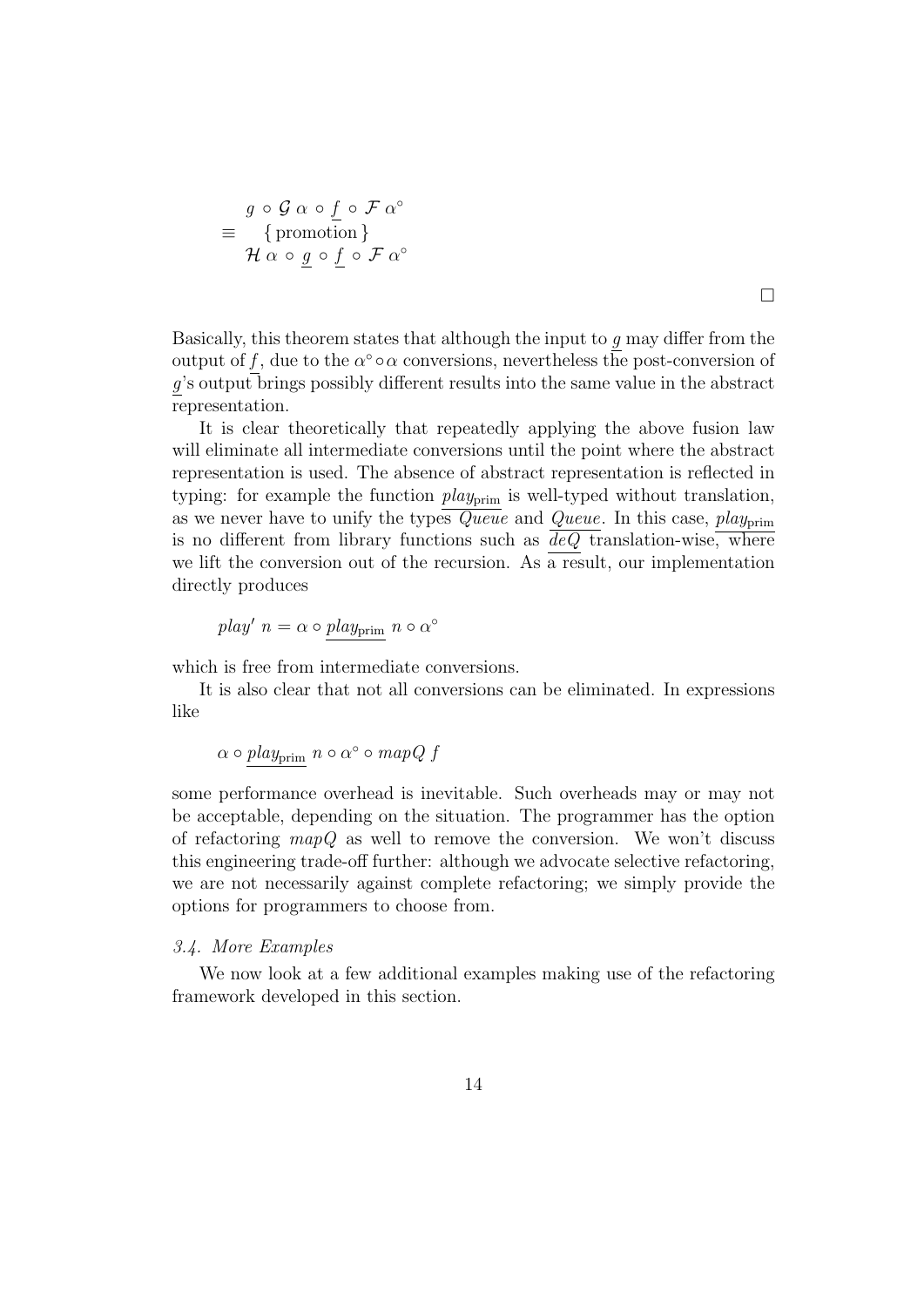$$
\begin{array}{ll}
 & g \circ \mathcal{G}\ \alpha \circ \underline{f} \circ \mathcal{F}\ \alpha^{\circ} \\
\equiv & \quad \{\text{promotion}\} \\
 & \mathcal{H}\ \alpha \circ \underline{g} \circ \underline{f} \circ \mathcal{F}\ \alpha^{\circ}
\end{array}
$$

□

Basically, this theorem states that although the input to $\underline{g}$ may differ from the output of $\underline{f}$, due to the $\alpha^{\circ} \circ \alpha$ conversions, nevertheless the post-conversion of $\underline{g}$'s output brings possibly different results into the same value in the abstract representation.

It is clear theoretically that repeatedly applying the above fusion law will eliminate all intermediate conversions until the point where the abstract representation is used. The absence of abstract representation is reflected in typing: for example the function $\underline{play_{\text{prim}}}$ is well-typed without translation, as we never have to unify the types $\overline{Queue}$ and $\underline{Queue}$. In this case, $\underline{play_{\text{prim}}}$ is no different from library functions such as $\underline{deQ}$ translation-wise, where we lift the conversion out of the recursion. As a result, our implementation directly produces

$$
play'\ n = \alpha \circ \underline{play_{\text{prim}}}\ n \circ \alpha^{\circ}
$$

which is free from intermediate conversions.

It is also clear that not all conversions can be eliminated. In expressions like

$$
\alpha \circ \underline{play_{\text{prim}}}\ n \circ \alpha^{\circ} \circ mapQ\ f
$$

some performance overhead is inevitable. Such overheads may or may not be acceptable, depending on the situation. The programmer has the option of refactoring $mapQ$ as well to remove the conversion. We won't discuss this engineering trade-off further: although we advocate selective refactoring, we are not necessarily against complete refactoring; we simply provide the options for programmers to choose from.

### *3.4. More Examples*

We now look at a few additional examples making use of the refactoring framework developed in this section.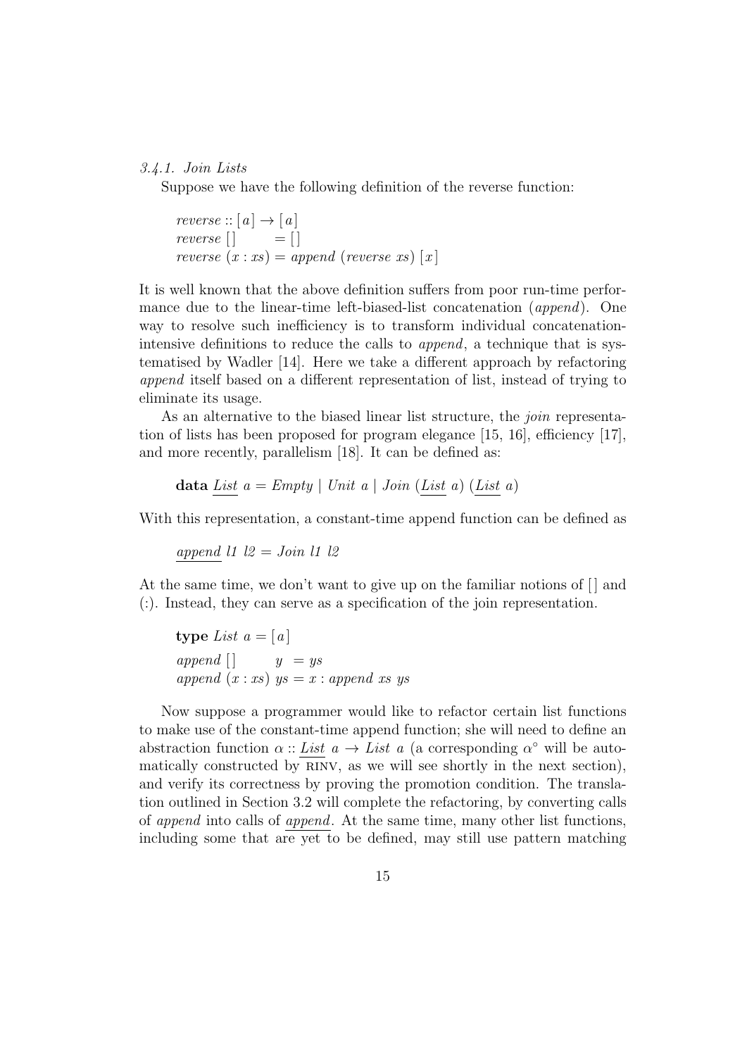#### 3.4.1. Join Lists

Suppose we have the following definition of the reverse function:

$$
\begin{array}{l}
\mathit{reverse} :: [\,a\,] \rightarrow [\,a\,] \\
\mathit{reverse}\ [\,] \qquad\ \ = [\,] \\
\mathit{reverse}\ (x : xs) = \mathit{append}\ (\mathit{reverse}\ xs)\ [\,x\,]
\end{array}
$$

It is well known that the above definition suffers from poor run-time performance due to the linear-time left-biased-list concatenation (*append*). One way to resolve such inefficiency is to transform individual concatenation-intensive definitions to reduce the calls to *append*, a technique that is systematised by Wadler [14]. Here we take a different approach by refactoring *append* itself based on a different representation of list, instead of trying to eliminate its usage.

As an alternative to the biased linear list structure, the *join* representation of lists has been proposed for program elegance [15, 16], efficiency [17], and more recently, parallelism [18]. It can be defined as:

$$
\textbf{data}\ \underline{\mathit{List}}\ a = \mathit{Empty} \mid \mathit{Unit}\ a \mid \mathit{Join}\ (\underline{\mathit{List}}\ a)\ (\underline{\mathit{List}}\ a)
$$

With this representation, a constant-time append function can be defined as

$$
\underline{\mathit{append}}\ l1\ l2 = \mathit{Join}\ l1\ l2
$$

At the same time, we don't want to give up on the familiar notions of [ ] and (:). Instead, they can serve as a specification of the join representation.

$$
\begin{array}{l}
\textbf{type}\ \mathit{List}\ a = [\,a\,] \\
\mathit{append}\ [\,] \qquad\ y\ \ = ys \\
\mathit{append}\ (x : xs)\ ys = x : \mathit{append}\ xs\ ys
\end{array}
$$

Now suppose a programmer would like to refactor certain list functions to make use of the constant-time append function; she will need to define an abstraction function $\alpha :: \underline{\mathit{List}}\ a \rightarrow \mathit{List}\ a$ (a corresponding $\alpha^{\circ}$ will be automatically constructed by RINV, as we will see shortly in the next section), and verify its correctness by proving the promotion condition. The translation outlined in Section 3.2 will complete the refactoring, by converting calls of *append* into calls of $\underline{\mathit{append}}$. At the same time, many other list functions, including some that are yet to be defined, may still use pattern matching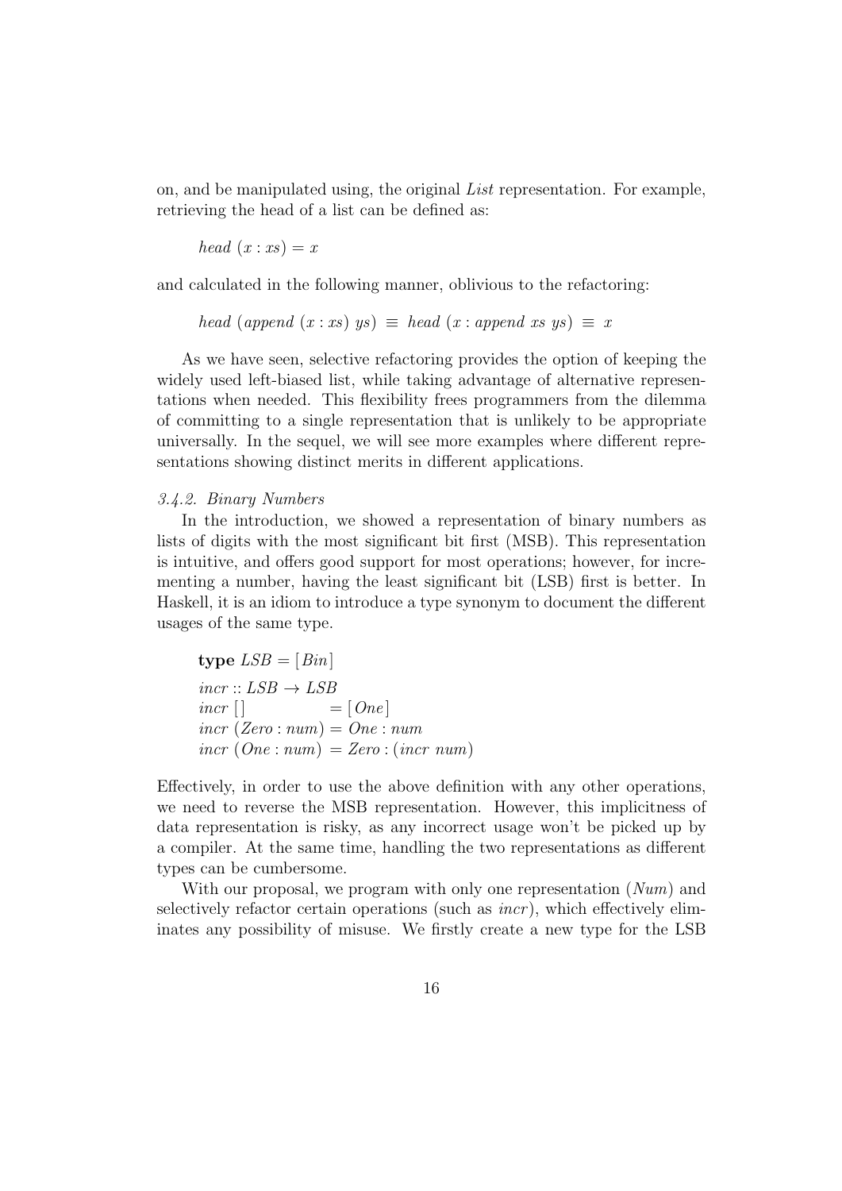on, and be manipulated using, the original *List* representation. For example, retrieving the head of a list can be defined as:

```
head (x : xs) = x
```

and calculated in the following manner, oblivious to the refactoring:

```
head (append (x : xs) ys) ≡ head (x : append xs ys) ≡ x
```

As we have seen, selective refactoring provides the option of keeping the widely used left-biased list, while taking advantage of alternative representations when needed. This flexibility frees programmers from the dilemma of committing to a single representation that is unlikely to be appropriate universally. In the sequel, we will see more examples where different representations showing distinct merits in different applications.

### *3.4.2. Binary Numbers*

In the introduction, we showed a representation of binary numbers as lists of digits with the most significant bit first (MSB). This representation is intuitive, and offers good support for most operations; however, for incrementing a number, having the least significant bit (LSB) first is better. In Haskell, it is an idiom to introduce a type synonym to document the different usages of the same type.

```
type LSB = [Bin]
incr :: LSB → LSB
incr []            = [One]
incr (Zero : num) = One : num
incr (One : num)  = Zero : (incr num)
```

Effectively, in order to use the above definition with any other operations, we need to reverse the MSB representation. However, this implicitness of data representation is risky, as any incorrect usage won't be picked up by a compiler. At the same time, handling the two representations as different types can be cumbersome.

With our proposal, we program with only one representation (*Num*) and selectively refactor certain operations (such as *incr*), which effectively eliminates any possibility of misuse. We firstly create a new type for the LSB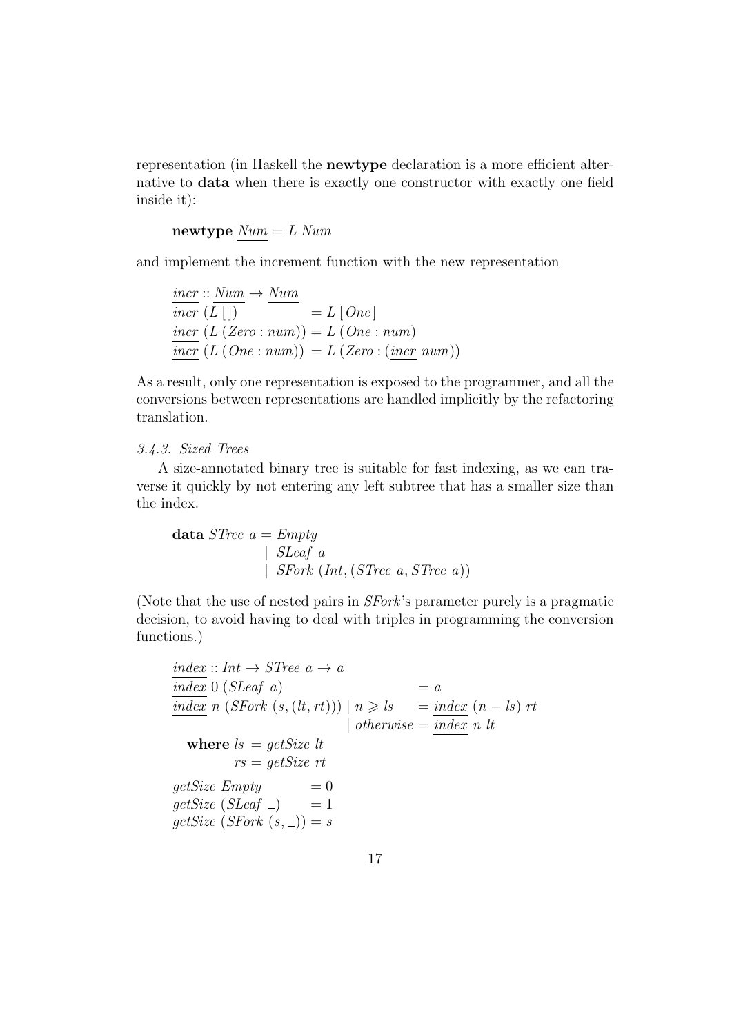representation (in Haskell the **newtype** declaration is a more efficient alternative to **data** when there is exactly one constructor with exactly one field inside it):

```
newtype Num = L Num
```

and implement the increment function with the new representation

```
incr :: Num → Num
incr (L [])              = L [One]
incr (L (Zero : num)) = L (One : num)
incr (L (One : num))  = L (Zero : (incr num))
```

As a result, only one representation is exposed to the programmer, and all the conversions between representations are handled implicitly by the refactoring translation.

*3.4.3. Sized Trees*

A size-annotated binary tree is suitable for fast indexing, as we can traverse it quickly by not entering any left subtree that has a smaller size than the index.

```
data STree a = Empty
             | SLeaf a
             | SFork (Int, (STree a, STree a))
```

(Note that the use of nested pairs in *SFork*'s parameter purely is a pragmatic decision, to avoid having to deal with triples in programming the conversion functions.)

```
index :: Int → STree a → a
index 0 (SLeaf a)                          = a
index n (SFork (s, (lt, rt))) | n ⩾ ls     = index (n − ls) rt
                              | otherwise = index n lt
  where ls = getSize lt
        rs = getSize rt

getSize Empty          = 0
getSize (SLeaf _)      = 1
getSize (SFork (s, _)) = s
```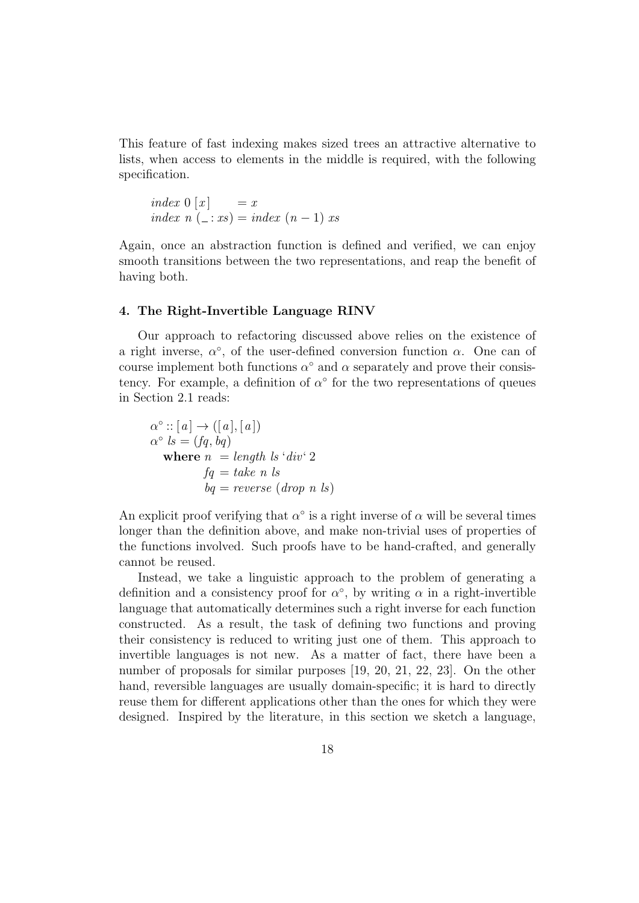This feature of fast indexing makes sized trees an attractive alternative to lists, when access to elements in the middle is required, with the following specification.

```
index 0 [x]      = x
index n (_ : xs) = index (n − 1) xs
```

Again, once an abstraction function is defined and verified, we can enjoy smooth transitions between the two representations, and reap the benefit of having both.

### 4. The Right-Invertible Language RINV

Our approach to refactoring discussed above relies on the existence of a right inverse, $\alpha^\circ$, of the user-defined conversion function $\alpha$. One can of course implement both functions $\alpha^\circ$ and $\alpha$ separately and prove their consistency. For example, a definition of $\alpha^\circ$ for the two representations of queues in Section 2.1 reads:

```
α° :: [a] → ([a], [a])
α° ls = (fq, bq)
  where n  = length ls `div` 2
        fq = take n ls
        bq = reverse (drop n ls)
```

An explicit proof verifying that $\alpha^\circ$ is a right inverse of $\alpha$ will be several times longer than the definition above, and make non-trivial uses of properties of the functions involved. Such proofs have to be hand-crafted, and generally cannot be reused.

Instead, we take a linguistic approach to the problem of generating a definition and a consistency proof for $\alpha^\circ$, by writing $\alpha$ in a right-invertible language that automatically determines such a right inverse for each function constructed. As a result, the task of defining two functions and proving their consistency is reduced to writing just one of them. This approach to invertible languages is not new. As a matter of fact, there have been a number of proposals for similar purposes [19, 20, 21, 22, 23]. On the other hand, reversible languages are usually domain-specific; it is hard to directly reuse them for different applications other than the ones for which they were designed. Inspired by the literature, in this section we sketch a language,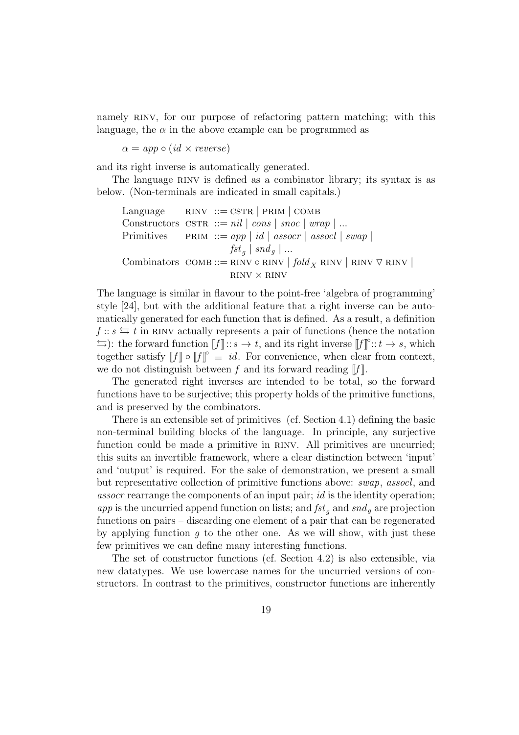namely RINV, for our purpose of refactoring pattern matching; with this language, the $\alpha$ in the above example can be programmed as

$$\alpha = app \circ (id \times reverse)$$

and its right inverse is automatically generated.

The language RINV is defined as a combinator library; its syntax is as below. (Non-terminals are indicated in small capitals.)

$$\begin{array}{lll}
\text{Language} & \textsc{rinv} & ::= \textsc{cstr} \mid \textsc{prim} \mid \textsc{comb} \\
\text{Constructors} & \textsc{cstr} & ::= nil \mid cons \mid snoc \mid wrap \mid ... \\
\text{Primitives} & \textsc{prim} & ::= app \mid id \mid assocr \mid assocl \mid swap \mid \\
& & \quad fst_g \mid snd_g \mid ... \\
\text{Combinators} & \textsc{comb} & ::= \textsc{rinv} \circ \textsc{rinv} \mid fold_X\ \textsc{rinv} \mid \textsc{rinv} \triangledown \textsc{rinv} \mid \\
& & \quad \textsc{rinv} \times \textsc{rinv}
\end{array}$$

The language is similar in flavour to the point-free 'algebra of programming' style [24], but with the additional feature that a right inverse can be automatically generated for each function that is defined. As a result, a definition $f :: s \leftrightarrows t$ in RINV actually represents a pair of functions (hence the notation $\leftrightarrows$): the forward function $[\![f]\!] :: s \to t$, and its right inverse $[\![f]\!]^{\circ} :: t \to s$, which together satisfy $[\![f]\!] \circ [\![f]\!]^{\circ} \equiv id$. For convenience, when clear from context, we do not distinguish between $f$ and its forward reading $[\![f]\!]$.

The generated right inverses are intended to be total, so the forward functions have to be surjective; this property holds of the primitive functions, and is preserved by the combinators.

There is an extensible set of primitives (cf. Section 4.1) defining the basic non-terminal building blocks of the language. In principle, any surjective function could be made a primitive in RINV. All primitives are uncurried; this suits an invertible framework, where a clear distinction between 'input' and 'output' is required. For the sake of demonstration, we present a small but representative collection of primitive functions above: *swap*, *assocl*, and *assocr* rearrange the components of an input pair; *id* is the identity operation; *app* is the uncurried append function on lists; and $fst_g$ and $snd_g$ are projection functions on pairs – discarding one element of a pair that can be regenerated by applying function $g$ to the other one. As we will show, with just these few primitives we can define many interesting functions.

The set of constructor functions (cf. Section 4.2) is also extensible, via new datatypes. We use lowercase names for the uncurried versions of constructors. In contrast to the primitives, constructor functions are inherently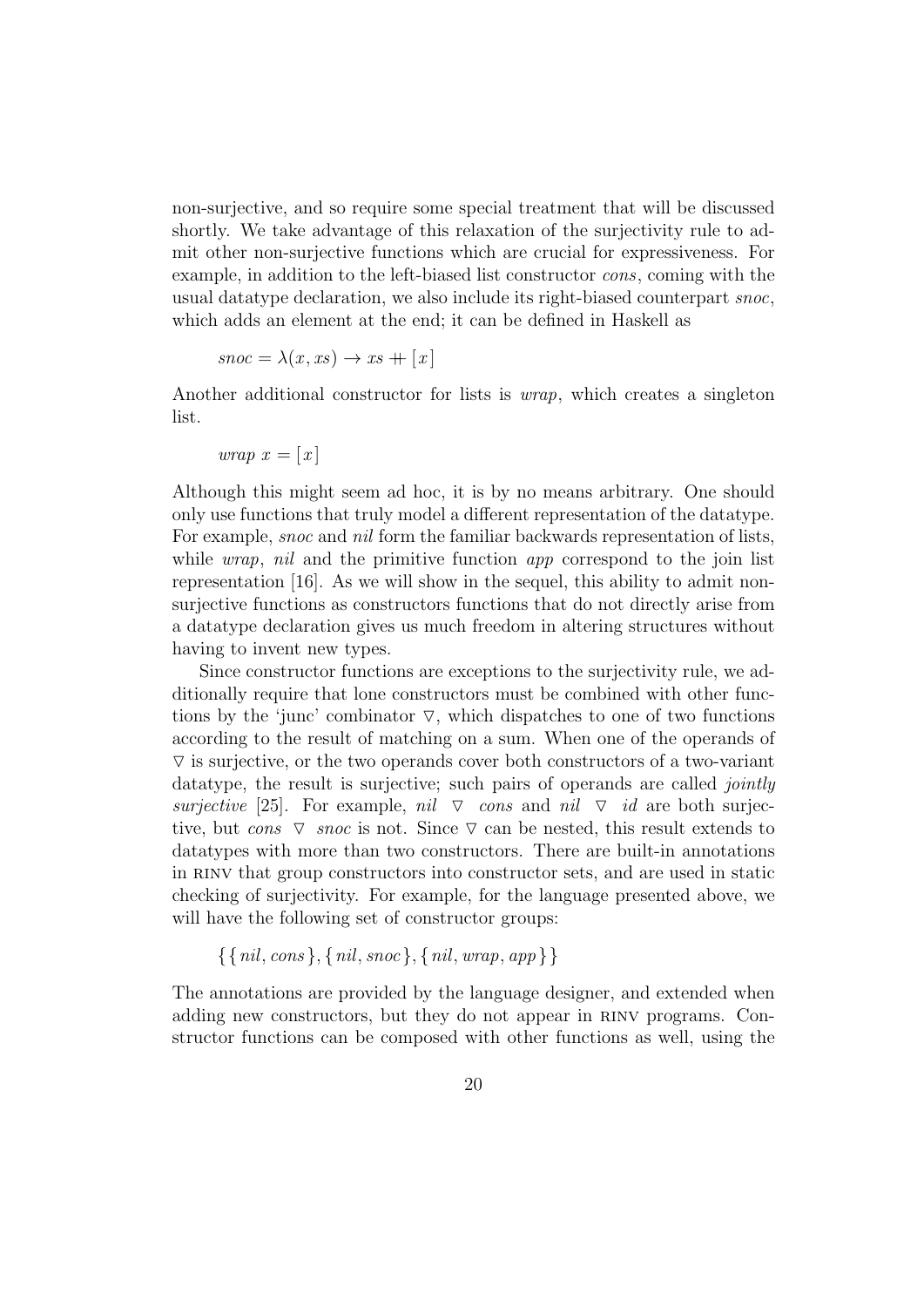non-surjective, and so require some special treatment that will be discussed shortly. We take advantage of this relaxation of the surjectivity rule to admit other non-surjective functions which are crucial for expressiveness. For example, in addition to the left-biased list constructor *cons*, coming with the usual datatype declaration, we also include its right-biased counterpart *snoc*, which adds an element at the end; it can be defined in Haskell as

$$snoc = \lambda(x, xs) \rightarrow xs +\!\!+ [x]$$

Another additional constructor for lists is *wrap*, which creates a singleton list.

$$wrap\ x = [x]$$

Although this might seem ad hoc, it is by no means arbitrary. One should only use functions that truly model a different representation of the datatype. For example, *snoc* and *nil* form the familiar backwards representation of lists, while *wrap*, *nil* and the primitive function *app* correspond to the join list representation [16]. As we will show in the sequel, this ability to admit non-surjective functions as constructors functions that do not directly arise from a datatype declaration gives us much freedom in altering structures without having to invent new types.

Since constructor functions are exceptions to the surjectivity rule, we additionally require that lone constructors must be combined with other functions by the 'junc' combinator $\triangledown$, which dispatches to one of two functions according to the result of matching on a sum. When one of the operands of $\triangledown$ is surjective, or the two operands cover both constructors of a two-variant datatype, the result is surjective; such pairs of operands are called *jointly surjective* [25]. For example, $nil \ \triangledown \ cons$ and $nil \ \triangledown \ id$ are both surjective, but $cons \ \triangledown \ snoc$ is not. Since $\triangledown$ can be nested, this result extends to datatypes with more than two constructors. There are built-in annotations in RINV that group constructors into constructor sets, and are used in static checking of surjectivity. For example, for the language presented above, we will have the following set of constructor groups:

$$\{\{nil, cons\}, \{nil, snoc\}, \{nil, wrap, app\}\}$$

The annotations are provided by the language designer, and extended when adding new constructors, but they do not appear in RINV programs. Constructor functions can be composed with other functions as well, using the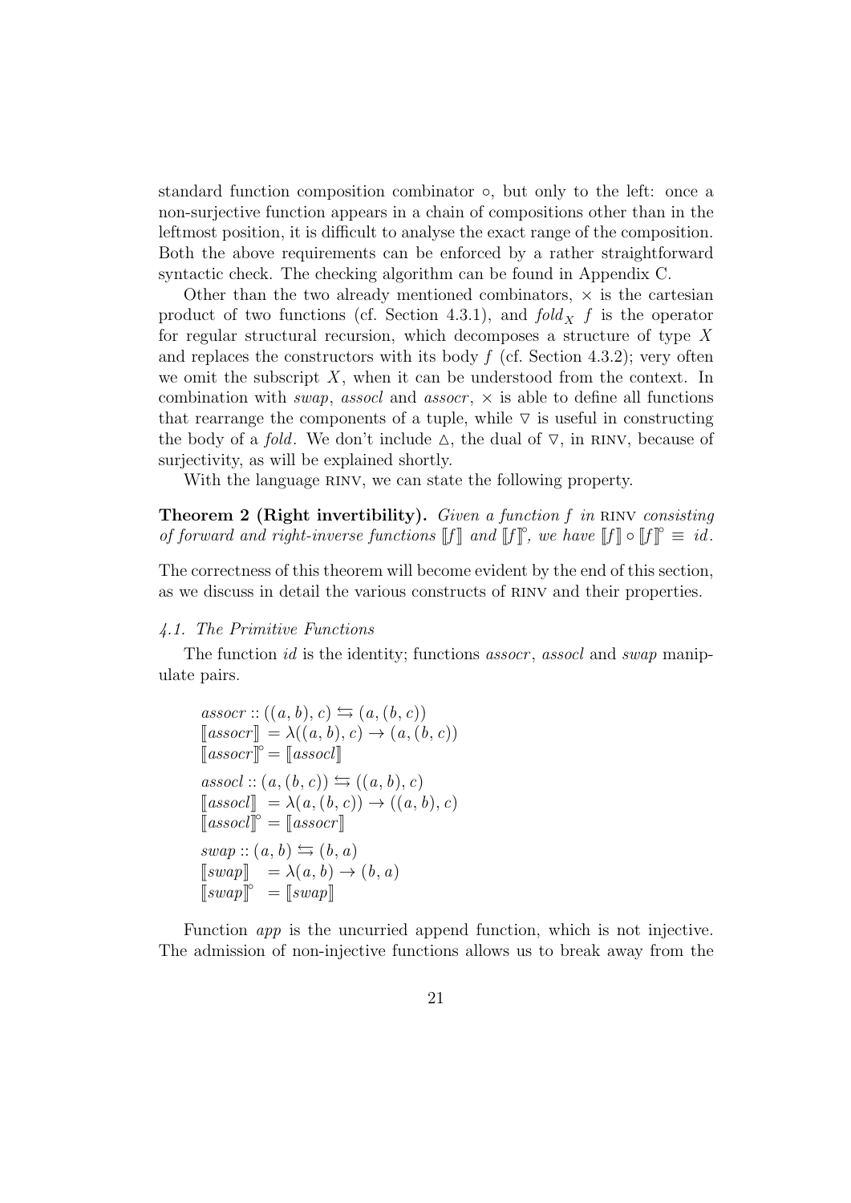standard function composition combinator $\circ$, but only to the left: once a non-surjective function appears in a chain of compositions other than in the leftmost position, it is difficult to analyse the exact range of the composition. Both the above requirements can be enforced by a rather straightforward syntactic check. The checking algorithm can be found in Appendix C.

Other than the two already mentioned combinators, $\times$ is the cartesian product of two functions (cf. Section 4.3.1), and $\mathit{fold}_X\ f$ is the operator for regular structural recursion, which decomposes a structure of type $X$ and replaces the constructors with its body $f$ (cf. Section 4.3.2); very often we omit the subscript $X$, when it can be understood from the context. In combination with *swap*, *assocl* and *assocr*, $\times$ is able to define all functions that rearrange the components of a tuple, while $\triangledown$ is useful in constructing the body of a *fold*. We don't include $\vartriangle$, the dual of $\triangledown$, in RINV, because of surjectivity, as will be explained shortly.

With the language RINV, we can state the following property.

**Theorem 2 (Right invertibility).** *Given a function $f$ in* RINV *consisting of forward and right-inverse functions $[\![f]\!]$ and $[\![f]\!]^{\circ}$, we have $[\![f]\!] \circ [\![f]\!]^{\circ} \equiv id$.*

The correctness of this theorem will become evident by the end of this section, as we discuss in detail the various constructs of RINV and their properties.

#### 4.1. The Primitive Functions

The function *id* is the identity; functions *assocr*, *assocl* and *swap* manipulate pairs.

$$
\begin{aligned}
&\mathit{assocr} :: ((a, b), c) \leftrightarrows (a, (b, c)) \\
&[\![\mathit{assocr}]\!] \;= \lambda((a, b), c) \rightarrow (a, (b, c)) \\
&[\![\mathit{assocr}]\!]^{\circ} = [\![\mathit{assocl}]\!] \\[6pt]
&\mathit{assocl} :: (a, (b, c)) \leftrightarrows ((a, b), c) \\
&[\![\mathit{assocl}]\!] \;= \lambda(a, (b, c)) \rightarrow ((a, b), c) \\
&[\![\mathit{assocl}]\!]^{\circ} = [\![\mathit{assocr}]\!] \\[6pt]
&\mathit{swap} :: (a, b) \leftrightarrows (b, a) \\
&[\![\mathit{swap}]\!] \;\;= \lambda(a, b) \rightarrow (b, a) \\
&[\![\mathit{swap}]\!]^{\circ} \;= [\![\mathit{swap}]\!]
\end{aligned}
$$

Function *app* is the uncurried append function, which is not injective. The admission of non-injective functions allows us to break away from the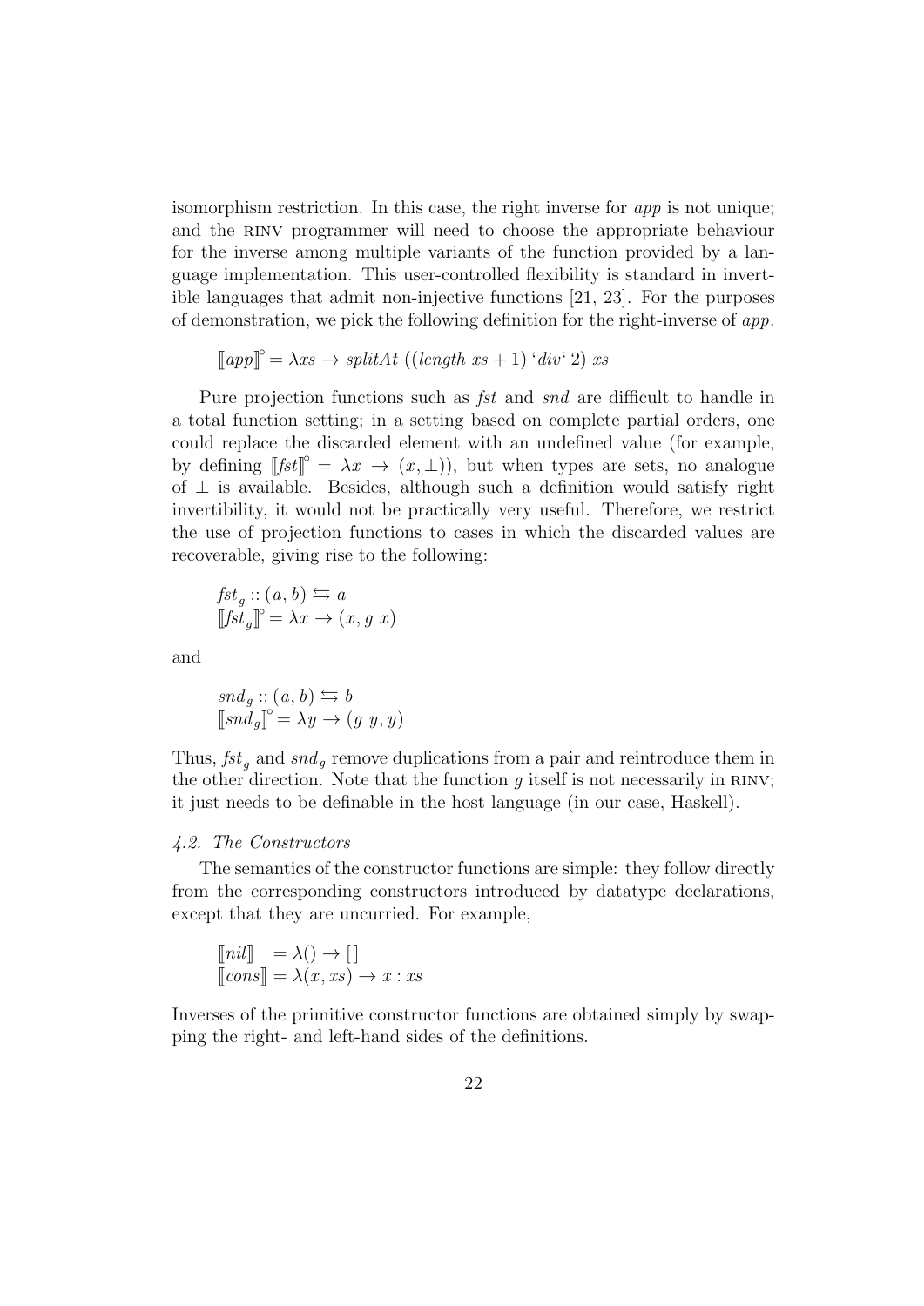isomorphism restriction. In this case, the right inverse for *app* is not unique; and the RINV programmer will need to choose the appropriate behaviour for the inverse among multiple variants of the function provided by a language implementation. This user-controlled flexibility is standard in invertible languages that admit non-injective functions [21, 23]. For the purposes of demonstration, we pick the following definition for the right-inverse of *app*.

$$[\![app]\!]^\circ = \lambda xs \rightarrow splitAt\ ((length\ xs + 1)\ \text{`}div\text{`}\ 2)\ xs$$

Pure projection functions such as *fst* and *snd* are difficult to handle in a total function setting; in a setting based on complete partial orders, one could replace the discarded element with an undefined value (for example, by defining $[\![fst]\!]^\circ = \lambda x \rightarrow (x, \bot)$), but when types are sets, no analogue of $\bot$ is available. Besides, although such a definition would satisfy right invertibility, it would not be practically very useful. Therefore, we restrict the use of projection functions to cases in which the discarded values are recoverable, giving rise to the following:

$$fst_g :: (a, b) \leftrightarrows a$$
$$[\![fst_g]\!]^\circ = \lambda x \rightarrow (x, g\ x)$$

and

$$snd_g :: (a, b) \leftrightarrows b$$
$$[\![snd_g]\!]^\circ = \lambda y \rightarrow (g\ y, y)$$

Thus, $fst_g$ and $snd_g$ remove duplications from a pair and reintroduce them in the other direction. Note that the function $g$ itself is not necessarily in RINV; it just needs to be definable in the host language (in our case, Haskell).

### *4.2. The Constructors*

The semantics of the constructor functions are simple: they follow directly from the corresponding constructors introduced by datatype declarations, except that they are uncurried. For example,

$$[\![nil]\!] \;\;= \lambda() \rightarrow [\,]$$
$$[\![cons]\!] = \lambda(x, xs) \rightarrow x : xs$$

Inverses of the primitive constructor functions are obtained simply by swapping the right- and left-hand sides of the definitions.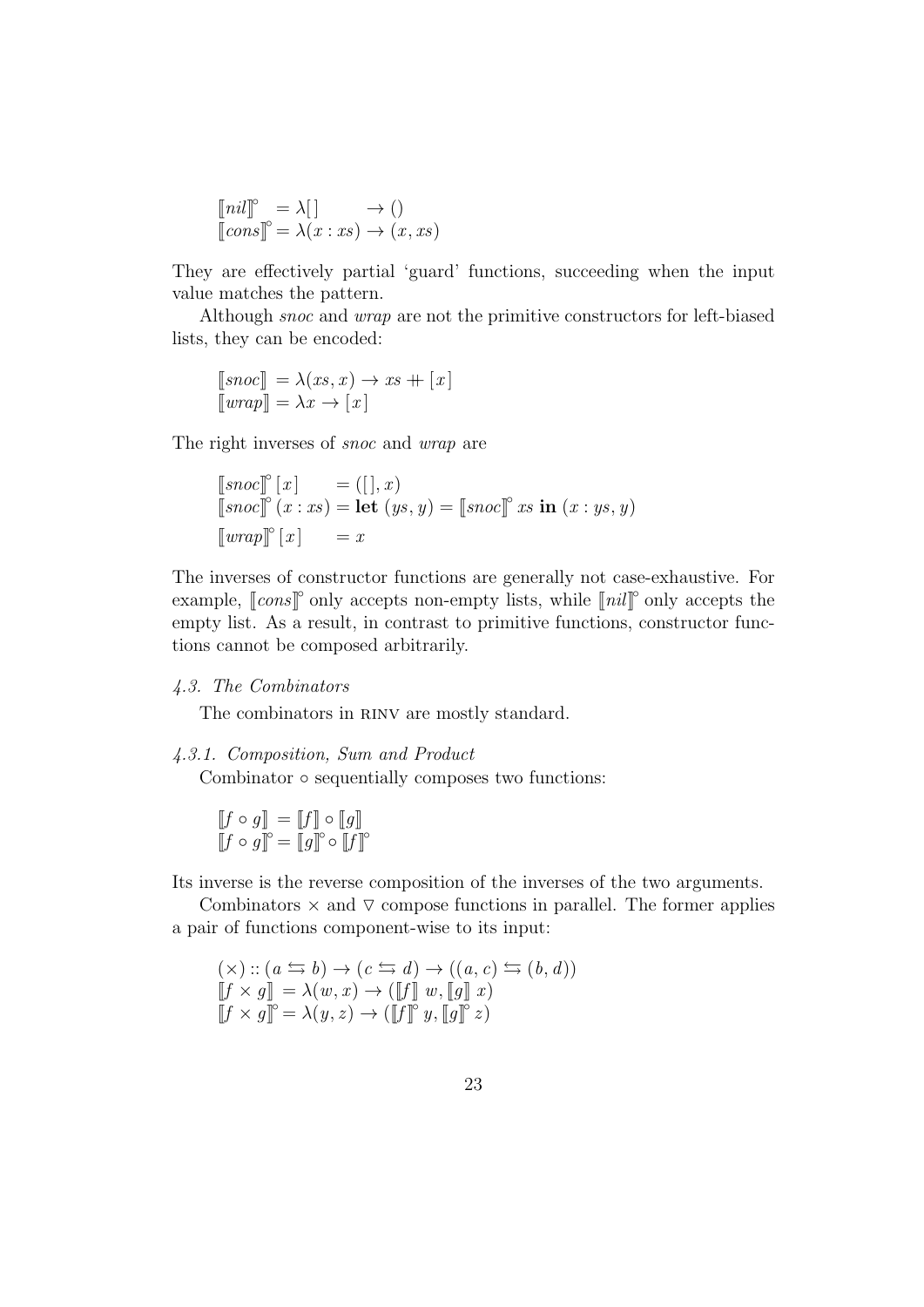$$
\begin{aligned}
[\![nil]\!]^{\circ} &= \lambda[\,] \quad\quad\; \rightarrow () \\
[\![cons]\!]^{\circ} &= \lambda(x : xs) \rightarrow (x, xs)
\end{aligned}
$$

They are effectively partial 'guard' functions, succeeding when the input value matches the pattern.

Although *snoc* and *wrap* are not the primitive constructors for left-biased lists, they can be encoded:

$$
\begin{aligned}
[\![snoc]\!] &= \lambda(xs, x) \rightarrow xs +\!\!+ [x] \\
[\![wrap]\!] &= \lambda x \rightarrow [x]
\end{aligned}
$$

The right inverses of *snoc* and *wrap* are

$$
\begin{aligned}
[\![snoc]\!]^{\circ}\,[x] \quad\;\; &= ([\,], x) \\
[\![snoc]\!]^{\circ}\,(x : xs) &= \textbf{let}\ (ys, y) = [\![snoc]\!]^{\circ}\ xs\ \textbf{in}\ (x : ys, y) \\
[\![wrap]\!]^{\circ}\,[x] \quad\;\; &= x
\end{aligned}
$$

The inverses of constructor functions are generally not case-exhaustive. For example, $[\![cons]\!]^{\circ}$ only accepts non-empty lists, while $[\![nil]\!]^{\circ}$ only accepts the empty list. As a result, in contrast to primitive functions, constructor functions cannot be composed arbitrarily.

### *4.3. The Combinators*

The combinators in RINV are mostly standard.

#### *4.3.1. Composition, Sum and Product*

Combinator $\circ$ sequentially composes two functions:

$$
\begin{aligned}
[\![f \circ g]\!] &= [\![f]\!] \circ [\![g]\!] \\
[\![f \circ g]\!]^{\circ} &= [\![g]\!]^{\circ} \circ [\![f]\!]^{\circ}
\end{aligned}
$$

Its inverse is the reverse composition of the inverses of the two arguments.

Combinators $\times$ and $\triangledown$ compose functions in parallel. The former applies a pair of functions component-wise to its input:

$$
\begin{aligned}
&(\times) :: (a \leftrightarrows b) \rightarrow (c \leftrightarrows d) \rightarrow ((a, c) \leftrightarrows (b, d)) \\
&[\![f \times g]\!] = \lambda(w, x) \rightarrow ([\![f]\!]\ w, [\![g]\!]\ x) \\
&[\![f \times g]\!]^{\circ} = \lambda(y, z) \rightarrow ([\![f]\!]^{\circ}\ y, [\![g]\!]^{\circ}\ z)
\end{aligned}
$$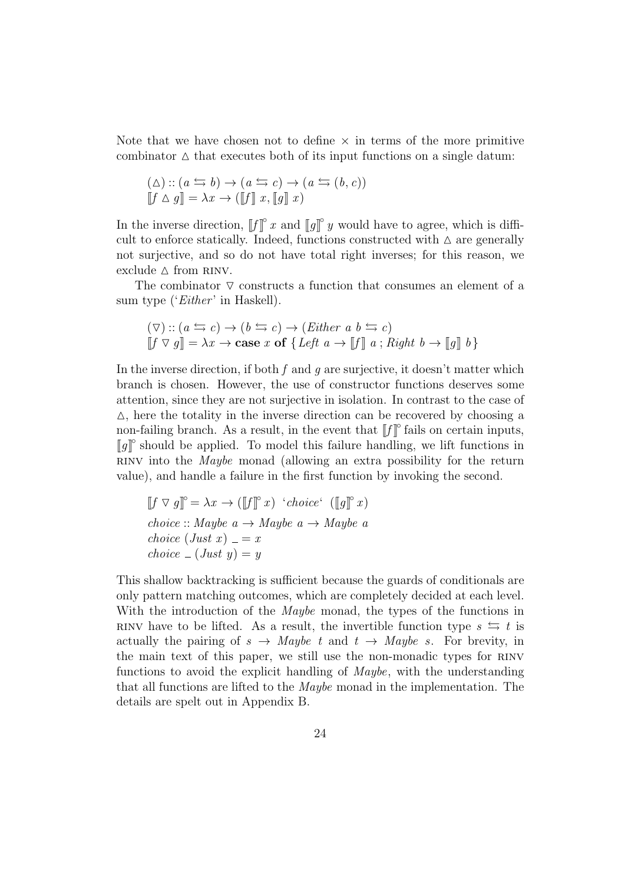Note that we have chosen not to define $\times$ in terms of the more primitive combinator $\triangle$ that executes both of its input functions on a single datum:

$$(\triangle) :: (a \leftrightarrows b) \rightarrow (a \leftrightarrows c) \rightarrow (a \leftrightarrows (b, c))$$
$$[\![f \triangle g]\!] = \lambda x \rightarrow ([\![f]\!]\ x, [\![g]\!]\ x)$$

In the inverse direction, $[\![f]\!]^{\circ}\ x$ and $[\![g]\!]^{\circ}\ y$ would have to agree, which is difficult to enforce statically. Indeed, functions constructed with $\triangle$ are generally not surjective, and so do not have total right inverses; for this reason, we exclude $\triangle$ from RINV.

The combinator $\triangledown$ constructs a function that consumes an element of a sum type ('*Either*' in Haskell).

$$(\triangledown) :: (a \leftrightarrows c) \rightarrow (b \leftrightarrows c) \rightarrow (\mathit{Either}\ a\ b \leftrightarrows c)$$
$$[\![f \triangledown g]\!] = \lambda x \rightarrow \mathbf{case}\ x\ \mathbf{of}\ \{\mathit{Left}\ a \rightarrow [\![f]\!]\ a\ ; \mathit{Right}\ b \rightarrow [\![g]\!]\ b\}$$

In the inverse direction, if both $f$ and $g$ are surjective, it doesn't matter which branch is chosen. However, the use of constructor functions deserves some attention, since they are not surjective in isolation. In contrast to the case of $\triangle$, here the totality in the inverse direction can be recovered by choosing a non-failing branch. As a result, in the event that $[\![f]\!]^{\circ}$ fails on certain inputs, $[\![g]\!]^{\circ}$ should be applied. To model this failure handling, we lift functions in RINV into the *Maybe* monad (allowing an extra possibility for the return value), and handle a failure in the first function by invoking the second.

$$[\![f \triangledown g]\!]^{\circ} = \lambda x \rightarrow ([\![f]\!]^{\circ}\ x)\ \text{`}\mathit{choice}\text{`}\ ([\![g]\!]^{\circ}\ x)$$
$$\mathit{choice} :: \mathit{Maybe}\ a \rightarrow \mathit{Maybe}\ a \rightarrow \mathit{Maybe}\ a$$
$$\mathit{choice}\ (\mathit{Just}\ x)\ \_ = x$$
$$\mathit{choice}\ \_\ (\mathit{Just}\ y) = y$$

This shallow backtracking is sufficient because the guards of conditionals are only pattern matching outcomes, which are completely decided at each level. With the introduction of the *Maybe* monad, the types of the functions in RINV have to be lifted. As a result, the invertible function type $s \leftrightarrows t$ is actually the pairing of $s \rightarrow \mathit{Maybe}\ t$ and $t \rightarrow \mathit{Maybe}\ s$. For brevity, in the main text of this paper, we still use the non-monadic types for RINV functions to avoid the explicit handling of *Maybe*, with the understanding that all functions are lifted to the *Maybe* monad in the implementation. The details are spelt out in Appendix B.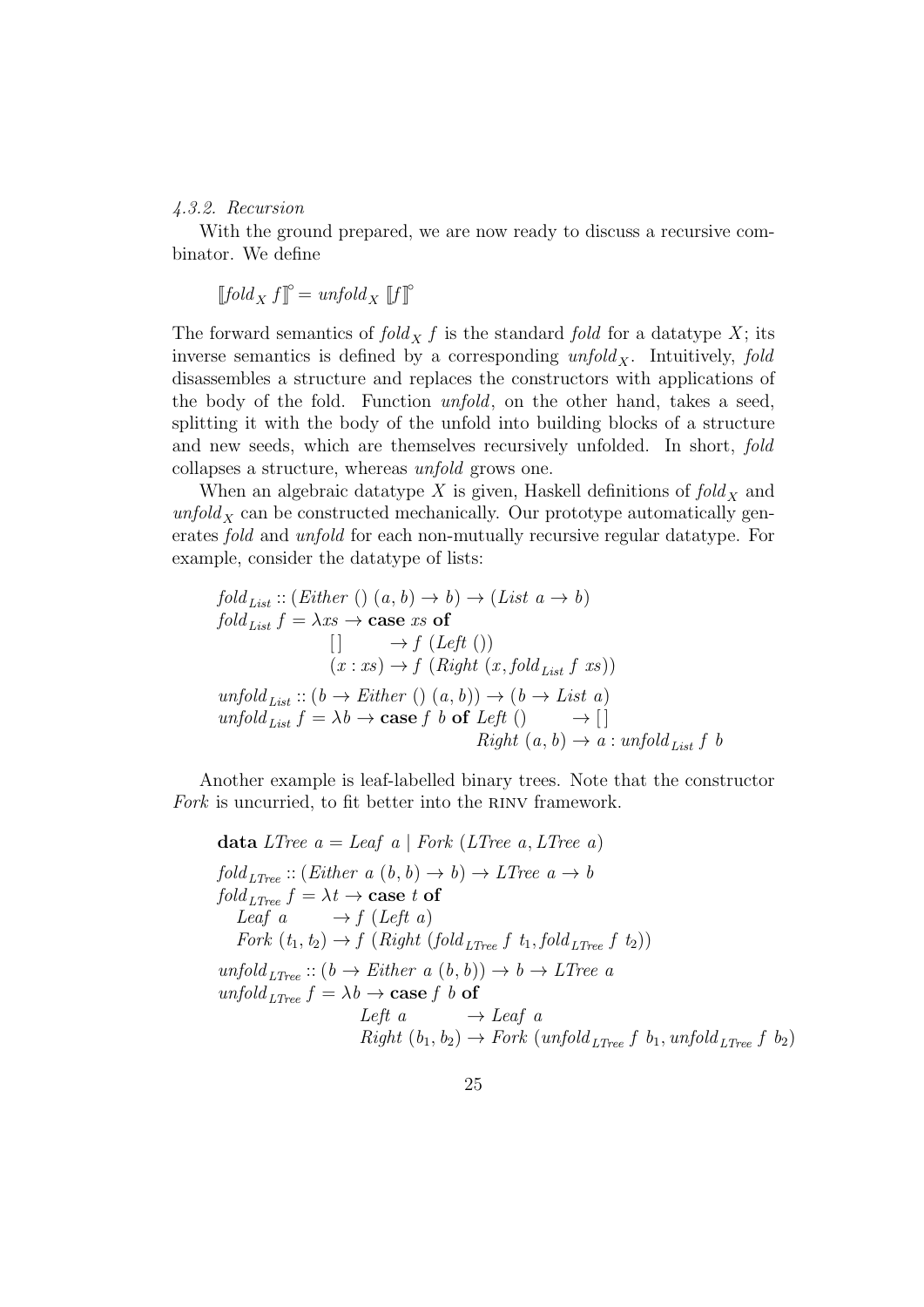#### 4.3.2. Recursion

With the ground prepared, we are now ready to discuss a recursive combinator. We define

$$[\![ fold_X\ f ]\!]^{\circ} = unfold_X\ [\![ f ]\!]^{\circ}$$

The forward semantics of $fold_X\ f$ is the standard *fold* for a datatype $X$; its inverse semantics is defined by a corresponding $unfold_X$. Intuitively, *fold* disassembles a structure and replaces the constructors with applications of the body of the fold. Function *unfold*, on the other hand, takes a seed, splitting it with the body of the unfold into building blocks of a structure and new seeds, which are themselves recursively unfolded. In short, *fold* collapses a structure, whereas *unfold* grows one.

When an algebraic datatype $X$ is given, Haskell definitions of $fold_X$ and $unfold_X$ can be constructed mechanically. Our prototype automatically generates *fold* and *unfold* for each non-mutually recursive regular datatype. For example, consider the datatype of lists:

```
fold_List :: (Either () (a, b) → b) → (List a → b)
fold_List f = λxs → case xs of
                [ ]      → f (Left ())
                (x : xs) → f (Right (x, fold_List f xs))

unfold_List :: (b → Either () (a, b)) → (b → List a)
unfold_List f = λb → case f b of Left ()      → [ ]
                                 Right (a, b) → a : unfold_List f b
```

Another example is leaf-labelled binary trees. Note that the constructor *Fork* is uncurried, to fit better into the RINV framework.

```
data LTree a = Leaf a | Fork (LTree a, LTree a)

fold_LTree :: (Either a (b, b) → b) → LTree a → b
fold_LTree f = λt → case t of
   Leaf a          → f (Left a)
   Fork (t1, t2)   → f (Right (fold_LTree f t1, fold_LTree f t2))

unfold_LTree :: (b → Either a (b, b)) → b → LTree a
unfold_LTree f = λb → case f b of
                   Left a           → Leaf a
                   Right (b1, b2)   → Fork (unfold_LTree f b1, unfold_LTree f b2)
```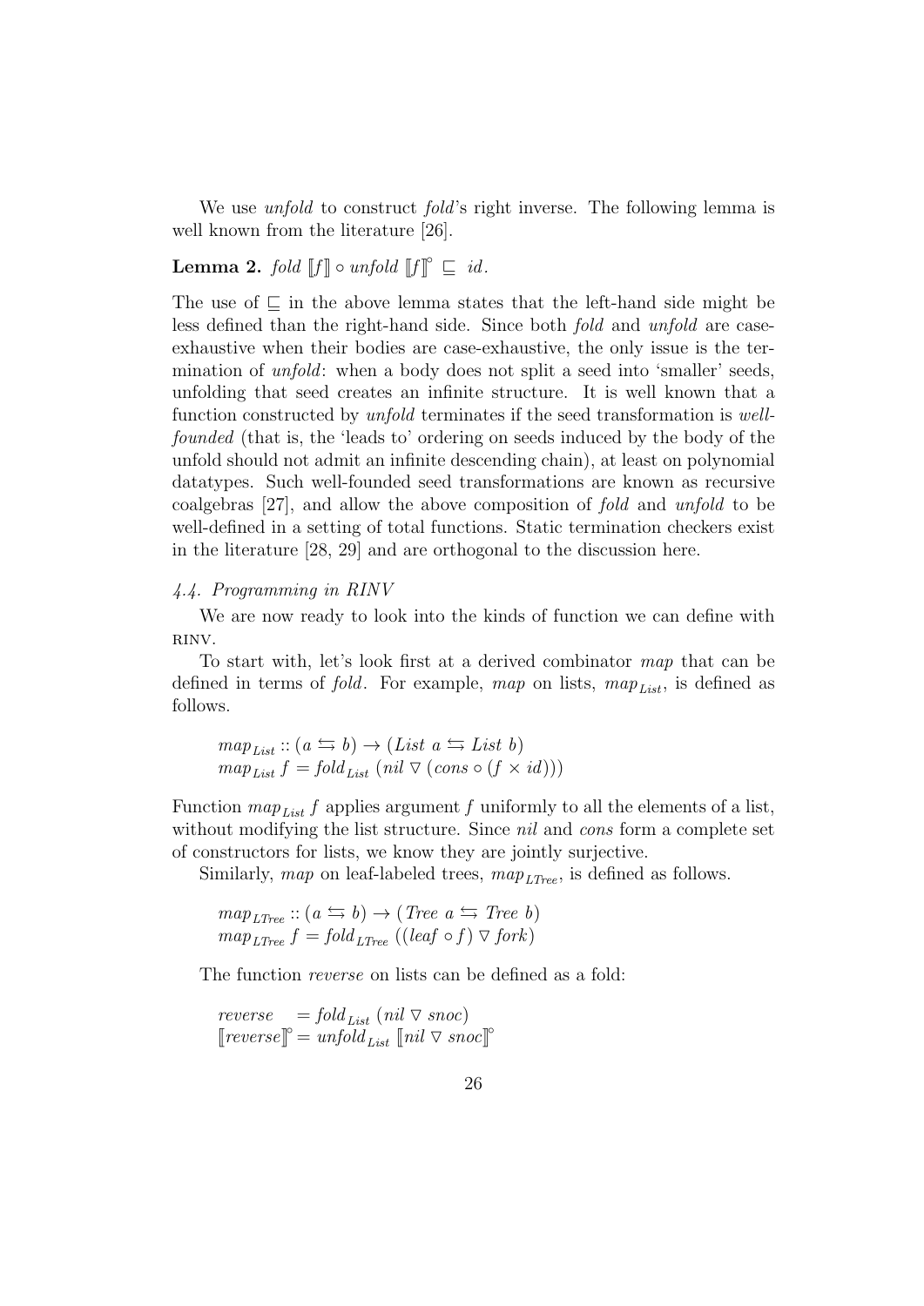We use *unfold* to construct *fold*'s right inverse. The following lemma is well known from the literature [26].

**Lemma 2.** $\mathit{fold}\ [\![f]\!] \circ \mathit{unfold}\ [\![f]\!]^{\circ} \sqsubseteq \mathit{id}$.

The use of $\sqsubseteq$ in the above lemma states that the left-hand side might be less defined than the right-hand side. Since both *fold* and *unfold* are case-exhaustive when their bodies are case-exhaustive, the only issue is the termination of *unfold*: when a body does not split a seed into 'smaller' seeds, unfolding that seed creates an infinite structure. It is well known that a function constructed by *unfold* terminates if the seed transformation is *well-founded* (that is, the 'leads to' ordering on seeds induced by the body of the unfold should not admit an infinite descending chain), at least on polynomial datatypes. Such well-founded seed transformations are known as recursive coalgebras [27], and allow the above composition of *fold* and *unfold* to be well-defined in a setting of total functions. Static termination checkers exist in the literature [28, 29] and are orthogonal to the discussion here.

### *4.4. Programming in RINV*

We are now ready to look into the kinds of function we can define with RINV.

To start with, let's look first at a derived combinator *map* that can be defined in terms of *fold*. For example, *map* on lists, $\mathit{map}_{\mathit{List}}$, is defined as follows.

$$
\begin{array}{l}
\mathit{map}_{\mathit{List}} :: (a \leftrightarrows b) \rightarrow (\mathit{List}\ a \leftrightarrows \mathit{List}\ b) \\
\mathit{map}_{\mathit{List}}\ f = \mathit{fold}_{\mathit{List}}\ (\mathit{nil} \triangledown (\mathit{cons} \circ (f \times \mathit{id})))
\end{array}
$$

Function $\mathit{map}_{\mathit{List}}\ f$ applies argument $f$ uniformly to all the elements of a list, without modifying the list structure. Since *nil* and *cons* form a complete set of constructors for lists, we know they are jointly surjective.

Similarly, *map* on leaf-labeled trees, $\mathit{map}_{\mathit{LTree}}$, is defined as follows.

$$
\begin{array}{l}
\mathit{map}_{\mathit{LTree}} :: (a \leftrightarrows b) \rightarrow (\mathit{Tree}\ a \leftrightarrows \mathit{Tree}\ b) \\
\mathit{map}_{\mathit{LTree}}\ f = \mathit{fold}_{\mathit{LTree}}\ ((\mathit{leaf} \circ f) \triangledown \mathit{fork})
\end{array}
$$

The function *reverse* on lists can be defined as a fold:

$$
\begin{array}{l}
\mathit{reverse} \quad = \mathit{fold}_{\mathit{List}}\ (\mathit{nil} \triangledown \mathit{snoc}) \\
[\![\mathit{reverse}]\!]^{\circ} = \mathit{unfold}_{\mathit{List}}\ [\![\mathit{nil} \triangledown \mathit{snoc}]\!]^{\circ}
\end{array}
$$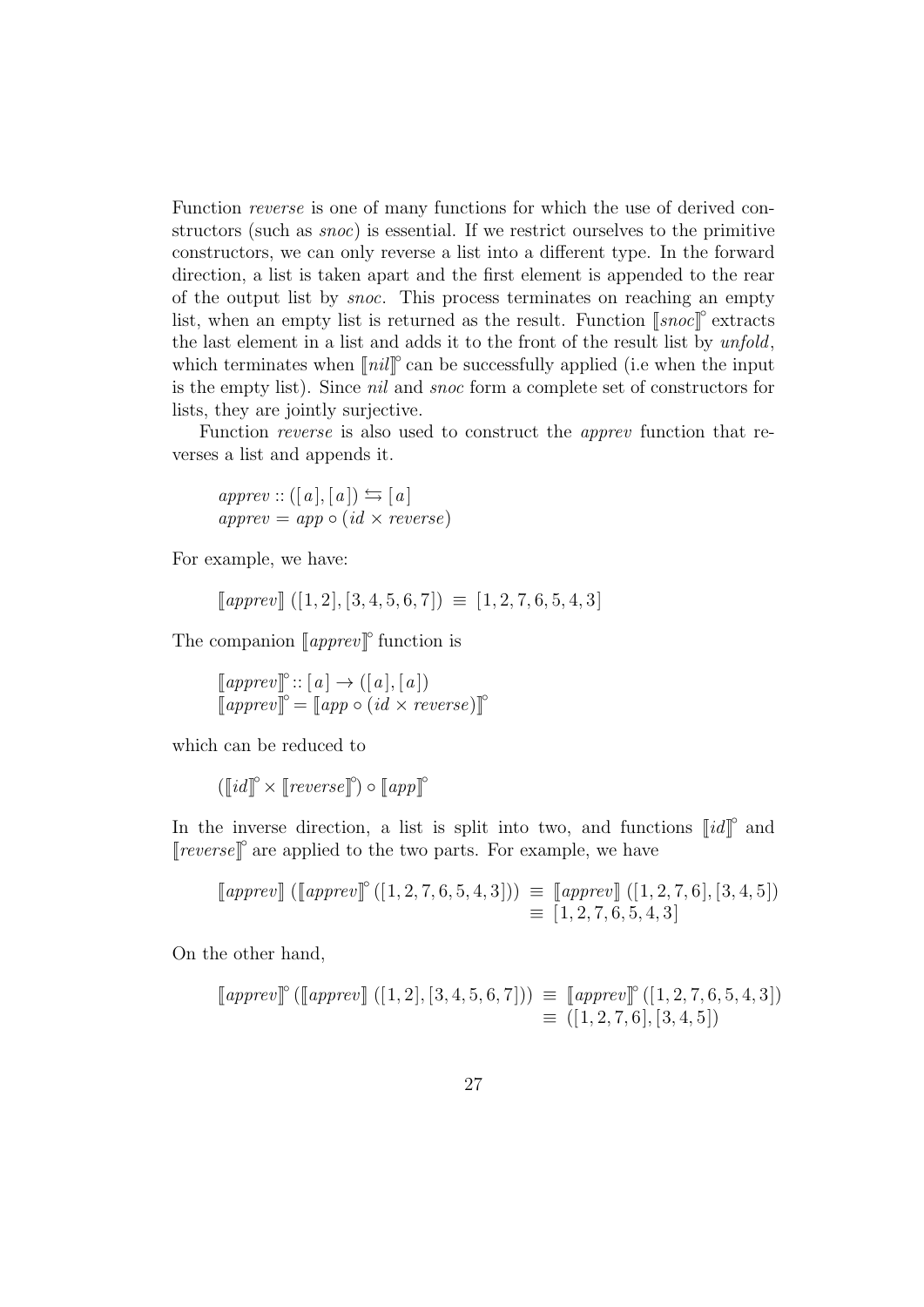Function *reverse* is one of many functions for which the use of derived constructors (such as *snoc*) is essential. If we restrict ourselves to the primitive constructors, we can only reverse a list into a different type. In the forward direction, a list is taken apart and the first element is appended to the rear of the output list by *snoc*. This process terminates on reaching an empty list, when an empty list is returned as the result. Function $[\![ snoc ]\!]^{\circ}$ extracts the last element in a list and adds it to the front of the result list by *unfold*, which terminates when $[\![ nil ]\!]^{\circ}$ can be successfully applied (i.e when the input is the empty list). Since *nil* and *snoc* form a complete set of constructors for lists, they are jointly surjective.

Function *reverse* is also used to construct the *apprev* function that reverses a list and appends it.

$$
\begin{array}{l}
apprev :: ([\,a\,],[\,a\,]) \leftrightarrows [\,a\,] \\
apprev = app \circ (id \times reverse)
\end{array}
$$

For example, we have:

$$
[\![ apprev ]\!]\ ([1,2],[3,4,5,6,7]) \ \equiv\ [1,2,7,6,5,4,3]
$$

The companion $[\![ apprev ]\!]^{\circ}$ function is

$$
\begin{array}{l}
[\![ apprev ]\!]^{\circ} :: [\,a\,] \rightarrow ([\,a\,],[\,a\,]) \\
[\![ apprev ]\!]^{\circ} = [\![ app \circ (id \times reverse) ]\!]^{\circ}
\end{array}
$$

which can be reduced to

$$
([\![ id ]\!]^{\circ} \times [\![ reverse ]\!]^{\circ}) \circ [\![ app ]\!]^{\circ}
$$

In the inverse direction, a list is split into two, and functions $[\![ id ]\!]^{\circ}$ and $[\![ reverse ]\!]^{\circ}$ are applied to the two parts. For example, we have

$$
\begin{array}{rl}
[\![ apprev ]\!]\ ([\![ apprev ]\!]^{\circ}\ ([1,2,7,6,5,4,3])) & \equiv\ [\![ apprev ]\!]\ ([1,2,7,6],[3,4,5]) \\
& \equiv\ [1,2,7,6,5,4,3]
\end{array}
$$

On the other hand,

$$
\begin{array}{rl}
[\![ apprev ]\!]^{\circ}\ ([\![ apprev ]\!]\ ([1,2],[3,4,5,6,7])) & \equiv\ [\![ apprev ]\!]^{\circ}\ ([1,2,7,6,5,4,3]) \\
& \equiv\ ([1,2,7,6],[3,4,5])
\end{array}
$$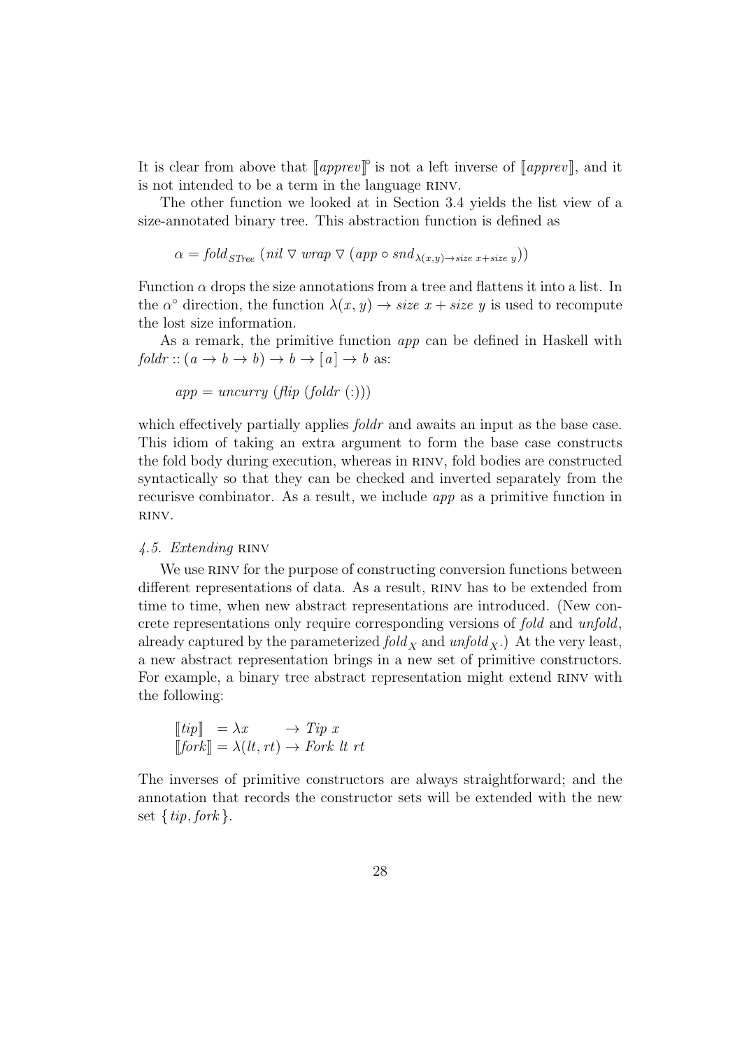It is clear from above that $[\![apprev]\!]^{\circ}$ is not a left inverse of $[\![apprev]\!]$, and it is not intended to be a term in the language RINV.

The other function we looked at in Section 3.4 yields the list view of a size-annotated binary tree. This abstraction function is defined as

$$\alpha = \mathit{fold}_{STree}\ (\mathit{nil} \triangledown \mathit{wrap} \triangledown (\mathit{app} \circ \mathit{snd}_{\lambda(x,y) \to \mathit{size}\ x + \mathit{size}\ y}))$$

Function $\alpha$ drops the size annotations from a tree and flattens it into a list. In the $\alpha^{\circ}$ direction, the function $\lambda(x, y) \to \mathit{size}\ x + \mathit{size}\ y$ is used to recompute the lost size information.

As a remark, the primitive function *app* can be defined in Haskell with $\mathit{foldr} :: (a \to b \to b) \to b \to [a] \to b$ as:

$$\mathit{app} = \mathit{uncurry}\ (\mathit{flip}\ (\mathit{foldr}\ (:)))$$

which effectively partially applies *foldr* and awaits an input as the base case. This idiom of taking an extra argument to form the base case constructs the fold body during execution, whereas in RINV, fold bodies are constructed syntactically so that they can be checked and inverted separately from the recurisve combinator. As a result, we include *app* as a primitive function in RINV.

#### *4.5. Extending* RINV

We use RINV for the purpose of constructing conversion functions between different representations of data. As a result, RINV has to be extended from time to time, when new abstract representations are introduced. (New concrete representations only require corresponding versions of *fold* and *unfold*, already captured by the parameterized $\mathit{fold}_X$ and $\mathit{unfold}_X$.) At the very least, a new abstract representation brings in a new set of primitive constructors. For example, a binary tree abstract representation might extend RINV with the following:

$$\begin{aligned}
[\![tip]\!] &= \lambda x \quad\quad\;\; \to \mathit{Tip}\ x \\
[\![fork]\!] &= \lambda(lt, rt) \to \mathit{Fork}\ lt\ rt
\end{aligned}$$

The inverses of primitive constructors are always straightforward; and the annotation that records the constructor sets will be extended with the new set $\{\mathit{tip}, \mathit{fork}\}$.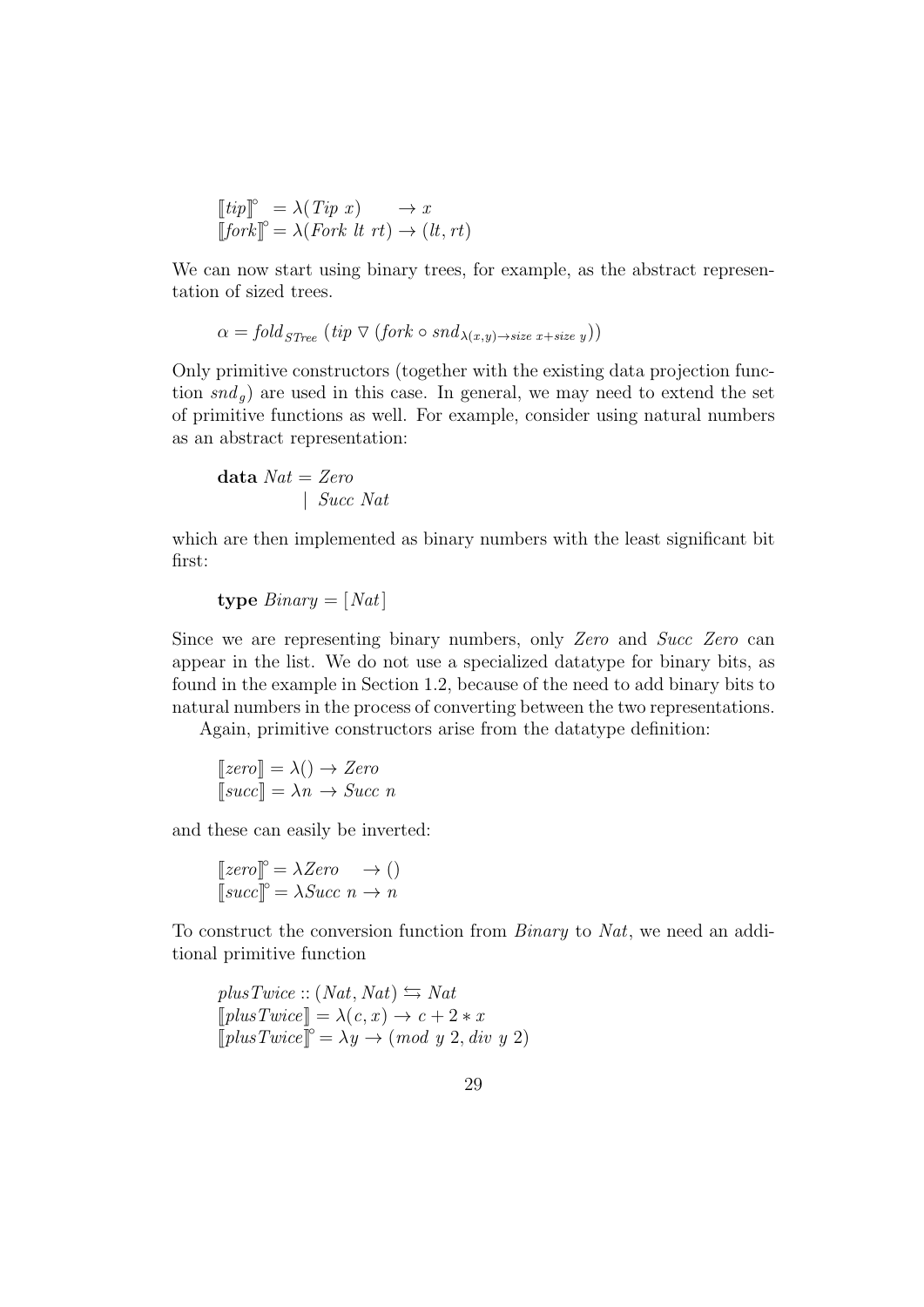$$\llbracket tip \rrbracket^{\circ} \;= \lambda(Tip\ x) \qquad \rightarrow x$$
$$\llbracket fork \rrbracket^{\circ} = \lambda(Fork\ lt\ rt) \rightarrow (lt, rt)$$

We can now start using binary trees, for example, as the abstract representation of sized trees.

$$\alpha = fold_{STree}\ (tip \triangledown (fork \circ snd_{\lambda(x,y) \rightarrow size\ x + size\ y}))$$

Only primitive constructors (together with the existing data projection function $snd_g$) are used in this case. In general, we may need to extend the set of primitive functions as well. For example, consider using natural numbers as an abstract representation:

$$\begin{aligned} \mathbf{data}\ Nat &= Zero \\ &\mid\ Succ\ Nat \end{aligned}$$

which are then implemented as binary numbers with the least significant bit first:

$$\mathbf{type}\ Binary = [Nat]$$

Since we are representing binary numbers, only *Zero* and *Succ Zero* can appear in the list. We do not use a specialized datatype for binary bits, as found in the example in Section 1.2, because of the need to add binary bits to natural numbers in the process of converting between the two representations.

Again, primitive constructors arise from the datatype definition:

$$\llbracket zero \rrbracket = \lambda() \rightarrow Zero$$
$$\llbracket succ \rrbracket = \lambda n \rightarrow Succ\ n$$

and these can easily be inverted:

$$\llbracket zero \rrbracket^{\circ} = \lambda Zero \quad \rightarrow ()$$
$$\llbracket succ \rrbracket^{\circ} = \lambda Succ\ n \rightarrow n$$

To construct the conversion function from *Binary* to *Nat*, we need an additional primitive function

$$plusTwice :: (Nat, Nat) \leftrightarrows Nat$$
$$\llbracket plusTwice \rrbracket = \lambda(c, x) \rightarrow c + 2 * x$$
$$\llbracket plusTwice \rrbracket^{\circ} = \lambda y \rightarrow (mod\ y\ 2, div\ y\ 2)$$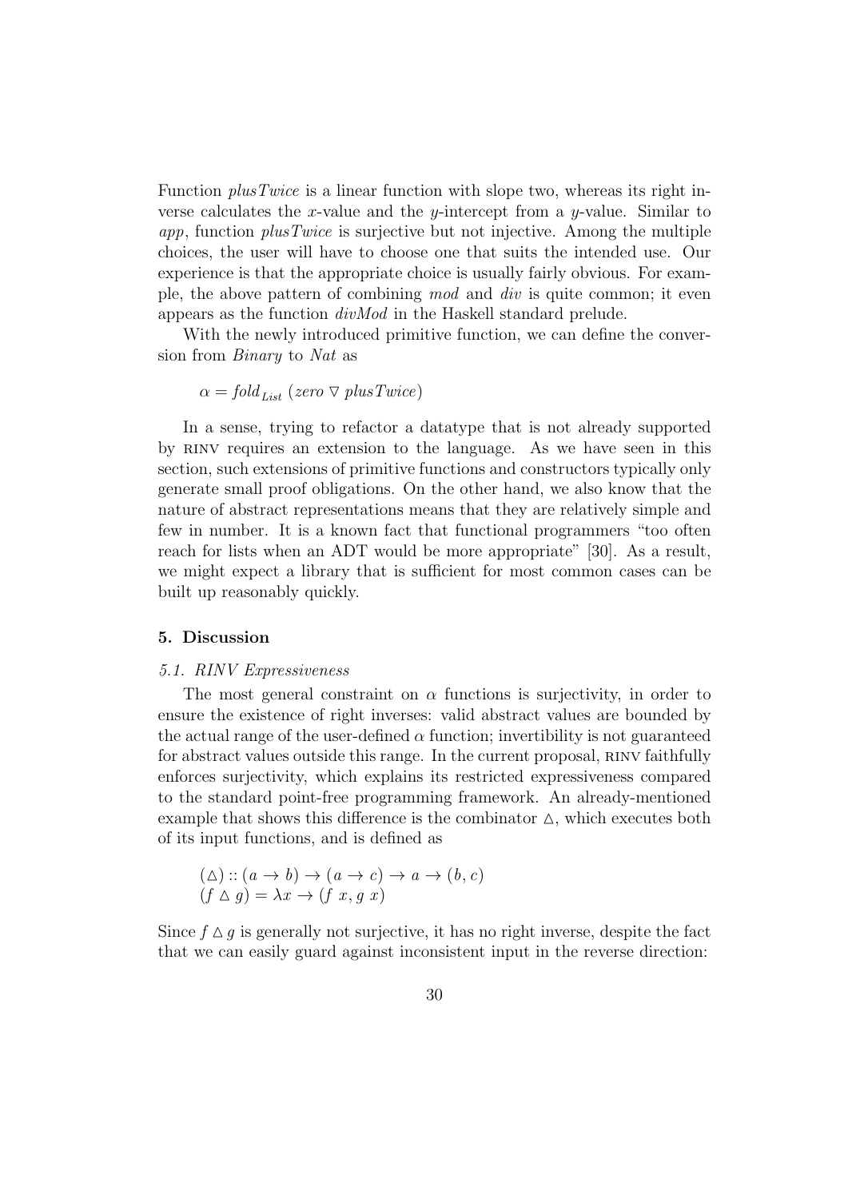Function *plusTwice* is a linear function with slope two, whereas its right inverse calculates the $x$-value and the $y$-intercept from a $y$-value. Similar to *app*, function *plusTwice* is surjective but not injective. Among the multiple choices, the user will have to choose one that suits the intended use. Our experience is that the appropriate choice is usually fairly obvious. For example, the above pattern of combining *mod* and *div* is quite common; it even appears as the function *divMod* in the Haskell standard prelude.

With the newly introduced primitive function, we can define the conversion from *Binary* to *Nat* as

$$\alpha = \mathit{fold}_{\mathit{List}}\ (\mathit{zero} \triangledown \mathit{plusTwice})$$

In a sense, trying to refactor a datatype that is not already supported by RINV requires an extension to the language. As we have seen in this section, such extensions of primitive functions and constructors typically only generate small proof obligations. On the other hand, we also know that the nature of abstract representations means that they are relatively simple and few in number. It is a known fact that functional programmers "too often reach for lists when an ADT would be more appropriate" [30]. As a result, we might expect a library that is sufficient for most common cases can be built up reasonably quickly.

## 5. Discussion

### 5.1. RINV Expressiveness

The most general constraint on $\alpha$ functions is surjectivity, in order to ensure the existence of right inverses: valid abstract values are bounded by the actual range of the user-defined $\alpha$ function; invertibility is not guaranteed for abstract values outside this range. In the current proposal, RINV faithfully enforces surjectivity, which explains its restricted expressiveness compared to the standard point-free programming framework. An already-mentioned example that shows this difference is the combinator $\vartriangle$, which executes both of its input functions, and is defined as

$$(\vartriangle) :: (a \rightarrow b) \rightarrow (a \rightarrow c) \rightarrow a \rightarrow (b, c)$$
$$(f \vartriangle g) = \lambda x \rightarrow (f\ x, g\ x)$$

Since $f \vartriangle g$ is generally not surjective, it has no right inverse, despite the fact that we can easily guard against inconsistent input in the reverse direction: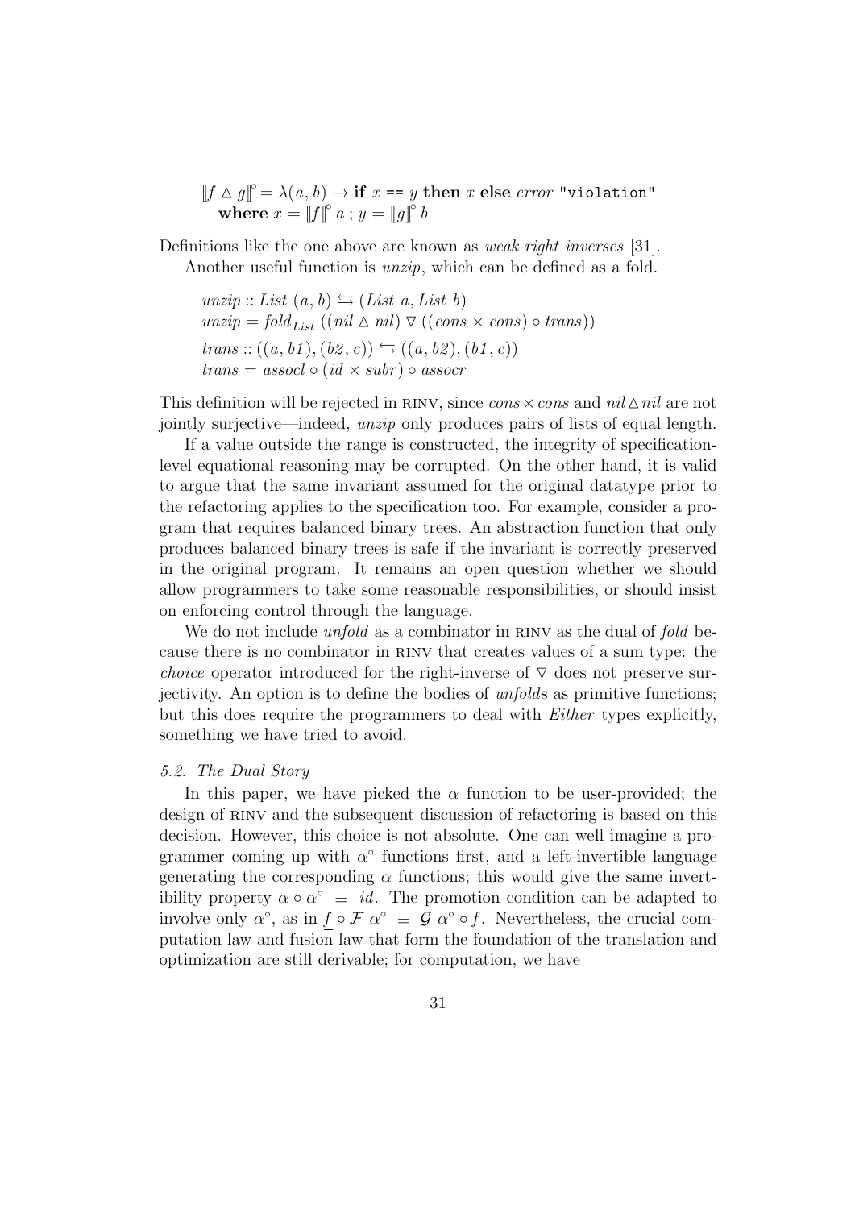$$[\![f \vartriangle g]\!]^{\circ} = \lambda(a, b) \rightarrow \textbf{if } x \texttt{ == } y \textbf{ then } x \textbf{ else } \mathit{error} \texttt{ "violation"}$$
$$\quad \textbf{where } x = [\![f]\!]^{\circ}\, a\ ;\ y = [\![g]\!]^{\circ}\, b$$

Definitions like the one above are known as *weak right inverses* [31].

Another useful function is *unzip*, which can be defined as a fold.

$$\begin{aligned}
&\mathit{unzip} :: \mathit{List}\ (a, b) \leftrightarrows (\mathit{List}\ a, \mathit{List}\ b) \\
&\mathit{unzip} = \mathit{fold}_{\mathit{List}}\ ((\mathit{nil} \vartriangle \mathit{nil}) \triangledown ((\mathit{cons} \times \mathit{cons}) \circ \mathit{trans})) \\
&\mathit{trans} :: ((a, b1), (b2, c)) \leftrightarrows ((a, b2), (b1, c)) \\
&\mathit{trans} = \mathit{assocl} \circ (\mathit{id} \times \mathit{subr}) \circ \mathit{assocr}
\end{aligned}$$

This definition will be rejected in RINV, since $\mathit{cons} \times \mathit{cons}$ and $\mathit{nil} \vartriangle \mathit{nil}$ are not jointly surjective—indeed, *unzip* only produces pairs of lists of equal length.

If a value outside the range is constructed, the integrity of specification-level equational reasoning may be corrupted. On the other hand, it is valid to argue that the same invariant assumed for the original datatype prior to the refactoring applies to the specification too. For example, consider a program that requires balanced binary trees. An abstraction function that only produces balanced binary trees is safe if the invariant is correctly preserved in the original program. It remains an open question whether we should allow programmers to take some reasonable responsibilities, or should insist on enforcing control through the language.

We do not include *unfold* as a combinator in RINV as the dual of *fold* because there is no combinator in RINV that creates values of a sum type: the *choice* operator introduced for the right-inverse of $\triangledown$ does not preserve surjectivity. An option is to define the bodies of *unfold*s as primitive functions; but this does require the programmers to deal with *Either* types explicitly, something we have tried to avoid.

### *5.2. The Dual Story*

In this paper, we have picked the $\alpha$ function to be user-provided; the design of RINV and the subsequent discussion of refactoring is based on this decision. However, this choice is not absolute. One can well imagine a programmer coming up with $\alpha^{\circ}$ functions first, and a left-invertible language generating the corresponding $\alpha$ functions; this would give the same invertibility property $\alpha \circ \alpha^{\circ} \ \equiv\ \mathit{id}$. The promotion condition can be adapted to involve only $\alpha^{\circ}$, as in $\underline{f} \circ \mathcal{F}\ \alpha^{\circ} \ \equiv\ \mathcal{G}\ \alpha^{\circ} \circ f$. Nevertheless, the crucial computation law and fusion law that form the foundation of the translation and optimization are still derivable; for computation, we have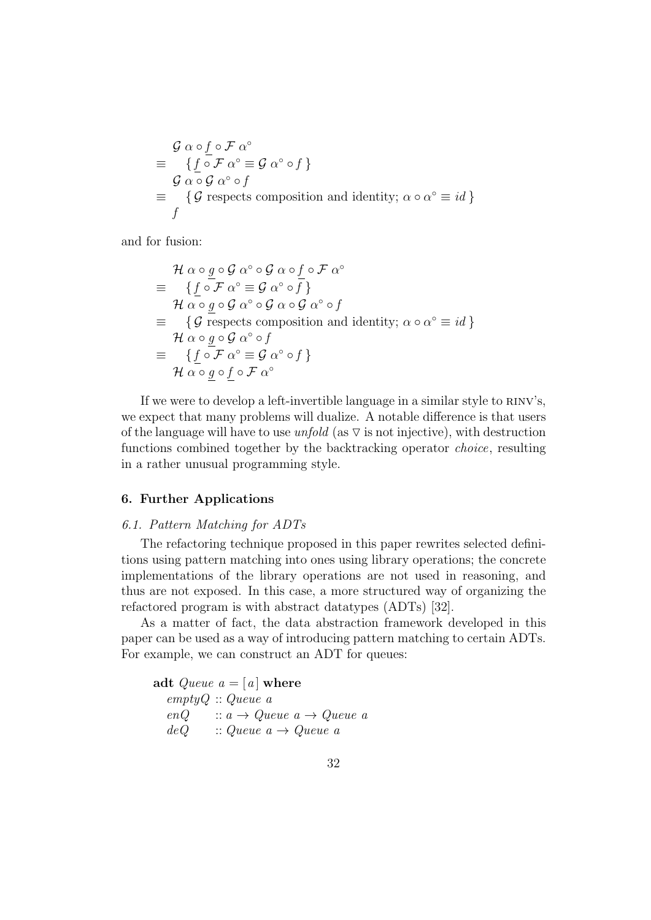$$
\begin{array}{ll}
& \mathcal{G}\ \alpha \circ \underline{f} \circ \mathcal{F}\ \alpha^{\circ} \\
\equiv & \quad \{\ \underline{f} \circ \mathcal{F}\ \alpha^{\circ} \equiv \mathcal{G}\ \alpha^{\circ} \circ f\ \} \\
& \mathcal{G}\ \alpha \circ \mathcal{G}\ \alpha^{\circ} \circ f \\
\equiv & \quad \{\ \mathcal{G} \text{ respects composition and identity; } \alpha \circ \alpha^{\circ} \equiv id\ \} \\
& f
\end{array}
$$

and for fusion:

$$
\begin{array}{ll}
& \mathcal{H}\ \alpha \circ \underline{g} \circ \mathcal{G}\ \alpha^{\circ} \circ \mathcal{G}\ \alpha \circ \underline{f} \circ \mathcal{F}\ \alpha^{\circ} \\
\equiv & \quad \{\ \underline{f} \circ \mathcal{F}\ \alpha^{\circ} \equiv \mathcal{G}\ \alpha^{\circ} \circ f\ \} \\
& \mathcal{H}\ \alpha \circ \underline{g} \circ \mathcal{G}\ \alpha^{\circ} \circ \mathcal{G}\ \alpha \circ \mathcal{G}\ \alpha^{\circ} \circ f \\
\equiv & \quad \{\ \mathcal{G} \text{ respects composition and identity; } \alpha \circ \alpha^{\circ} \equiv id\ \} \\
& \mathcal{H}\ \alpha \circ \underline{g} \circ \mathcal{G}\ \alpha^{\circ} \circ f \\
\equiv & \quad \{\ \underline{f} \circ \mathcal{F}\ \alpha^{\circ} \equiv \mathcal{G}\ \alpha^{\circ} \circ f\ \} \\
& \mathcal{H}\ \alpha \circ \underline{g} \circ \underline{f} \circ \mathcal{F}\ \alpha^{\circ}
\end{array}
$$

If we were to develop a left-invertible language in a similar style to RINV's, we expect that many problems will dualize. A notable difference is that users of the language will have to use *unfold* (as $\triangledown$ is not injective), with destruction functions combined together by the backtracking operator *choice*, resulting in a rather unusual programming style.

## 6. Further Applications

### 6.1. Pattern Matching for ADTs

The refactoring technique proposed in this paper rewrites selected definitions using pattern matching into ones using library operations; the concrete implementations of the library operations are not used in reasoning, and thus are not exposed. In this case, a more structured way of organizing the refactored program is with abstract datatypes (ADTs) [32].

As a matter of fact, the data abstraction framework developed in this paper can be used as a way of introducing pattern matching to certain ADTs. For example, we can construct an ADT for queues:

$$
\begin{array}{ll}
\mathbf{adt}\ \mathit{Queue}\ a = [\,a\,]\ \mathbf{where} & \\
\quad \mathit{emptyQ} & :: \mathit{Queue}\ a \\
\quad \mathit{enQ} & :: a \rightarrow \mathit{Queue}\ a \rightarrow \mathit{Queue}\ a \\
\quad \mathit{deQ} & :: \mathit{Queue}\ a \rightarrow \mathit{Queue}\ a
\end{array}
$$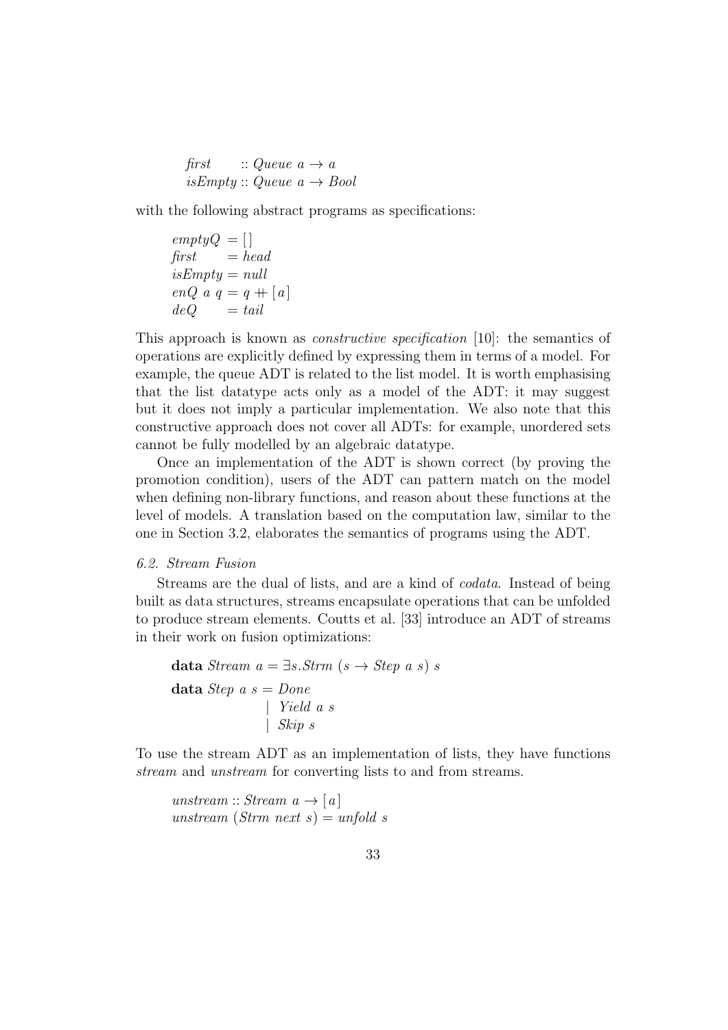$$
\begin{aligned}
&\mathit{first} \quad\;\; :: \mathit{Queue}\ a \to a \\
&\mathit{isEmpty} :: \mathit{Queue}\ a \to \mathit{Bool}
\end{aligned}
$$

with the following abstract programs as specifications:

$$
\begin{aligned}
&\mathit{emptyQ}\ = [\,] \\
&\mathit{first} \quad\ = \mathit{head} \\
&\mathit{isEmpty} = \mathit{null} \\
&\mathit{enQ}\ a\ q = q +\!\!+ [\,a\,] \\
&\mathit{deQ} \quad\ = \mathit{tail}
\end{aligned}
$$

This approach is known as *constructive specification* [10]: the semantics of operations are explicitly defined by expressing them in terms of a model. For example, the queue ADT is related to the list model. It is worth emphasising that the list datatype acts only as a model of the ADT: it may suggest but it does not imply a particular implementation. We also note that this constructive approach does not cover all ADTs: for example, unordered sets cannot be fully modelled by an algebraic datatype.

Once an implementation of the ADT is shown correct (by proving the promotion condition), users of the ADT can pattern match on the model when defining non-library functions, and reason about these functions at the level of models. A translation based on the computation law, similar to the one in Section 3.2, elaborates the semantics of programs using the ADT.

*6.2. Stream Fusion*

Streams are the dual of lists, and are a kind of *codata*. Instead of being built as data structures, streams encapsulate operations that can be unfolded to produce stream elements. Coutts et al. [33] introduce an ADT of streams in their work on fusion optimizations:

$$
\textbf{data}\ \mathit{Stream}\ a = \exists s.\mathit{Strm}\ (s \to \mathit{Step}\ a\ s)\ s
$$

$$
\begin{aligned}
\textbf{data}\ \mathit{Step}\ a\ s &= \mathit{Done} \\
&\mid\ \mathit{Yield}\ a\ s \\
&\mid\ \mathit{Skip}\ s
\end{aligned}
$$

To use the stream ADT as an implementation of lists, they have functions *stream* and *unstream* for converting lists to and from streams.

$$
\begin{aligned}
&\mathit{unstream} :: \mathit{Stream}\ a \to [\,a\,] \\
&\mathit{unstream}\ (\mathit{Strm}\ \mathit{next}\ s) = \mathit{unfold}\ s
\end{aligned}
$$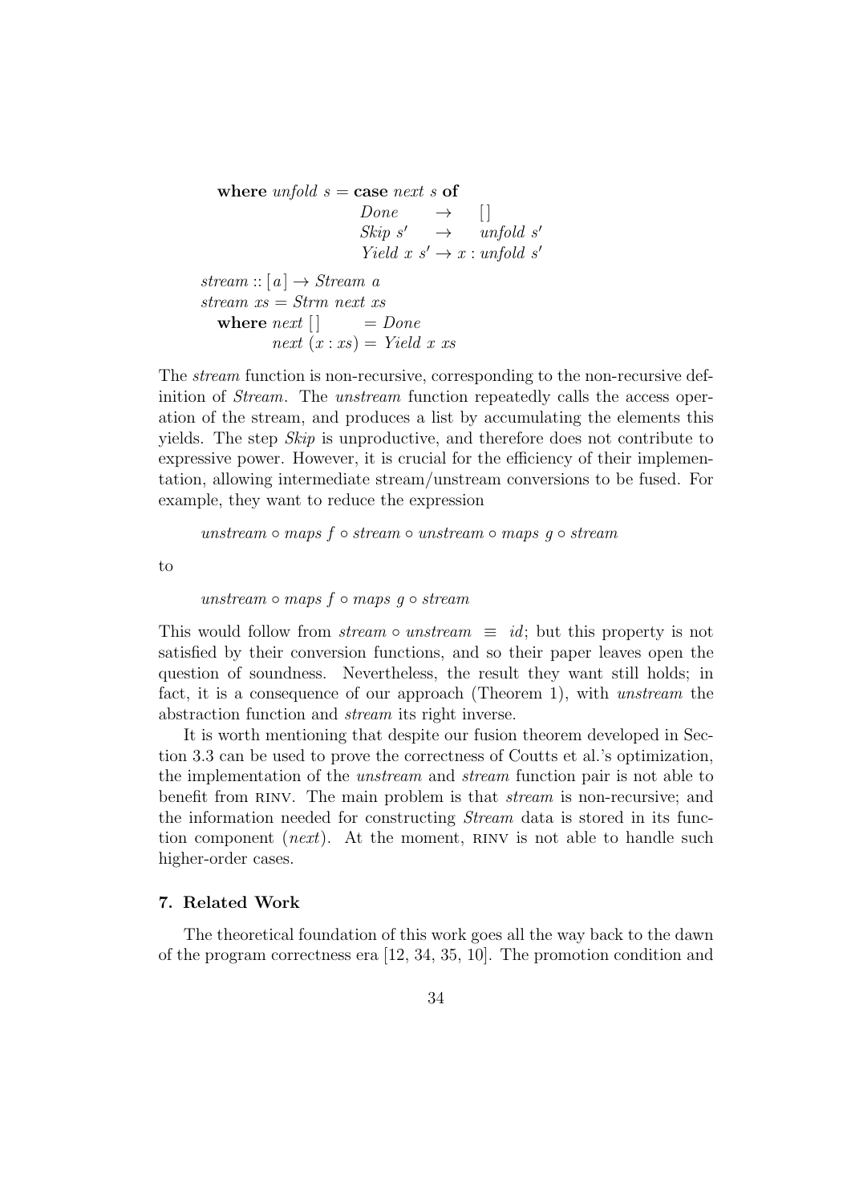```
    where unfold s = case next s of
                       Done      →  []
                       Skip s'   →  unfold s'
                       Yield x s' → x : unfold s'

stream :: [a] → Stream a
stream xs = Strm next xs
  where next []       = Done
        next (x : xs) = Yield x xs
```

The *stream* function is non-recursive, corresponding to the non-recursive definition of *Stream*. The *unstream* function repeatedly calls the access operation of the stream, and produces a list by accumulating the elements this yields. The step *Skip* is unproductive, and therefore does not contribute to expressive power. However, it is crucial for the efficiency of their implementation, allowing intermediate stream/unstream conversions to be fused. For example, they want to reduce the expression

$$\mathit{unstream} \circ \mathit{maps}\ f \circ \mathit{stream} \circ \mathit{unstream} \circ \mathit{maps}\ g \circ \mathit{stream}$$

to

$$\mathit{unstream} \circ \mathit{maps}\ f \circ \mathit{maps}\ g \circ \mathit{stream}$$

This would follow from $\mathit{stream} \circ \mathit{unstream} \equiv \mathit{id}$; but this property is not satisfied by their conversion functions, and so their paper leaves open the question of soundness. Nevertheless, the result they want still holds; in fact, it is a consequence of our approach (Theorem 1), with *unstream* the abstraction function and *stream* its right inverse.

It is worth mentioning that despite our fusion theorem developed in Section 3.3 can be used to prove the correctness of Coutts et al.'s optimization, the implementation of the *unstream* and *stream* function pair is not able to benefit from RINV. The main problem is that *stream* is non-recursive; and the information needed for constructing *Stream* data is stored in its function component (*next*). At the moment, RINV is not able to handle such higher-order cases.

## 7. Related Work

The theoretical foundation of this work goes all the way back to the dawn of the program correctness era [12, 34, 35, 10]. The promotion condition and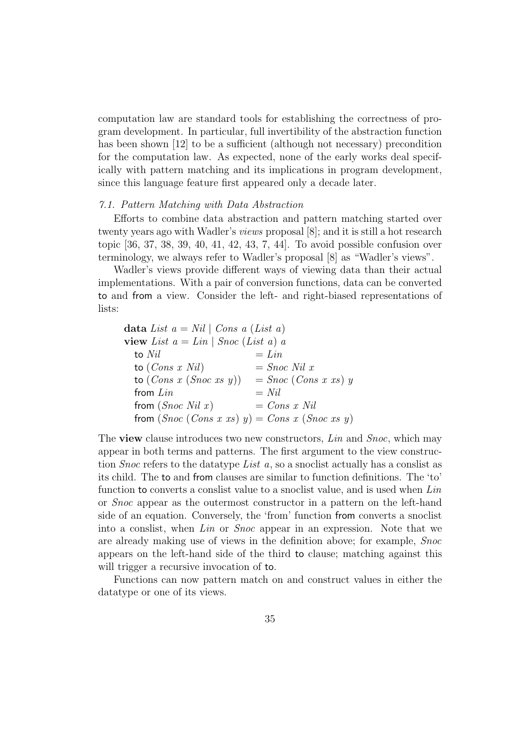computation law are standard tools for establishing the correctness of program development. In particular, full invertibility of the abstraction function has been shown [12] to be a sufficient (although not necessary) precondition for the computation law. As expected, none of the early works deal specifically with pattern matching and its implications in program development, since this language feature first appeared only a decade later.

### *7.1. Pattern Matching with Data Abstraction*

Efforts to combine data abstraction and pattern matching started over twenty years ago with Wadler's *views* proposal [8]; and it is still a hot research topic [36, 37, 38, 39, 40, 41, 42, 43, 7, 44]. To avoid possible confusion over terminology, we always refer to Wadler's proposal [8] as "Wadler's views".

Wadler's views provide different ways of viewing data than their actual implementations. With a pair of conversion functions, data can be converted to and from a view. Consider the left- and right-biased representations of lists:

```
data List a = Nil | Cons a (List a)
view List a = Lin | Snoc (List a) a
  to Nil                       = Lin
  to (Cons x Nil)              = Snoc Nil x
  to (Cons x (Snoc xs y))      = Snoc (Cons x xs) y
  from Lin                     = Nil
  from (Snoc Nil x)            = Cons x Nil
  from (Snoc (Cons x xs) y)    = Cons x (Snoc xs y)
```

The **view** clause introduces two new constructors, *Lin* and *Snoc*, which may appear in both terms and patterns. The first argument to the view construction *Snoc* refers to the datatype *List a*, so a snoclist actually has a conslist as its child. The to and from clauses are similar to function definitions. The 'to' function to converts a conslist value to a snoclist value, and is used when *Lin* or *Snoc* appear as the outermost constructor in a pattern on the left-hand side of an equation. Conversely, the 'from' function from converts a snoclist into a conslist, when *Lin* or *Snoc* appear in an expression. Note that we are already making use of views in the definition above; for example, *Snoc* appears on the left-hand side of the third to clause; matching against this will trigger a recursive invocation of to.

Functions can now pattern match on and construct values in either the datatype or one of its views.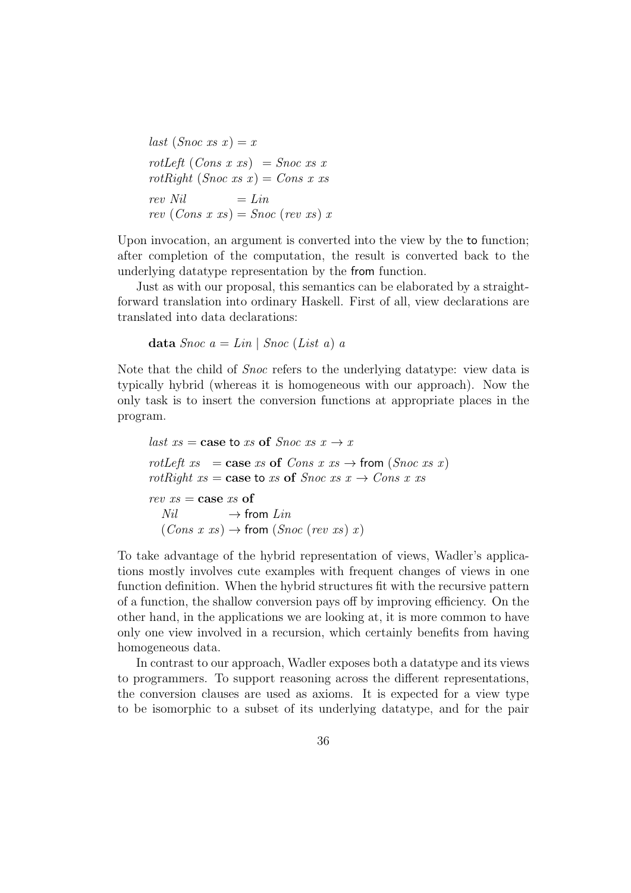```
last (Snoc xs x) = x

rotLeft (Cons x xs)  = Snoc xs x
rotRight (Snoc xs x) = Cons x xs

rev Nil         = Lin
rev (Cons x xs) = Snoc (rev xs) x
```

Upon invocation, an argument is converted into the view by the to function; after completion of the computation, the result is converted back to the underlying datatype representation by the from function.

Just as with our proposal, this semantics can be elaborated by a straightforward translation into ordinary Haskell. First of all, view declarations are translated into data declarations:

```
data Snoc a = Lin | Snoc (List a) a
```

Note that the child of *Snoc* refers to the underlying datatype: view data is typically hybrid (whereas it is homogeneous with our approach). Now the only task is to insert the conversion functions at appropriate places in the program.

```
last xs = case to xs of Snoc xs x → x

rotLeft xs  = case xs of Cons x xs → from (Snoc xs x)
rotRight xs = case to xs of Snoc xs x → Cons x xs

rev xs = case xs of
  Nil         → from Lin
  (Cons x xs) → from (Snoc (rev xs) x)
```

To take advantage of the hybrid representation of views, Wadler's applications mostly involves cute examples with frequent changes of views in one function definition. When the hybrid structures fit with the recursive pattern of a function, the shallow conversion pays off by improving efficiency. On the other hand, in the applications we are looking at, it is more common to have only one view involved in a recursion, which certainly benefits from having homogeneous data.

In contrast to our approach, Wadler exposes both a datatype and its views to programmers. To support reasoning across the different representations, the conversion clauses are used as axioms. It is expected for a view type to be isomorphic to a subset of its underlying datatype, and for the pair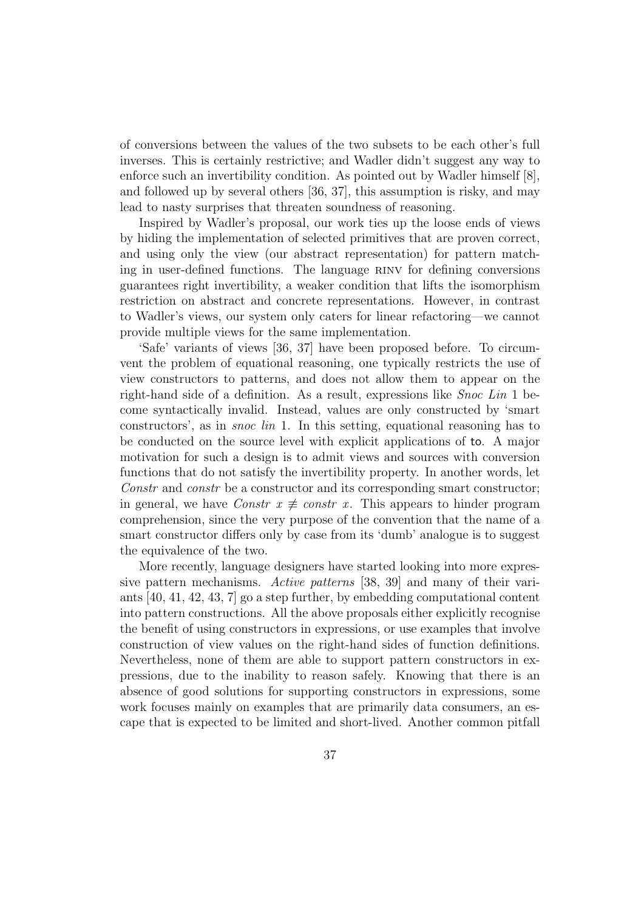of conversions between the values of the two subsets to be each other's full inverses. This is certainly restrictive; and Wadler didn't suggest any way to enforce such an invertibility condition. As pointed out by Wadler himself [8], and followed up by several others [36, 37], this assumption is risky, and may lead to nasty surprises that threaten soundness of reasoning.

Inspired by Wadler's proposal, our work ties up the loose ends of views by hiding the implementation of selected primitives that are proven correct, and using only the view (our abstract representation) for pattern matching in user-defined functions. The language RINV for defining conversions guarantees right invertibility, a weaker condition that lifts the isomorphism restriction on abstract and concrete representations. However, in contrast to Wadler's views, our system only caters for linear refactoring—we cannot provide multiple views for the same implementation.

'Safe' variants of views [36, 37] have been proposed before. To circumvent the problem of equational reasoning, one typically restricts the use of view constructors to patterns, and does not allow them to appear on the right-hand side of a definition. As a result, expressions like *Snoc Lin* 1 become syntactically invalid. Instead, values are only constructed by 'smart constructors', as in *snoc lin* 1. In this setting, equational reasoning has to be conducted on the source level with explicit applications of to. A major motivation for such a design is to admit views and sources with conversion functions that do not satisfy the invertibility property. In another words, let *Constr* and *constr* be a constructor and its corresponding smart constructor; in general, we have $Constr\ x \not\equiv constr\ x$. This appears to hinder program comprehension, since the very purpose of the convention that the name of a smart constructor differs only by case from its 'dumb' analogue is to suggest the equivalence of the two.

More recently, language designers have started looking into more expressive pattern mechanisms. *Active patterns* [38, 39] and many of their variants [40, 41, 42, 43, 7] go a step further, by embedding computational content into pattern constructions. All the above proposals either explicitly recognise the benefit of using constructors in expressions, or use examples that involve construction of view values on the right-hand sides of function definitions. Nevertheless, none of them are able to support pattern constructors in expressions, due to the inability to reason safely. Knowing that there is an absence of good solutions for supporting constructors in expressions, some work focuses mainly on examples that are primarily data consumers, an escape that is expected to be limited and short-lived. Another common pitfall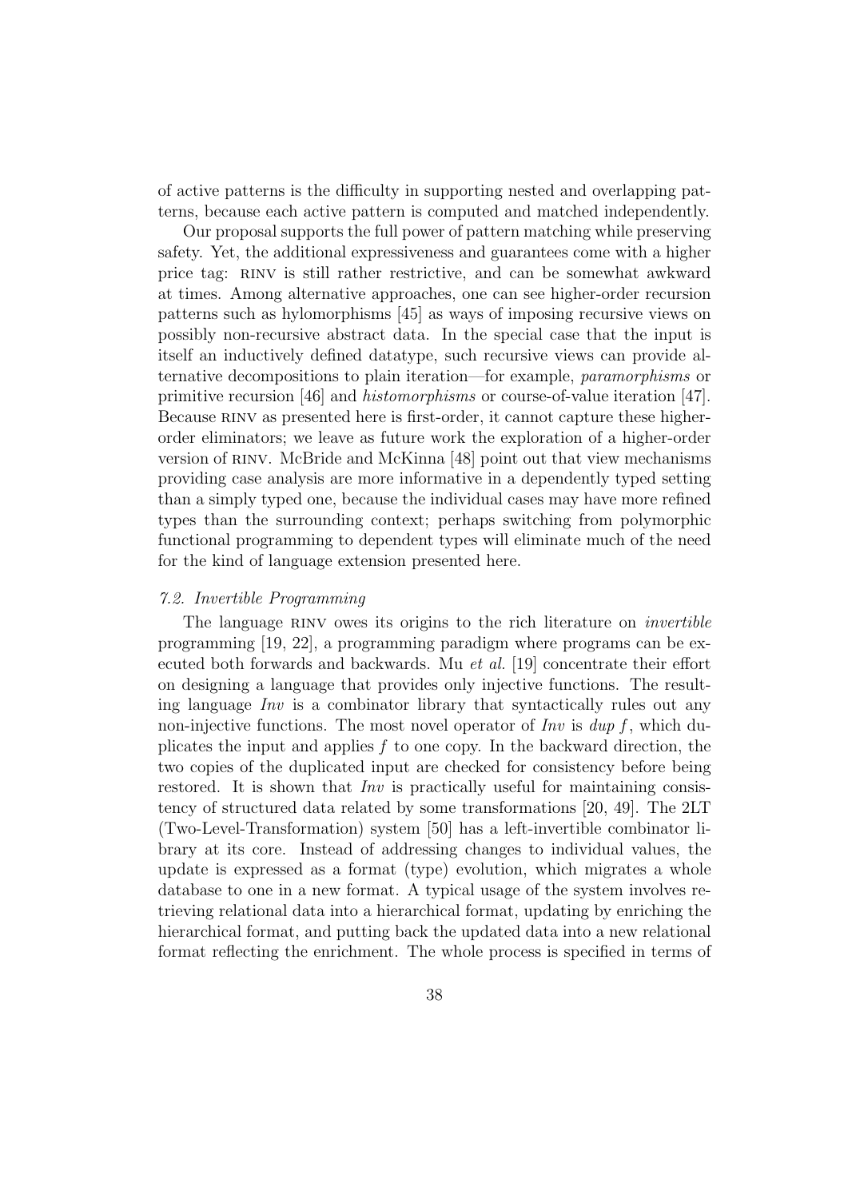of active patterns is the difficulty in supporting nested and overlapping patterns, because each active pattern is computed and matched independently.

Our proposal supports the full power of pattern matching while preserving safety. Yet, the additional expressiveness and guarantees come with a higher price tag: RINV is still rather restrictive, and can be somewhat awkward at times. Among alternative approaches, one can see higher-order recursion patterns such as hylomorphisms [45] as ways of imposing recursive views on possibly non-recursive abstract data. In the special case that the input is itself an inductively defined datatype, such recursive views can provide alternative decompositions to plain iteration—for example, *paramorphisms* or primitive recursion [46] and *histomorphisms* or course-of-value iteration [47]. Because RINV as presented here is first-order, it cannot capture these higher-order eliminators; we leave as future work the exploration of a higher-order version of RINV. McBride and McKinna [48] point out that view mechanisms providing case analysis are more informative in a dependently typed setting than a simply typed one, because the individual cases may have more refined types than the surrounding context; perhaps switching from polymorphic functional programming to dependent types will eliminate much of the need for the kind of language extension presented here.

### *7.2. Invertible Programming*

The language RINV owes its origins to the rich literature on *invertible* programming [19, 22], a programming paradigm where programs can be executed both forwards and backwards. Mu *et al.* [19] concentrate their effort on designing a language that provides only injective functions. The resulting language *Inv* is a combinator library that syntactically rules out any non-injective functions. The most novel operator of *Inv* is *dup* $f$, which duplicates the input and applies $f$ to one copy. In the backward direction, the two copies of the duplicated input are checked for consistency before being restored. It is shown that *Inv* is practically useful for maintaining consistency of structured data related by some transformations [20, 49]. The 2LT (Two-Level-Transformation) system [50] has a left-invertible combinator library at its core. Instead of addressing changes to individual values, the update is expressed as a format (type) evolution, which migrates a whole database to one in a new format. A typical usage of the system involves retrieving relational data into a hierarchical format, updating by enriching the hierarchical format, and putting back the updated data into a new relational format reflecting the enrichment. The whole process is specified in terms of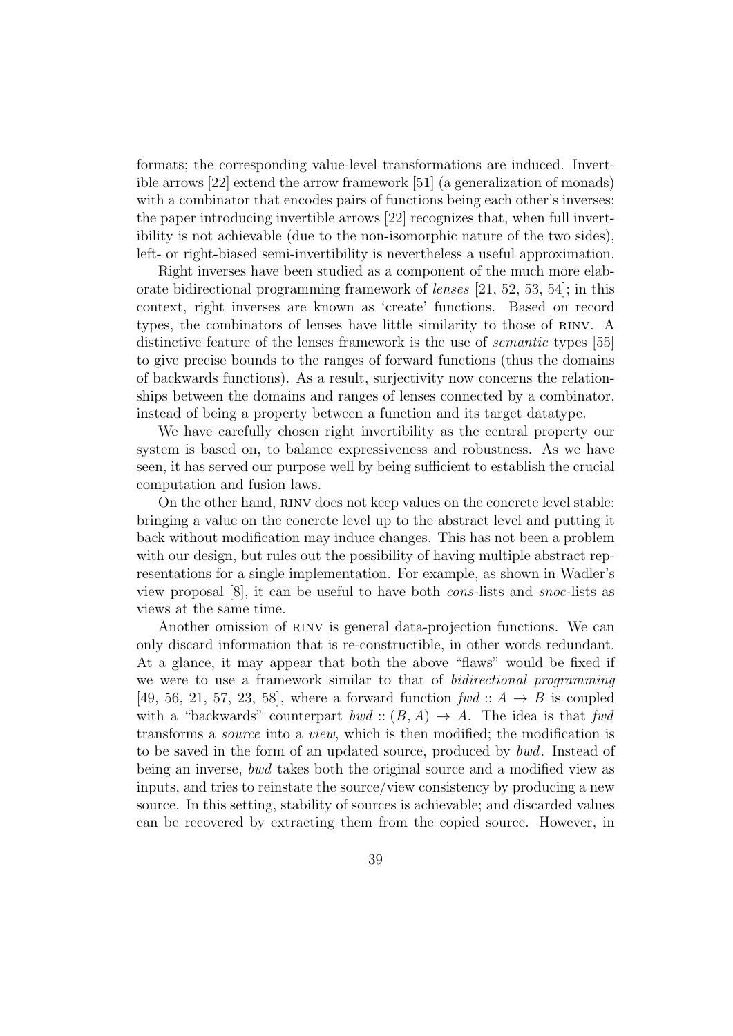formats; the corresponding value-level transformations are induced. Invertible arrows [22] extend the arrow framework [51] (a generalization of monads) with a combinator that encodes pairs of functions being each other's inverses; the paper introducing invertible arrows [22] recognizes that, when full invertibility is not achievable (due to the non-isomorphic nature of the two sides), left- or right-biased semi-invertibility is nevertheless a useful approximation.

Right inverses have been studied as a component of the much more elaborate bidirectional programming framework of *lenses* [21, 52, 53, 54]; in this context, right inverses are known as 'create' functions. Based on record types, the combinators of lenses have little similarity to those of RINV. A distinctive feature of the lenses framework is the use of *semantic* types [55] to give precise bounds to the ranges of forward functions (thus the domains of backwards functions). As a result, surjectivity now concerns the relationships between the domains and ranges of lenses connected by a combinator, instead of being a property between a function and its target datatype.

We have carefully chosen right invertibility as the central property our system is based on, to balance expressiveness and robustness. As we have seen, it has served our purpose well by being sufficient to establish the crucial computation and fusion laws.

On the other hand, RINV does not keep values on the concrete level stable: bringing a value on the concrete level up to the abstract level and putting it back without modification may induce changes. This has not been a problem with our design, but rules out the possibility of having multiple abstract representations for a single implementation. For example, as shown in Wadler's view proposal [8], it can be useful to have both *cons*-lists and *snoc*-lists as views at the same time.

Another omission of RINV is general data-projection functions. We can only discard information that is re-constructible, in other words redundant. At a glance, it may appear that both the above "flaws" would be fixed if we were to use a framework similar to that of *bidirectional programming* [49, 56, 21, 57, 23, 58], where a forward function $fwd :: A \to B$ is coupled with a "backwards" counterpart $bwd :: (B, A) \to A$. The idea is that $fwd$ transforms a *source* into a *view*, which is then modified; the modification is to be saved in the form of an updated source, produced by $bwd$. Instead of being an inverse, $bwd$ takes both the original source and a modified view as inputs, and tries to reinstate the source/view consistency by producing a new source. In this setting, stability of sources is achievable; and discarded values can be recovered by extracting them from the copied source. However, in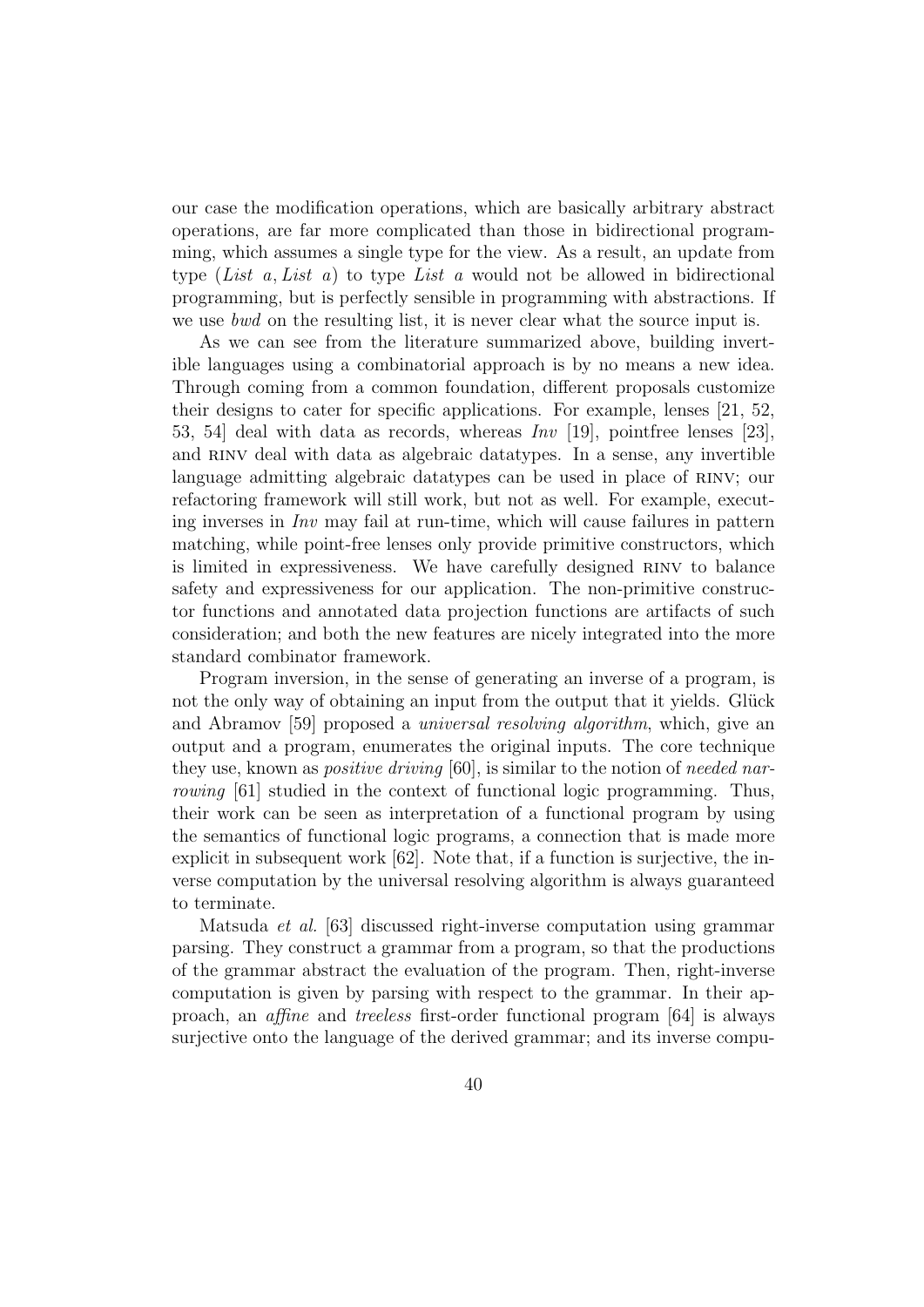our case the modification operations, which are basically arbitrary abstract operations, are far more complicated than those in bidirectional programming, which assumes a single type for the view. As a result, an update from type (*List a*, *List a*) to type *List a* would not be allowed in bidirectional programming, but is perfectly sensible in programming with abstractions. If we use *bwd* on the resulting list, it is never clear what the source input is.

As we can see from the literature summarized above, building invertible languages using a combinatorial approach is by no means a new idea. Through coming from a common foundation, different proposals customize their designs to cater for specific applications. For example, lenses [21, 52, 53, 54] deal with data as records, whereas *Inv* [19], pointfree lenses [23], and RINV deal with data as algebraic datatypes. In a sense, any invertible language admitting algebraic datatypes can be used in place of RINV; our refactoring framework will still work, but not as well. For example, executing inverses in *Inv* may fail at run-time, which will cause failures in pattern matching, while point-free lenses only provide primitive constructors, which is limited in expressiveness. We have carefully designed RINV to balance safety and expressiveness for our application. The non-primitive constructor functions and annotated data projection functions are artifacts of such consideration; and both the new features are nicely integrated into the more standard combinator framework.

Program inversion, in the sense of generating an inverse of a program, is not the only way of obtaining an input from the output that it yields. Glück and Abramov [59] proposed a *universal resolving algorithm*, which, give an output and a program, enumerates the original inputs. The core technique they use, known as *positive driving* [60], is similar to the notion of *needed narrowing* [61] studied in the context of functional logic programming. Thus, their work can be seen as interpretation of a functional program by using the semantics of functional logic programs, a connection that is made more explicit in subsequent work [62]. Note that, if a function is surjective, the inverse computation by the universal resolving algorithm is always guaranteed to terminate.

Matsuda *et al.* [63] discussed right-inverse computation using grammar parsing. They construct a grammar from a program, so that the productions of the grammar abstract the evaluation of the program. Then, right-inverse computation is given by parsing with respect to the grammar. In their approach, an *affine* and *treeless* first-order functional program [64] is always surjective onto the language of the derived grammar; and its inverse compu-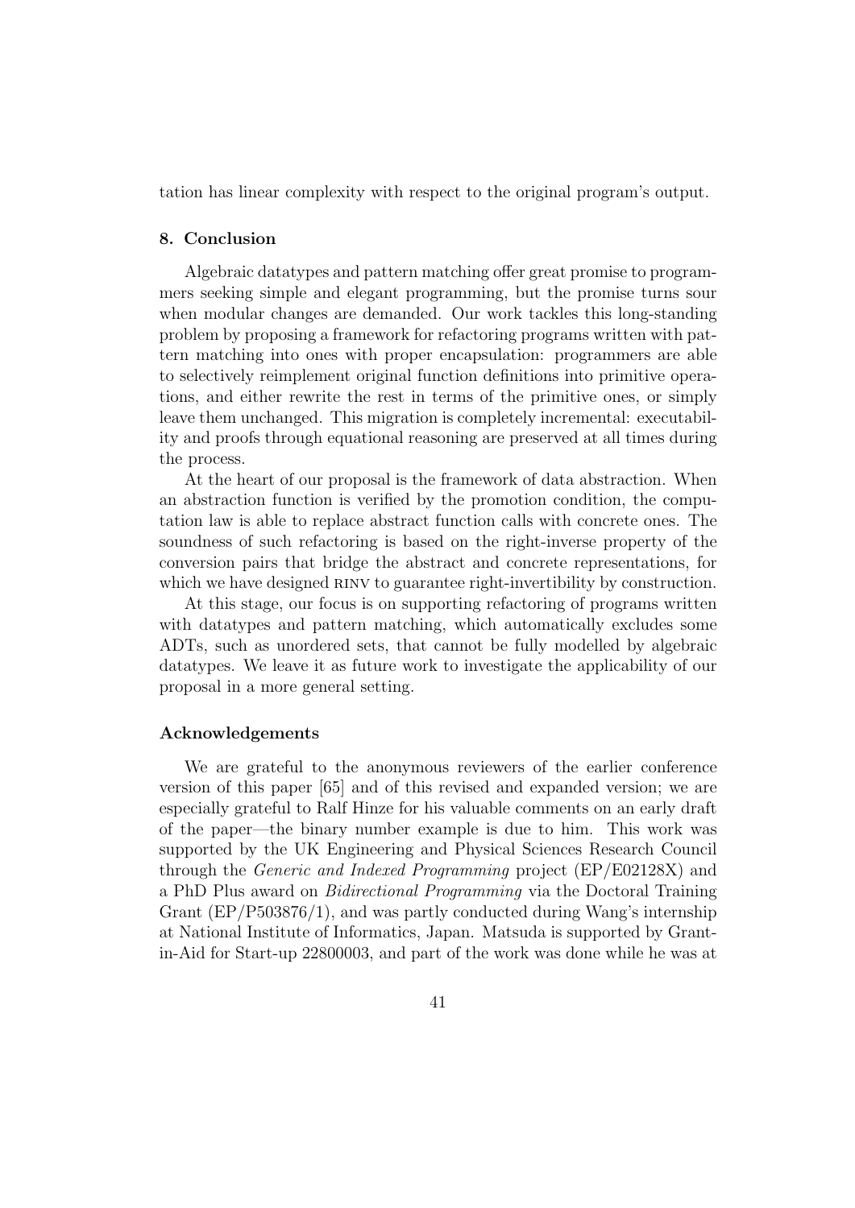tation has linear complexity with respect to the original program's output.

## 8. Conclusion

Algebraic datatypes and pattern matching offer great promise to programmers seeking simple and elegant programming, but the promise turns sour when modular changes are demanded. Our work tackles this long-standing problem by proposing a framework for refactoring programs written with pattern matching into ones with proper encapsulation: programmers are able to selectively reimplement original function definitions into primitive operations, and either rewrite the rest in terms of the primitive ones, or simply leave them unchanged. This migration is completely incremental: executability and proofs through equational reasoning are preserved at all times during the process.

At the heart of our proposal is the framework of data abstraction. When an abstraction function is verified by the promotion condition, the computation law is able to replace abstract function calls with concrete ones. The soundness of such refactoring is based on the right-inverse property of the conversion pairs that bridge the abstract and concrete representations, for which we have designed RINV to guarantee right-invertibility by construction.

At this stage, our focus is on supporting refactoring of programs written with datatypes and pattern matching, which automatically excludes some ADTs, such as unordered sets, that cannot be fully modelled by algebraic datatypes. We leave it as future work to investigate the applicability of our proposal in a more general setting.

### Acknowledgements

We are grateful to the anonymous reviewers of the earlier conference version of this paper [65] and of this revised and expanded version; we are especially grateful to Ralf Hinze for his valuable comments on an early draft of the paper—the binary number example is due to him. This work was supported by the UK Engineering and Physical Sciences Research Council through the *Generic and Indexed Programming* project (EP/E02128X) and a PhD Plus award on *Bidirectional Programming* via the Doctoral Training Grant (EP/P503876/1), and was partly conducted during Wang's internship at National Institute of Informatics, Japan. Matsuda is supported by Grant-in-Aid for Start-up 22800003, and part of the work was done while he was at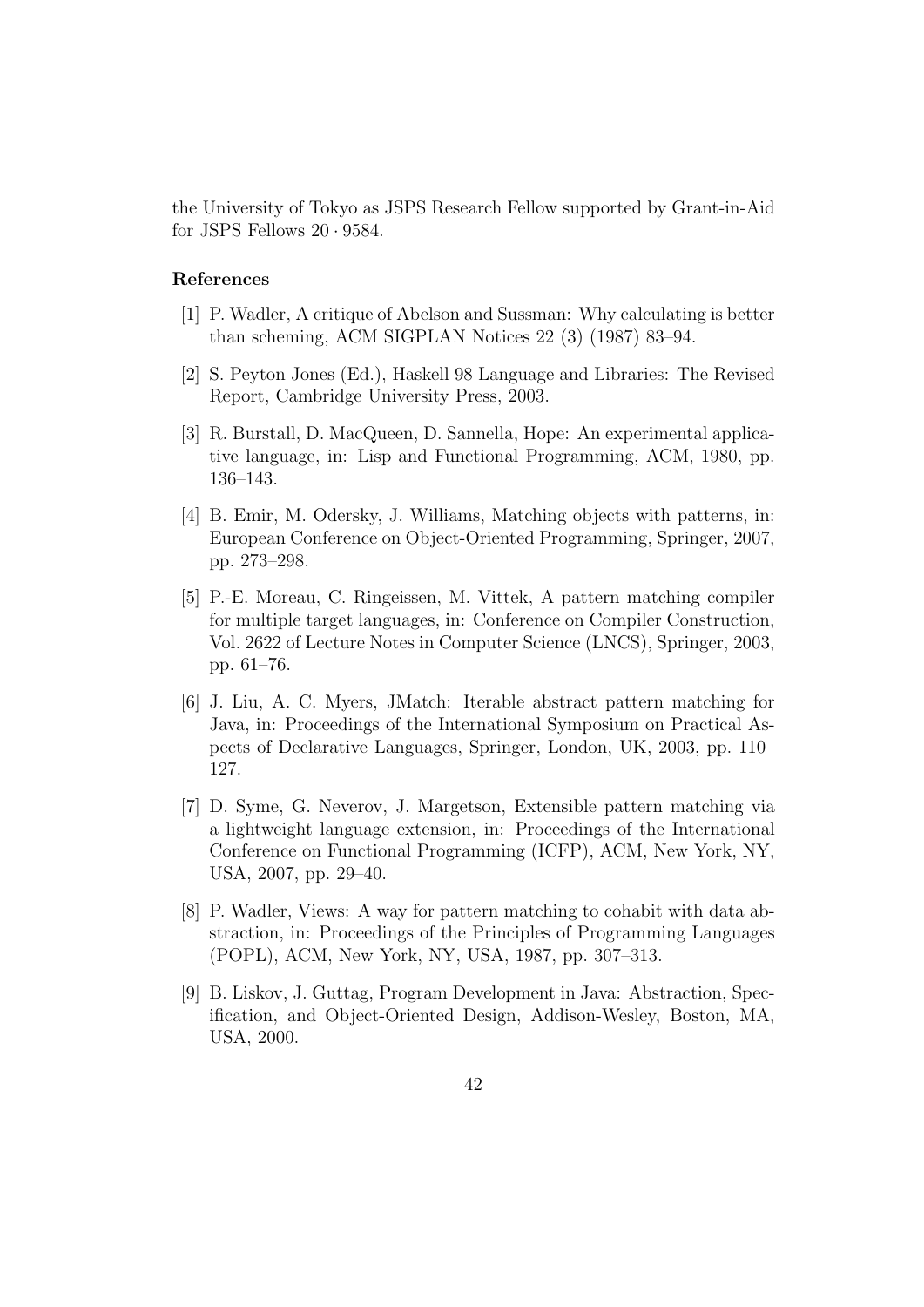the University of Tokyo as JSPS Research Fellow supported by Grant-in-Aid for JSPS Fellows $20 \cdot 9584$.

### References

[1] P. Wadler, A critique of Abelson and Sussman: Why calculating is better than scheming, ACM SIGPLAN Notices 22 (3) (1987) 83–94.

[2] S. Peyton Jones (Ed.), Haskell 98 Language and Libraries: The Revised Report, Cambridge University Press, 2003.

[3] R. Burstall, D. MacQueen, D. Sannella, Hope: An experimental applicative language, in: Lisp and Functional Programming, ACM, 1980, pp. 136–143.

[4] B. Emir, M. Odersky, J. Williams, Matching objects with patterns, in: European Conference on Object-Oriented Programming, Springer, 2007, pp. 273–298.

[5] P.-E. Moreau, C. Ringeissen, M. Vittek, A pattern matching compiler for multiple target languages, in: Conference on Compiler Construction, Vol. 2622 of Lecture Notes in Computer Science (LNCS), Springer, 2003, pp. 61–76.

[6] J. Liu, A. C. Myers, JMatch: Iterable abstract pattern matching for Java, in: Proceedings of the International Symposium on Practical Aspects of Declarative Languages, Springer, London, UK, 2003, pp. 110–127.

[7] D. Syme, G. Neverov, J. Margetson, Extensible pattern matching via a lightweight language extension, in: Proceedings of the International Conference on Functional Programming (ICFP), ACM, New York, NY, USA, 2007, pp. 29–40.

[8] P. Wadler, Views: A way for pattern matching to cohabit with data abstraction, in: Proceedings of the Principles of Programming Languages (POPL), ACM, New York, NY, USA, 1987, pp. 307–313.

[9] B. Liskov, J. Guttag, Program Development in Java: Abstraction, Specification, and Object-Oriented Design, Addison-Wesley, Boston, MA, USA, 2000.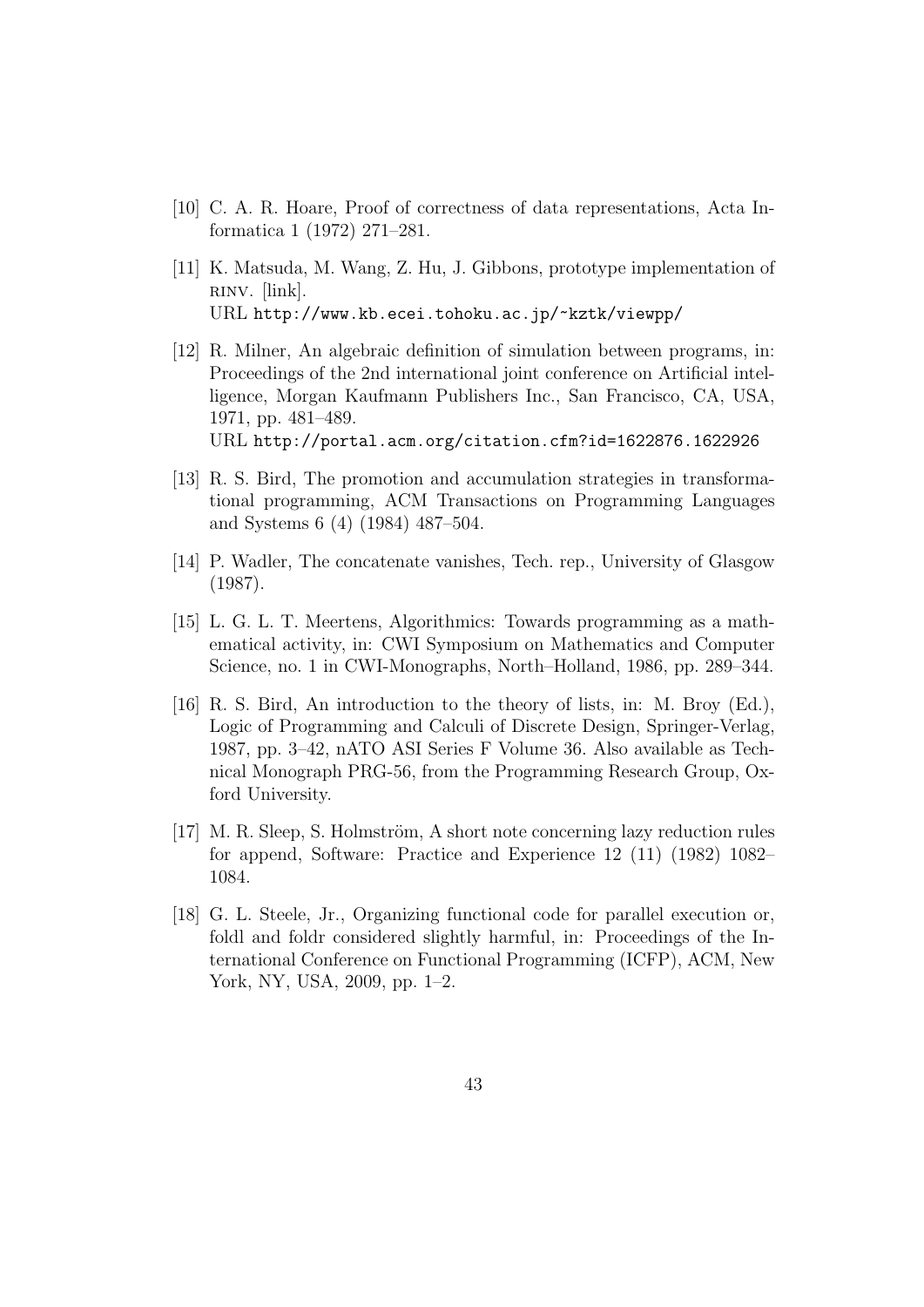- [10] C. A. R. Hoare, Proof of correctness of data representations, Acta Informatica 1 (1972) 271–281.
- [11] K. Matsuda, M. Wang, Z. Hu, J. Gibbons, prototype implementation of RINV. [link].
  URL http://www.kb.ecei.tohoku.ac.jp/~kztk/viewpp/
- [12] R. Milner, An algebraic definition of simulation between programs, in: Proceedings of the 2nd international joint conference on Artificial intelligence, Morgan Kaufmann Publishers Inc., San Francisco, CA, USA, 1971, pp. 481–489.
  URL http://portal.acm.org/citation.cfm?id=1622876.1622926
- [13] R. S. Bird, The promotion and accumulation strategies in transformational programming, ACM Transactions on Programming Languages and Systems 6 (4) (1984) 487–504.
- [14] P. Wadler, The concatenate vanishes, Tech. rep., University of Glasgow (1987).
- [15] L. G. L. T. Meertens, Algorithmics: Towards programming as a mathematical activity, in: CWI Symposium on Mathematics and Computer Science, no. 1 in CWI-Monographs, North–Holland, 1986, pp. 289–344.
- [16] R. S. Bird, An introduction to the theory of lists, in: M. Broy (Ed.), Logic of Programming and Calculi of Discrete Design, Springer-Verlag, 1987, pp. 3–42, nATO ASI Series F Volume 36. Also available as Technical Monograph PRG-56, from the Programming Research Group, Oxford University.
- [17] M. R. Sleep, S. Holmström, A short note concerning lazy reduction rules for append, Software: Practice and Experience 12 (11) (1982) 1082–1084.
- [18] G. L. Steele, Jr., Organizing functional code for parallel execution or, foldl and foldr considered slightly harmful, in: Proceedings of the International Conference on Functional Programming (ICFP), ACM, New York, NY, USA, 2009, pp. 1–2.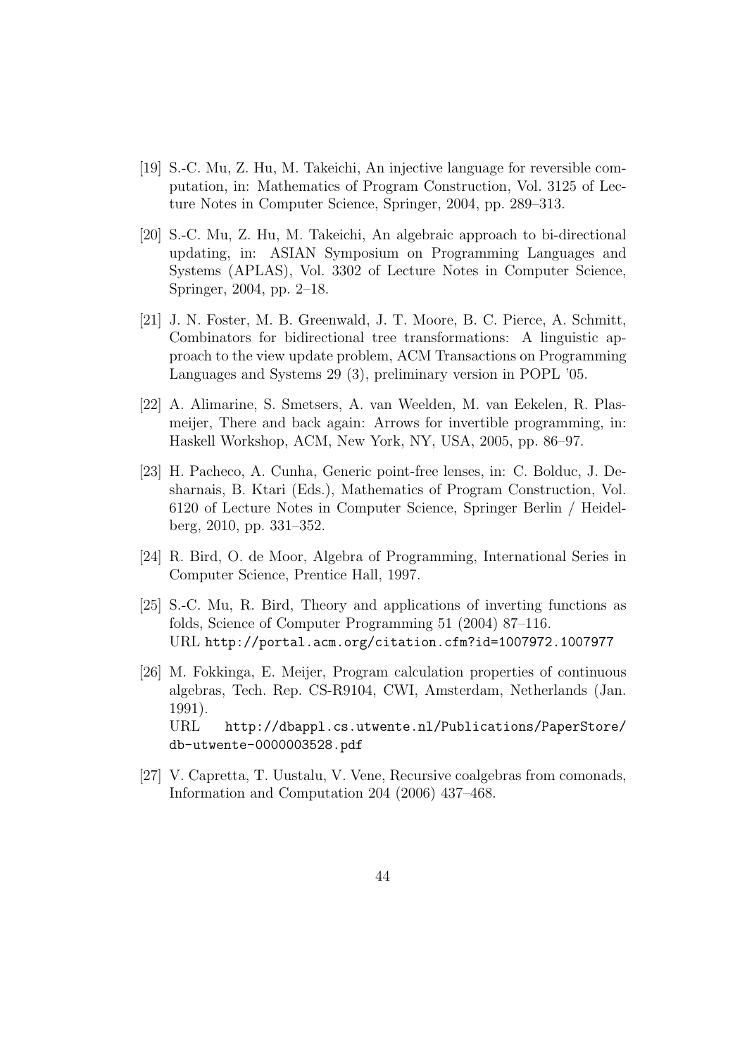[19] S.-C. Mu, Z. Hu, M. Takeichi, An injective language for reversible computation, in: Mathematics of Program Construction, Vol. 3125 of Lecture Notes in Computer Science, Springer, 2004, pp. 289–313.

[20] S.-C. Mu, Z. Hu, M. Takeichi, An algebraic approach to bi-directional updating, in: ASIAN Symposium on Programming Languages and Systems (APLAS), Vol. 3302 of Lecture Notes in Computer Science, Springer, 2004, pp. 2–18.

[21] J. N. Foster, M. B. Greenwald, J. T. Moore, B. C. Pierce, A. Schmitt, Combinators for bidirectional tree transformations: A linguistic approach to the view update problem, ACM Transactions on Programming Languages and Systems 29 (3), preliminary version in POPL '05.

[22] A. Alimarine, S. Smetsers, A. van Weelden, M. van Eekelen, R. Plasmeijer, There and back again: Arrows for invertible programming, in: Haskell Workshop, ACM, New York, NY, USA, 2005, pp. 86–97.

[23] H. Pacheco, A. Cunha, Generic point-free lenses, in: C. Bolduc, J. Desharnais, B. Ktari (Eds.), Mathematics of Program Construction, Vol. 6120 of Lecture Notes in Computer Science, Springer Berlin / Heidelberg, 2010, pp. 331–352.

[24] R. Bird, O. de Moor, Algebra of Programming, International Series in Computer Science, Prentice Hall, 1997.

[25] S.-C. Mu, R. Bird, Theory and applications of inverting functions as folds, Science of Computer Programming 51 (2004) 87–116.
URL `http://portal.acm.org/citation.cfm?id=1007972.1007977`

[26] M. Fokkinga, E. Meijer, Program calculation properties of continuous algebras, Tech. Rep. CS-R9104, CWI, Amsterdam, Netherlands (Jan. 1991).
URL `http://dbappl.cs.utwente.nl/Publications/PaperStore/db-utwente-0000003528.pdf`

[27] V. Capretta, T. Uustalu, V. Vene, Recursive coalgebras from comonads, Information and Computation 204 (2006) 437–468.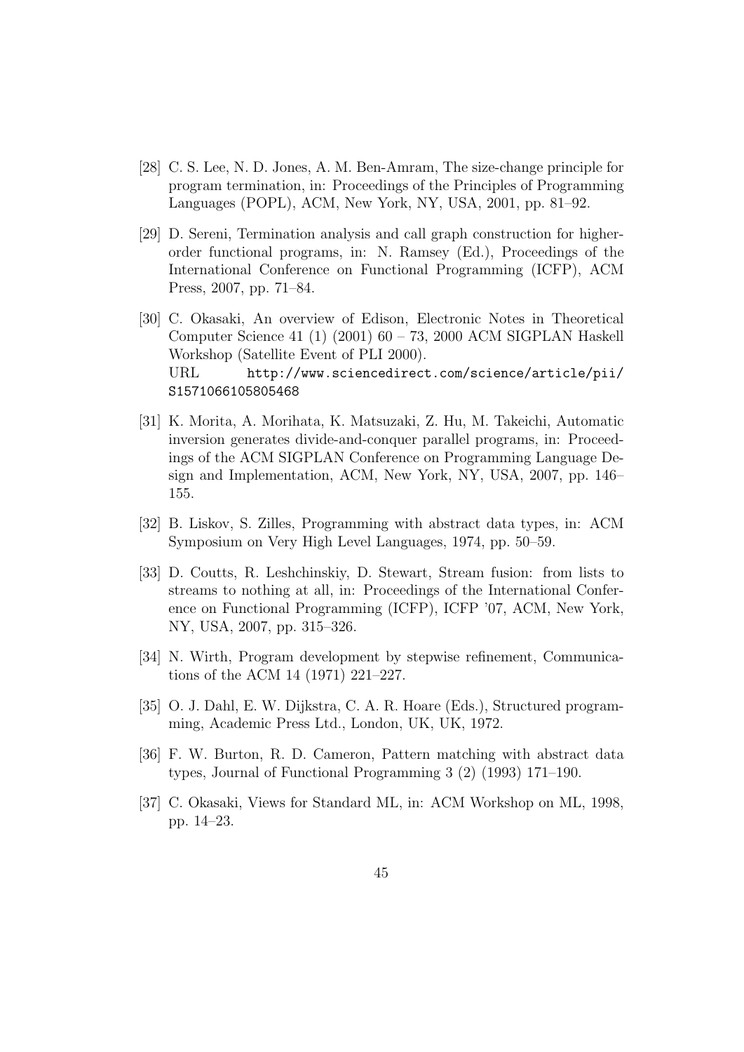[28] C. S. Lee, N. D. Jones, A. M. Ben-Amram, The size-change principle for program termination, in: Proceedings of the Principles of Programming Languages (POPL), ACM, New York, NY, USA, 2001, pp. 81–92.

[29] D. Sereni, Termination analysis and call graph construction for higher-order functional programs, in: N. Ramsey (Ed.), Proceedings of the International Conference on Functional Programming (ICFP), ACM Press, 2007, pp. 71–84.

[30] C. Okasaki, An overview of Edison, Electronic Notes in Theoretical Computer Science 41 (1) (2001) 60 – 73, 2000 ACM SIGPLAN Haskell Workshop (Satellite Event of PLI 2000).
URL http://www.sciencedirect.com/science/article/pii/S1571066105805468

[31] K. Morita, A. Morihata, K. Matsuzaki, Z. Hu, M. Takeichi, Automatic inversion generates divide-and-conquer parallel programs, in: Proceedings of the ACM SIGPLAN Conference on Programming Language Design and Implementation, ACM, New York, NY, USA, 2007, pp. 146–155.

[32] B. Liskov, S. Zilles, Programming with abstract data types, in: ACM Symposium on Very High Level Languages, 1974, pp. 50–59.

[33] D. Coutts, R. Leshchinskiy, D. Stewart, Stream fusion: from lists to streams to nothing at all, in: Proceedings of the International Conference on Functional Programming (ICFP), ICFP '07, ACM, New York, NY, USA, 2007, pp. 315–326.

[34] N. Wirth, Program development by stepwise refinement, Communications of the ACM 14 (1971) 221–227.

[35] O. J. Dahl, E. W. Dijkstra, C. A. R. Hoare (Eds.), Structured programming, Academic Press Ltd., London, UK, UK, 1972.

[36] F. W. Burton, R. D. Cameron, Pattern matching with abstract data types, Journal of Functional Programming 3 (2) (1993) 171–190.

[37] C. Okasaki, Views for Standard ML, in: ACM Workshop on ML, 1998, pp. 14–23.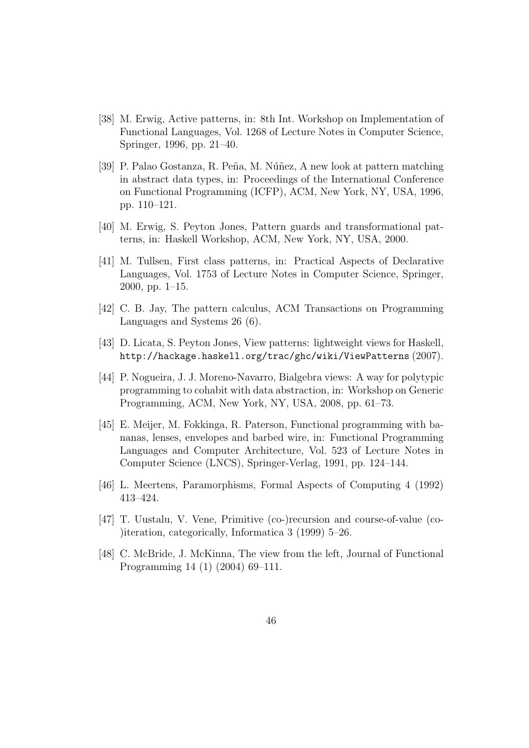[38] M. Erwig, Active patterns, in: 8th Int. Workshop on Implementation of Functional Languages, Vol. 1268 of Lecture Notes in Computer Science, Springer, 1996, pp. 21–40.

[39] P. Palao Gostanza, R. Peña, M. Núñez, A new look at pattern matching in abstract data types, in: Proceedings of the International Conference on Functional Programming (ICFP), ACM, New York, NY, USA, 1996, pp. 110–121.

[40] M. Erwig, S. Peyton Jones, Pattern guards and transformational patterns, in: Haskell Workshop, ACM, New York, NY, USA, 2000.

[41] M. Tullsen, First class patterns, in: Practical Aspects of Declarative Languages, Vol. 1753 of Lecture Notes in Computer Science, Springer, 2000, pp. 1–15.

[42] C. B. Jay, The pattern calculus, ACM Transactions on Programming Languages and Systems 26 (6).

[43] D. Licata, S. Peyton Jones, View patterns: lightweight views for Haskell, `http://hackage.haskell.org/trac/ghc/wiki/ViewPatterns` (2007).

[44] P. Nogueira, J. J. Moreno-Navarro, Bialgebra views: A way for polytypic programming to cohabit with data abstraction, in: Workshop on Generic Programming, ACM, New York, NY, USA, 2008, pp. 61–73.

[45] E. Meijer, M. Fokkinga, R. Paterson, Functional programming with bananas, lenses, envelopes and barbed wire, in: Functional Programming Languages and Computer Architecture, Vol. 523 of Lecture Notes in Computer Science (LNCS), Springer-Verlag, 1991, pp. 124–144.

[46] L. Meertens, Paramorphisms, Formal Aspects of Computing 4 (1992) 413–424.

[47] T. Uustalu, V. Vene, Primitive (co-)recursion and course-of-value (co-)iteration, categorically, Informatica 3 (1999) 5–26.

[48] C. McBride, J. McKinna, The view from the left, Journal of Functional Programming 14 (1) (2004) 69–111.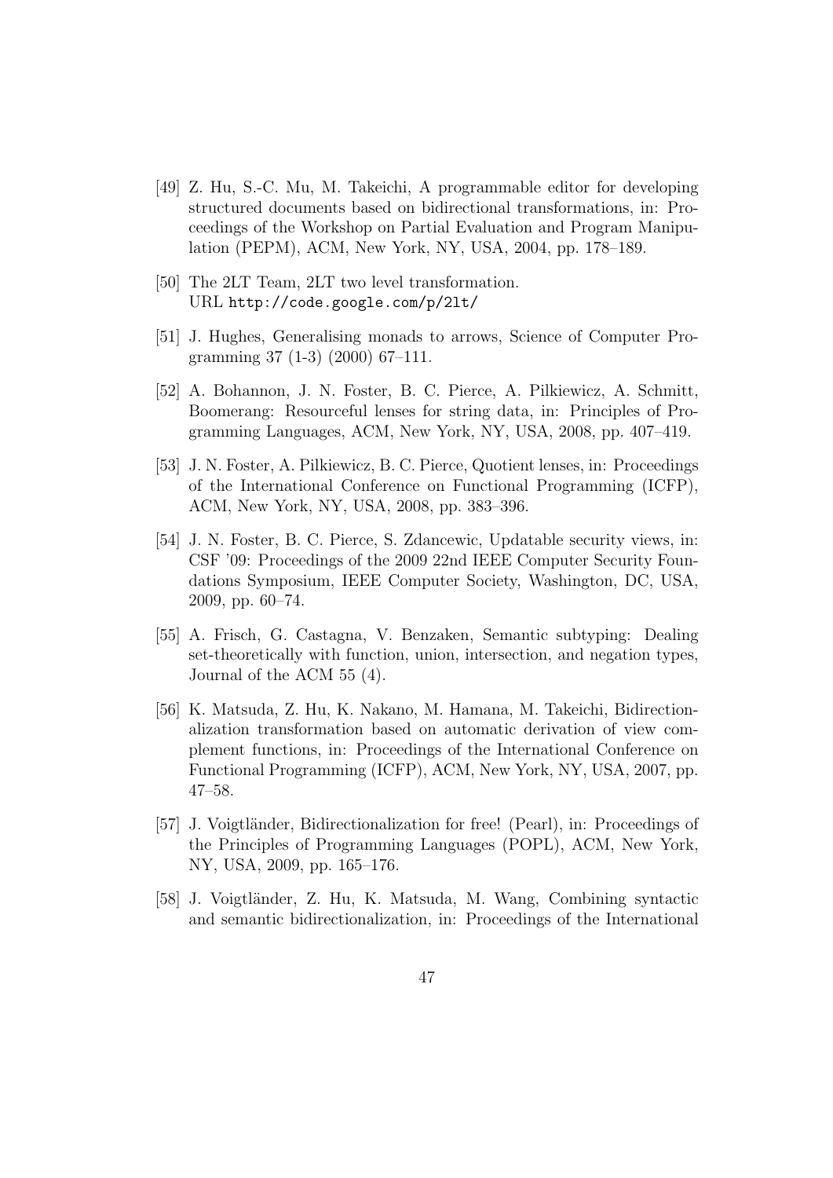[49] Z. Hu, S.-C. Mu, M. Takeichi, A programmable editor for developing structured documents based on bidirectional transformations, in: Proceedings of the Workshop on Partial Evaluation and Program Manipulation (PEPM), ACM, New York, NY, USA, 2004, pp. 178–189.

[50] The 2LT Team, 2LT two level transformation.
URL `http://code.google.com/p/2lt/`

[51] J. Hughes, Generalising monads to arrows, Science of Computer Programming 37 (1-3) (2000) 67–111.

[52] A. Bohannon, J. N. Foster, B. C. Pierce, A. Pilkiewicz, A. Schmitt, Boomerang: Resourceful lenses for string data, in: Principles of Programming Languages, ACM, New York, NY, USA, 2008, pp. 407–419.

[53] J. N. Foster, A. Pilkiewicz, B. C. Pierce, Quotient lenses, in: Proceedings of the International Conference on Functional Programming (ICFP), ACM, New York, NY, USA, 2008, pp. 383–396.

[54] J. N. Foster, B. C. Pierce, S. Zdancewic, Updatable security views, in: CSF '09: Proceedings of the 2009 22nd IEEE Computer Security Foundations Symposium, IEEE Computer Society, Washington, DC, USA, 2009, pp. 60–74.

[55] A. Frisch, G. Castagna, V. Benzaken, Semantic subtyping: Dealing set-theoretically with function, union, intersection, and negation types, Journal of the ACM 55 (4).

[56] K. Matsuda, Z. Hu, K. Nakano, M. Hamana, M. Takeichi, Bidirectionalization transformation based on automatic derivation of view complement functions, in: Proceedings of the International Conference on Functional Programming (ICFP), ACM, New York, NY, USA, 2007, pp. 47–58.

[57] J. Voigtländer, Bidirectionalization for free! (Pearl), in: Proceedings of the Principles of Programming Languages (POPL), ACM, New York, NY, USA, 2009, pp. 165–176.

[58] J. Voigtländer, Z. Hu, K. Matsuda, M. Wang, Combining syntactic and semantic bidirectionalization, in: Proceedings of the International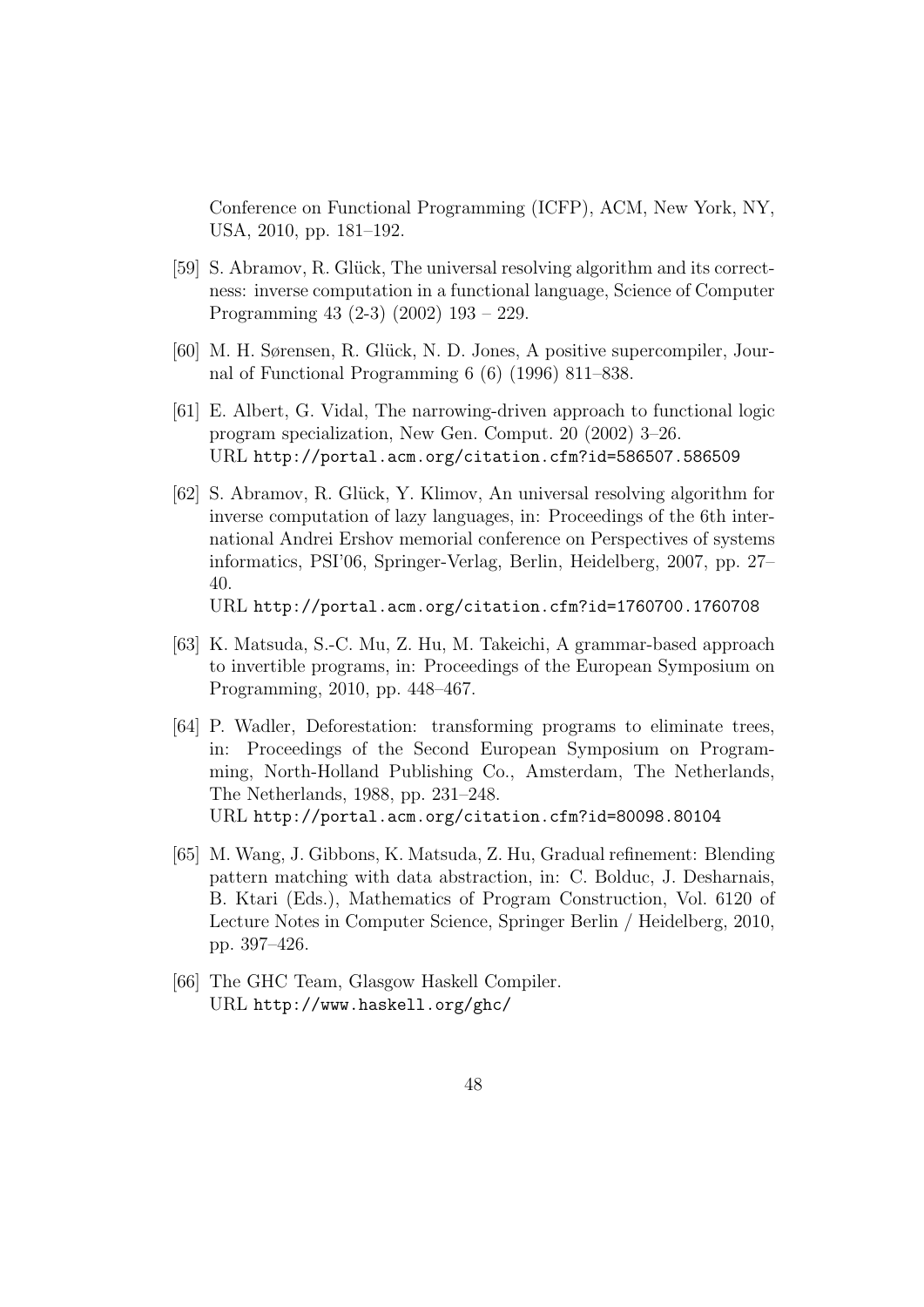Conference on Functional Programming (ICFP), ACM, New York, NY, USA, 2010, pp. 181–192.

[59] S. Abramov, R. Glück, The universal resolving algorithm and its correctness: inverse computation in a functional language, Science of Computer Programming 43 (2-3) (2002) 193 – 229.

[60] M. H. Sørensen, R. Glück, N. D. Jones, A positive supercompiler, Journal of Functional Programming 6 (6) (1996) 811–838.

[61] E. Albert, G. Vidal, The narrowing-driven approach to functional logic program specialization, New Gen. Comput. 20 (2002) 3–26.  
URL http://portal.acm.org/citation.cfm?id=586507.586509

[62] S. Abramov, R. Glück, Y. Klimov, An universal resolving algorithm for inverse computation of lazy languages, in: Proceedings of the 6th international Andrei Ershov memorial conference on Perspectives of systems informatics, PSI'06, Springer-Verlag, Berlin, Heidelberg, 2007, pp. 27–40.  
URL http://portal.acm.org/citation.cfm?id=1760700.1760708

[63] K. Matsuda, S.-C. Mu, Z. Hu, M. Takeichi, A grammar-based approach to invertible programs, in: Proceedings of the European Symposium on Programming, 2010, pp. 448–467.

[64] P. Wadler, Deforestation: transforming programs to eliminate trees, in: Proceedings of the Second European Symposium on Programming, North-Holland Publishing Co., Amsterdam, The Netherlands, The Netherlands, 1988, pp. 231–248.  
URL http://portal.acm.org/citation.cfm?id=80098.80104

[65] M. Wang, J. Gibbons, K. Matsuda, Z. Hu, Gradual refinement: Blending pattern matching with data abstraction, in: C. Bolduc, J. Desharnais, B. Ktari (Eds.), Mathematics of Program Construction, Vol. 6120 of Lecture Notes in Computer Science, Springer Berlin / Heidelberg, 2010, pp. 397–426.

[66] The GHC Team, Glasgow Haskell Compiler.  
URL http://www.haskell.org/ghc/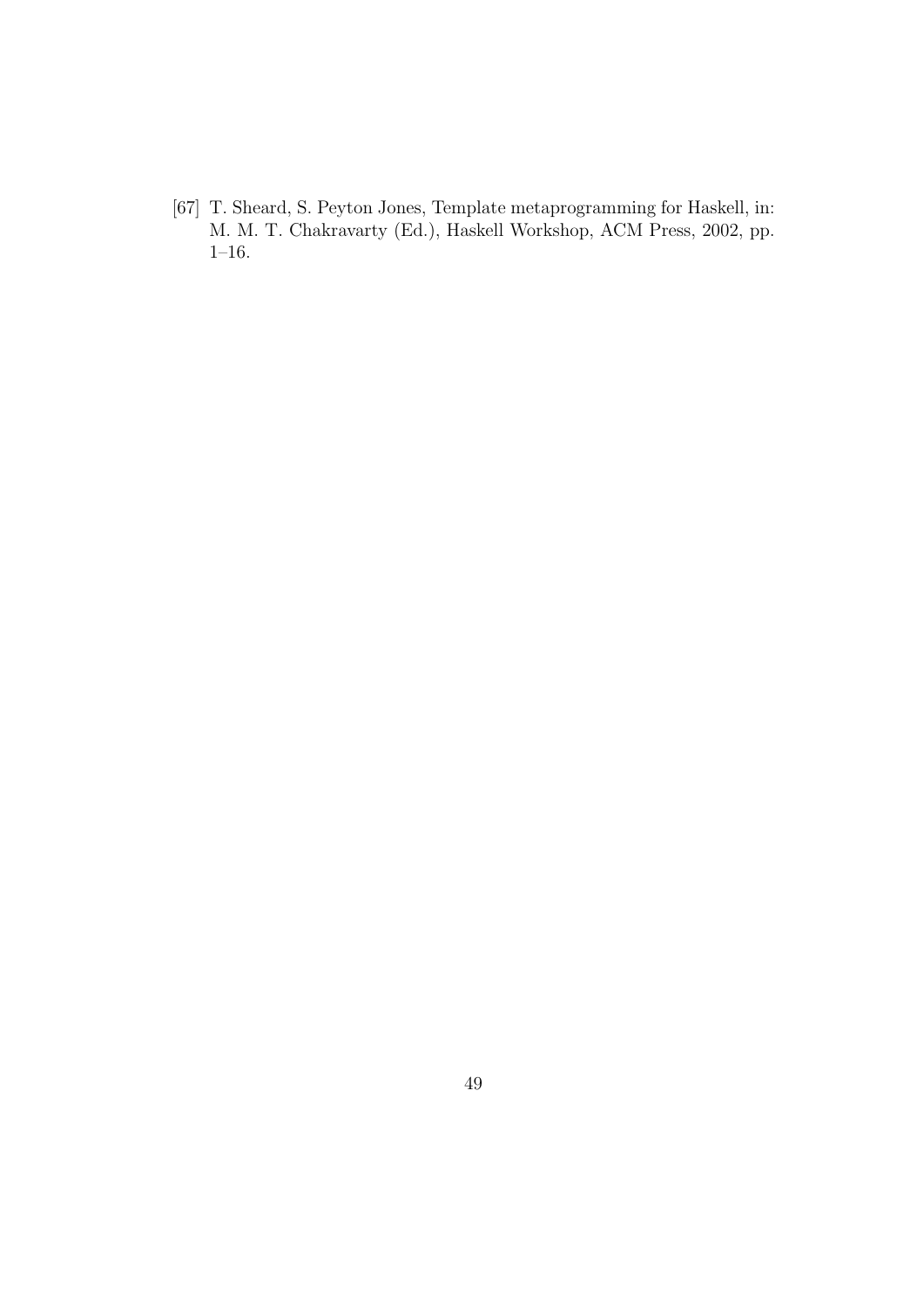[67] T. Sheard, S. Peyton Jones, Template metaprogramming for Haskell, in: M. M. T. Chakravarty (Ed.), Haskell Workshop, ACM Press, 2002, pp. 1–16.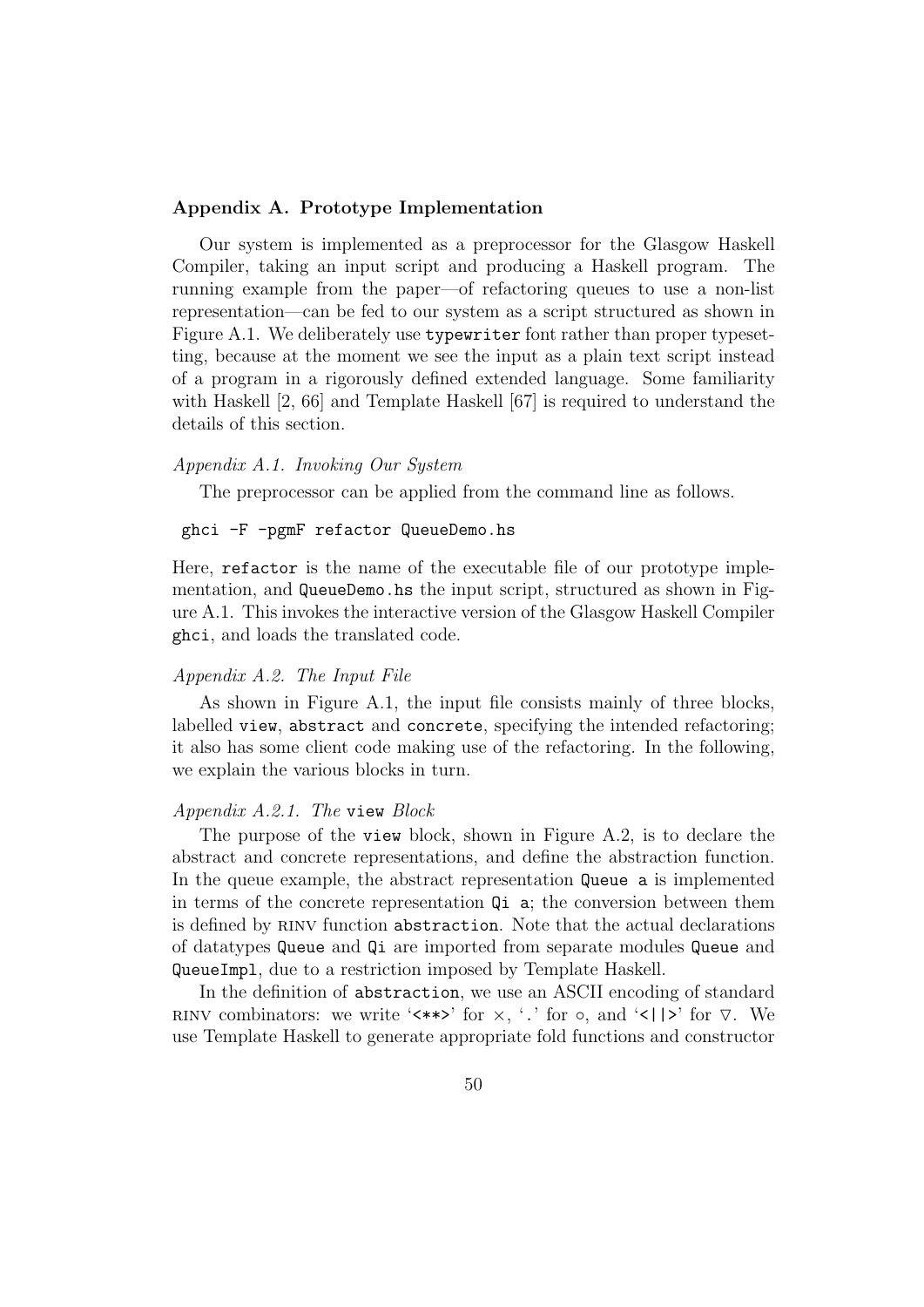## Appendix A. Prototype Implementation

Our system is implemented as a preprocessor for the Glasgow Haskell Compiler, taking an input script and producing a Haskell program. The running example from the paper—of refactoring queues to use a non-list representation—can be fed to our system as a script structured as shown in Figure A.1. We deliberately use `typewriter` font rather than proper typesetting, because at the moment we see the input as a plain text script instead of a program in a rigorously defined extended language. Some familiarity with Haskell [2, 66] and Template Haskell [67] is required to understand the details of this section.

### *Appendix A.1. Invoking Our System*

The preprocessor can be applied from the command line as follows.

```
ghci -F -pgmF refactor QueueDemo.hs
```

Here, `refactor` is the name of the executable file of our prototype implementation, and `QueueDemo.hs` the input script, structured as shown in Figure A.1. This invokes the interactive version of the Glasgow Haskell Compiler `ghci`, and loads the translated code.

### *Appendix A.2. The Input File*

As shown in Figure A.1, the input file consists mainly of three blocks, labelled `view`, `abstract` and `concrete`, specifying the intended refactoring; it also has some client code making use of the refactoring. In the following, we explain the various blocks in turn.

#### *Appendix A.2.1. The* `view` *Block*

The purpose of the `view` block, shown in Figure A.2, is to declare the abstract and concrete representations, and define the abstraction function. In the queue example, the abstract representation `Queue a` is implemented in terms of the concrete representation `Qi a`; the conversion between them is defined by RINV function `abstraction`. Note that the actual declarations of datatypes `Queue` and `Qi` are imported from separate modules `Queue` and `QueueImpl`, due to a restriction imposed by Template Haskell.

In the definition of `abstraction`, we use an ASCII encoding of standard RINV combinators: we write '`<**>`' for $\times$, '`.`' for $\circ$, and '`<||>`' for $\triangledown$. We use Template Haskell to generate appropriate fold functions and constructor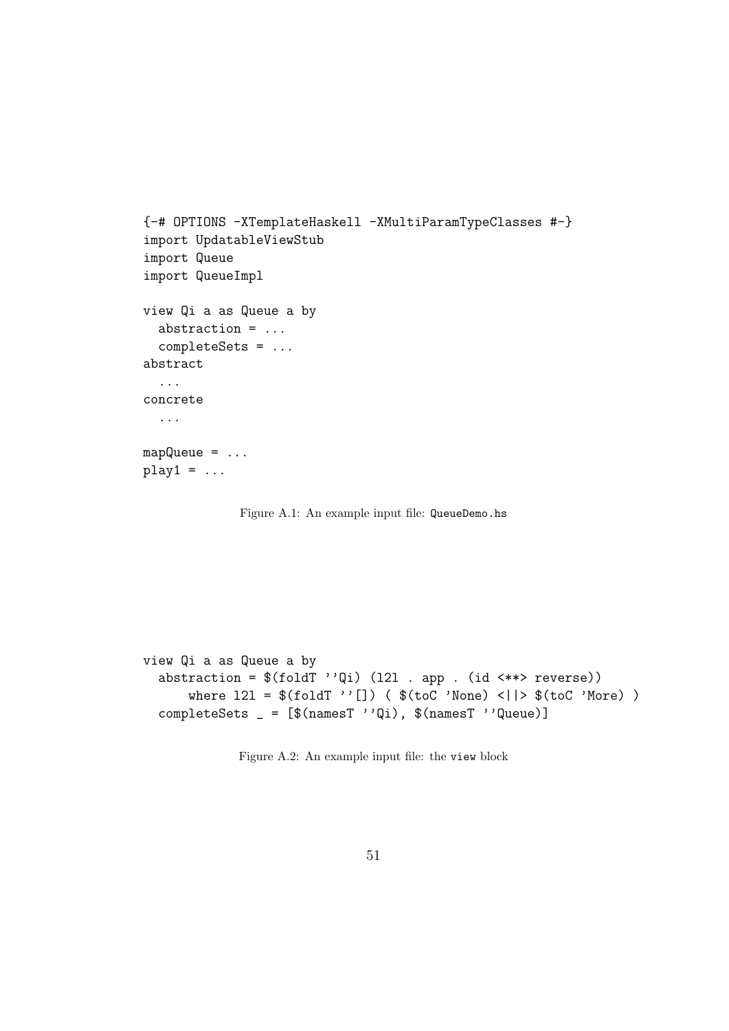```
{-# OPTIONS -XTemplateHaskell -XMultiParamTypeClasses #-}
import UpdatableViewStub
import Queue
import QueueImpl

view Qi a as Queue a by
  abstraction = ...
  completeSets = ...
abstract
  ...
concrete
  ...

mapQueue = ...
play1 = ...
```

Figure A.1: An example input file: `QueueDemo.hs`

```
view Qi a as Queue a by
  abstraction = $(foldT ''Qi) (l2l . app . (id <**> reverse))
      where l2l = $(foldT ''[]) ( $(toC 'None) <||> $(toC 'More) )
  completeSets _ = [$(namesT ''Qi), $(namesT ''Queue)]
```

Figure A.2: An example input file: the `view` block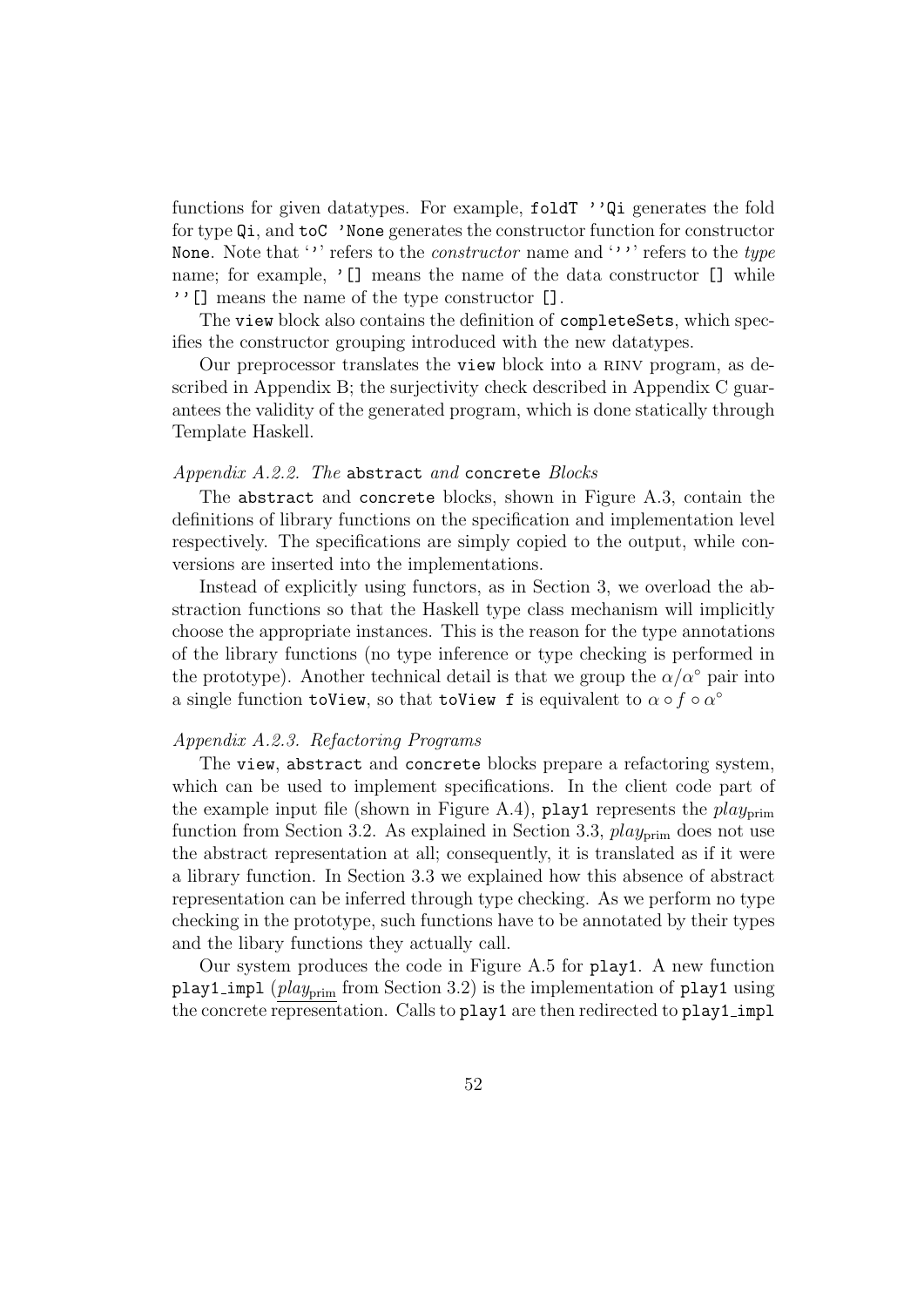functions for given datatypes. For example, `foldT ''Qi` generates the fold for type `Qi`, and `toC 'None` generates the constructor function for constructor `None`. Note that '`'`' refers to the *constructor* name and '`''`' refers to the *type* name; for example, `'[]` means the name of the data constructor `[]` while `''[]` means the name of the type constructor `[]`.

The `view` block also contains the definition of `completeSets`, which specifies the constructor grouping introduced with the new datatypes.

Our preprocessor translates the `view` block into a RINV program, as described in Appendix B; the surjectivity check described in Appendix C guarantees the validity of the generated program, which is done statically through Template Haskell.

*Appendix A.2.2. The* `abstract` *and* `concrete` *Blocks*

The `abstract` and `concrete` blocks, shown in Figure A.3, contain the definitions of library functions on the specification and implementation level respectively. The specifications are simply copied to the output, while conversions are inserted into the implementations.

Instead of explicitly using functors, as in Section 3, we overload the abstraction functions so that the Haskell type class mechanism will implicitly choose the appropriate instances. This is the reason for the type annotations of the library functions (no type inference or type checking is performed in the prototype). Another technical detail is that we group the $\alpha/\alpha^\circ$ pair into a single function `toView`, so that `toView f` is equivalent to $\alpha \circ f \circ \alpha^\circ$

*Appendix A.2.3. Refactoring Programs*

The `view`, `abstract` and `concrete` blocks prepare a refactoring system, which can be used to implement specifications. In the client code part of the example input file (shown in Figure A.4), `play1` represents the $play_{\text{prim}}$ function from Section 3.2. As explained in Section 3.3, $play_{\text{prim}}$ does not use the abstract representation at all; consequently, it is translated as if it were a library function. In Section 3.3 we explained how this absence of abstract representation can be inferred through type checking. As we perform no type checking in the prototype, such functions have to be annotated by their types and the libary functions they actually call.

Our system produces the code in Figure A.5 for `play1`. A new function `play1_impl` ($\underline{play_{\text{prim}}}$ from Section 3.2) is the implementation of `play1` using the concrete representation. Calls to `play1` are then redirected to `play1_impl`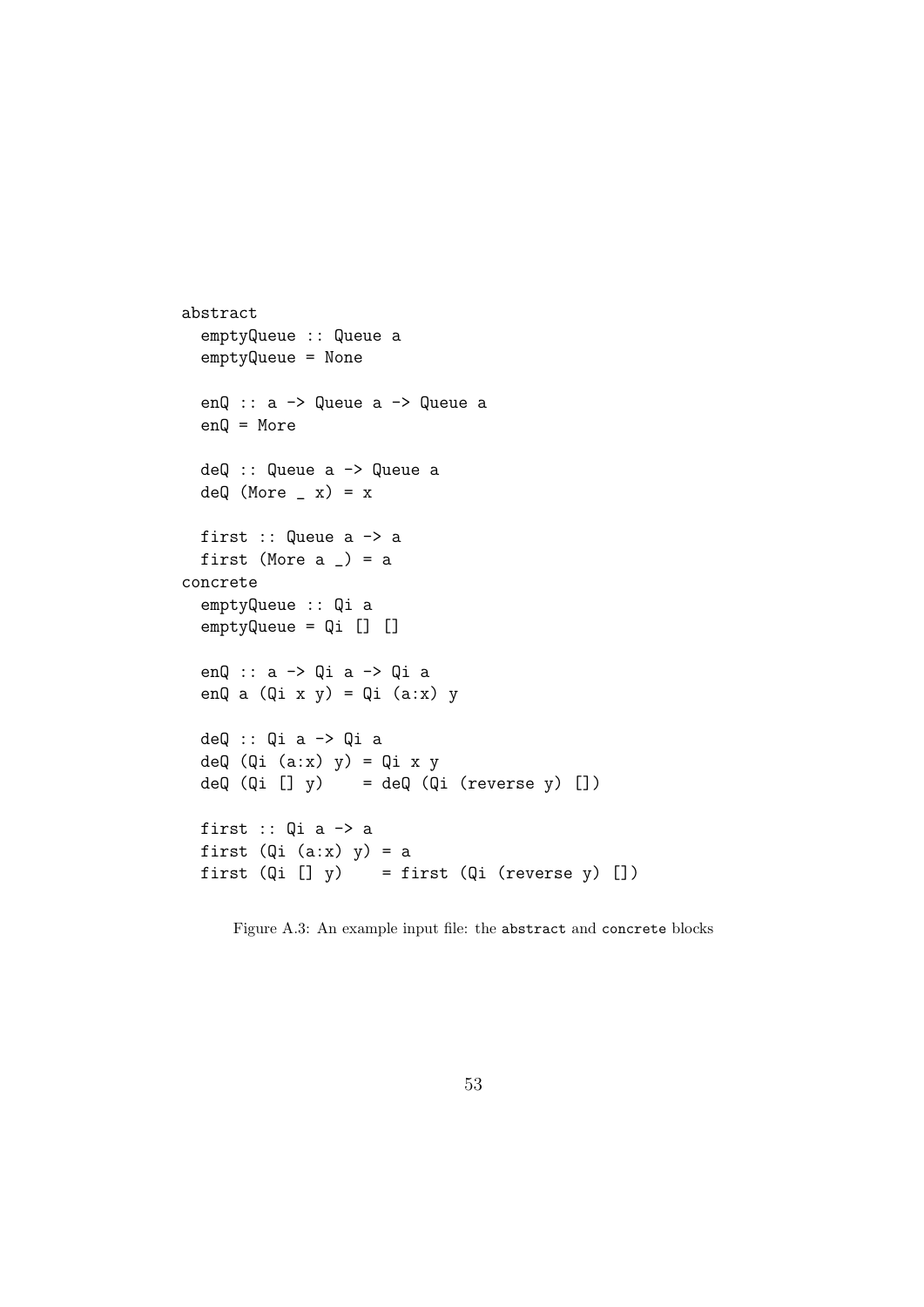```
abstract
  emptyQueue :: Queue a
  emptyQueue = None

  enQ :: a -> Queue a -> Queue a
  enQ = More

  deQ :: Queue a -> Queue a
  deQ (More _ x) = x

  first :: Queue a -> a
  first (More a _) = a
concrete
  emptyQueue :: Qi a
  emptyQueue = Qi [] []

  enQ :: a -> Qi a -> Qi a
  enQ a (Qi x y) = Qi (a:x) y

  deQ :: Qi a -> Qi a
  deQ (Qi (a:x) y) = Qi x y
  deQ (Qi [] y)    = deQ (Qi (reverse y) [])

  first :: Qi a -> a
  first (Qi (a:x) y) = a
  first (Qi [] y)    = first (Qi (reverse y) [])
```

Figure A.3: An example input file: the `abstract` and `concrete` blocks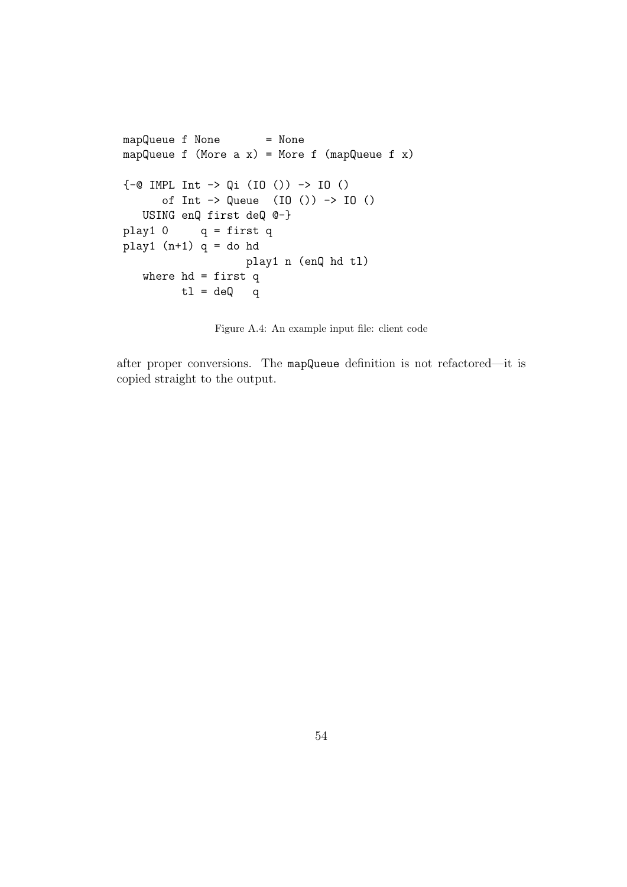```
mapQueue f None       = None
mapQueue f (More a x) = More f (mapQueue f x)

{-@ IMPL Int -> Qi (IO ()) -> IO ()
      of Int -> Queue  (IO ()) -> IO ()
   USING enQ first deQ @-}
play1 0     q = first q
play1 (n+1) q = do hd
                   play1 n (enQ hd tl)
   where hd = first q
         tl = deQ   q
```

Figure A.4: An example input file: client code

after proper conversions. The `mapQueue` definition is not refactored—it is copied straight to the output.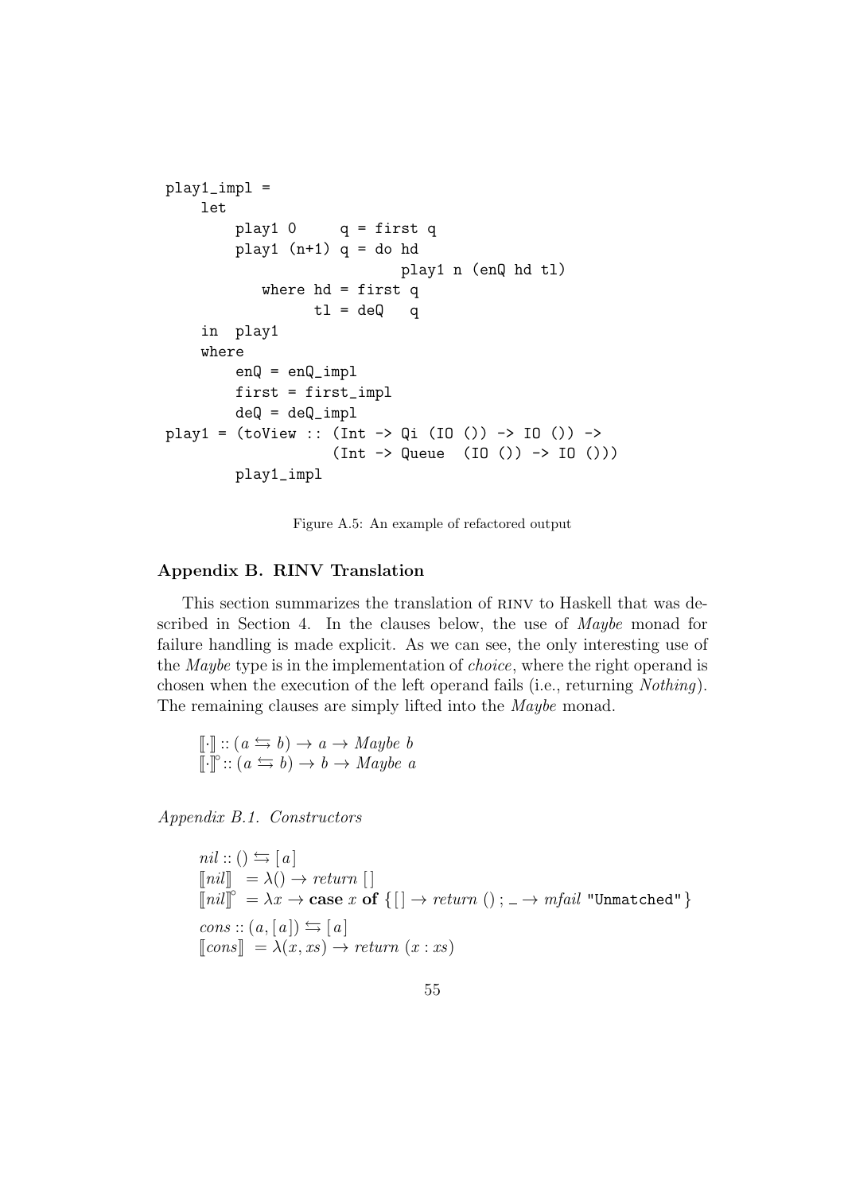```
play1_impl =
    let
        play1 0     q = first q
        play1 (n+1) q = do hd
                           play1 n (enQ hd tl)
           where hd = first q
                 tl = deQ   q
    in  play1
    where
        enQ = enQ_impl
        first = first_impl
        deQ = deQ_impl
play1 = (toView :: (Int -> Qi (IO ()) -> IO ()) ->
                   (Int -> Queue  (IO ()) -> IO ()))
        play1_impl
```

Figure A.5: An example of refactored output

## Appendix B. RINV Translation

This section summarizes the translation of RINV to Haskell that was described in Section 4. In the clauses below, the use of *Maybe* monad for failure handling is made explicit. As we can see, the only interesting use of the *Maybe* type is in the implementation of *choice*, where the right operand is chosen when the execution of the left operand fails (i.e., returning *Nothing*). The remaining clauses are simply lifted into the *Maybe* monad.

$$[\![\cdot]\!] :: (a \leftrightarrows b) \rightarrow a \rightarrow \mathit{Maybe}\ b$$
$$[\![\cdot]\!]^{\circ} :: (a \leftrightarrows b) \rightarrow b \rightarrow \mathit{Maybe}\ a$$

### Appendix B.1. Constructors

$$\mathit{nil} :: () \leftrightarrows [\,a\,]$$
$$[\![\mathit{nil}]\!] \;= \lambda() \rightarrow \mathit{return}\ [\,]$$
$$[\![\mathit{nil}]\!]^{\circ} = \lambda x \rightarrow \textbf{case}\ x\ \textbf{of}\ \{[\,] \rightarrow \mathit{return}\ ()\,;\ \_ \rightarrow \mathit{mfail}\ \texttt{"Unmatched"}\}$$
$$\mathit{cons} :: (a, [\,a\,]) \leftrightarrows [\,a\,]$$
$$[\![\mathit{cons}]\!] \;= \lambda(x, \mathit{xs}) \rightarrow \mathit{return}\ (x : \mathit{xs})$$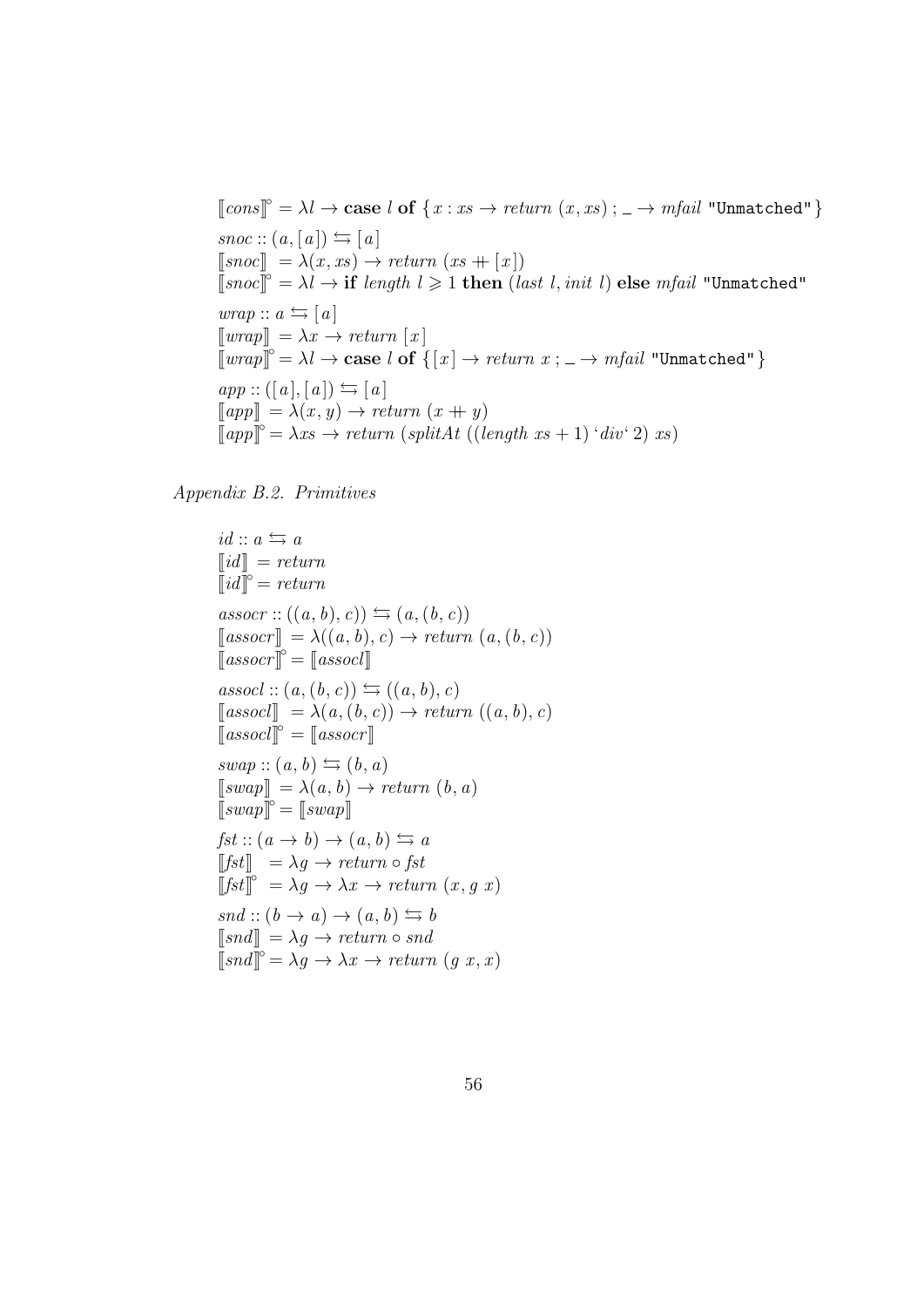$$[\![cons]\!]^{\circ} = \lambda l \rightarrow \textbf{case}\ l\ \textbf{of}\ \{x : xs \rightarrow return\ (x, xs)\ ;\ \_ \rightarrow mfail\ \texttt{"Unmatched"}\}$$

$$snoc :: (a, [\,a\,]) \leftrightarrows [\,a\,]$$
$$[\![snoc]\!] = \lambda(x, xs) \rightarrow return\ (xs +\!\!+ [x])$$
$$[\![snoc]\!]^{\circ} = \lambda l \rightarrow \textbf{if}\ length\ l \geqslant 1\ \textbf{then}\ (last\ l, init\ l)\ \textbf{else}\ mfail\ \texttt{"Unmatched"}$$

$$wrap :: a \leftrightarrows [\,a\,]$$
$$[\![wrap]\!] = \lambda x \rightarrow return\ [x]$$
$$[\![wrap]\!]^{\circ} = \lambda l \rightarrow \textbf{case}\ l\ \textbf{of}\ \{[x] \rightarrow return\ x\ ;\ \_ \rightarrow mfail\ \texttt{"Unmatched"}\}$$

$$app :: ([\,a\,], [\,a\,]) \leftrightarrows [\,a\,]$$
$$[\![app]\!] = \lambda(x, y) \rightarrow return\ (x +\!\!+ y)$$
$$[\![app]\!]^{\circ} = \lambda xs \rightarrow return\ (splitAt\ ((length\ xs + 1)\ `div`\ 2)\ xs)$$

*Appendix B.2. Primitives*

$$id :: a \leftrightarrows a$$
$$[\![id]\!] = return$$
$$[\![id]\!]^{\circ} = return$$

$$assocr :: ((a, b), c)) \leftrightarrows (a, (b, c))$$
$$[\![assocr]\!] = \lambda((a, b), c) \rightarrow return\ (a, (b, c))$$
$$[\![assocr]\!]^{\circ} = [\![assocl]\!]$$

$$assocl :: (a, (b, c)) \leftrightarrows ((a, b), c)$$
$$[\![assocl]\!] = \lambda(a, (b, c)) \rightarrow return\ ((a, b), c)$$
$$[\![assocl]\!]^{\circ} = [\![assocr]\!]$$

$$swap :: (a, b) \leftrightarrows (b, a)$$
$$[\![swap]\!] = \lambda(a, b) \rightarrow return\ (b, a)$$
$$[\![swap]\!]^{\circ} = [\![swap]\!]$$

$$fst :: (a \rightarrow b) \rightarrow (a, b) \leftrightarrows a$$
$$[\![fst]\!] = \lambda g \rightarrow return \circ fst$$
$$[\![fst]\!]^{\circ} = \lambda g \rightarrow \lambda x \rightarrow return\ (x, g\ x)$$

$$snd :: (b \rightarrow a) \rightarrow (a, b) \leftrightarrows b$$
$$[\![snd]\!] = \lambda g \rightarrow return \circ snd$$
$$[\![snd]\!]^{\circ} = \lambda g \rightarrow \lambda x \rightarrow return\ (g\ x, x)$$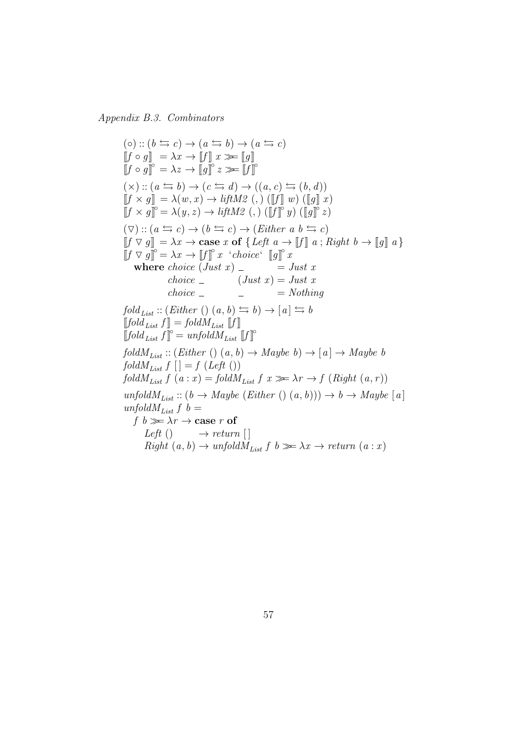*Appendix B.3. Combinators*

$$(\circ) :: (b \leftrightarrows c) \rightarrow (a \leftrightarrows b) \rightarrow (a \leftrightarrows c)$$
$$[\![f \circ g]\!] \;= \lambda x \rightarrow [\![f]\!]\; x \ggg [\![g]\!]$$
$$[\![f \circ g]\!]^{\circ} = \lambda z \rightarrow [\![g]\!]^{\circ}\; z \ggg [\![f]\!]^{\circ}$$

$$(\times) :: (a \leftrightarrows b) \rightarrow (c \leftrightarrows d) \rightarrow ((a, c) \leftrightarrows (b, d))$$
$$[\![f \times g]\!] \;= \lambda(w, x) \rightarrow \mathit{liftM2}\;(,)\;([\![f]\!]\; w)\;([\![g]\!]\; x)$$
$$[\![f \times g]\!]^{\circ} = \lambda(y, z) \rightarrow \mathit{liftM2}\;(,)\;([\![f]\!]^{\circ}\; y)\;([\![g]\!]^{\circ}\; z)$$

$$(\nabla) :: (a \leftrightarrows c) \rightarrow (b \leftrightarrows c) \rightarrow (\mathit{Either}\; a\; b \leftrightarrows c)$$
$$[\![f \nabla g]\!] \;= \lambda x \rightarrow \textbf{case}\; x\; \textbf{of}\; \{ \mathit{Left}\; a \rightarrow [\![f]\!]\; a\; ; \mathit{Right}\; b \rightarrow [\![g]\!]\; a \}$$
$$[\![f \nabla g]\!]^{\circ} = \lambda x \rightarrow [\![f]\!]^{\circ}\; x\; \text{`}\mathit{choice}\text{`}\; [\![g]\!]^{\circ}\; x$$

```
  where choice (Just x) _        = Just x
        choice _        (Just x) = Just x
        choice _        _        = Nothing
```

$$\mathit{fold}_{List} :: (\mathit{Either}\;()\;(a, b) \leftrightarrows b) \rightarrow [a] \leftrightarrows b$$
$$[\![\mathit{fold}_{List}\; f]\!] = \mathit{foldM}_{List}\; [\![f]\!]$$
$$[\![\mathit{fold}_{List}\; f]\!]^{\circ} = \mathit{unfoldM}_{List}\; [\![f]\!]^{\circ}$$

$$\mathit{foldM}_{List} :: (\mathit{Either}\;()\;(a, b) \rightarrow \mathit{Maybe}\; b) \rightarrow [a] \rightarrow \mathit{Maybe}\; b$$
$$\mathit{foldM}_{List}\; f\; [\,] = f\; (\mathit{Left}\; ())$$
$$\mathit{foldM}_{List}\; f\; (a : x) = \mathit{foldM}_{List}\; f\; x \ggg \lambda r \rightarrow f\; (\mathit{Right}\; (a, r))$$

$$\mathit{unfoldM}_{List} :: (b \rightarrow \mathit{Maybe}\; (\mathit{Either}\;()\;(a, b))) \rightarrow b \rightarrow \mathit{Maybe}\; [a]$$

```
unfoldM_List f b =
  f b >>= \r -> case r of
    Left ()      -> return []
    Right (a, b) -> unfoldM_List f b >>= \x -> return (a : x)
```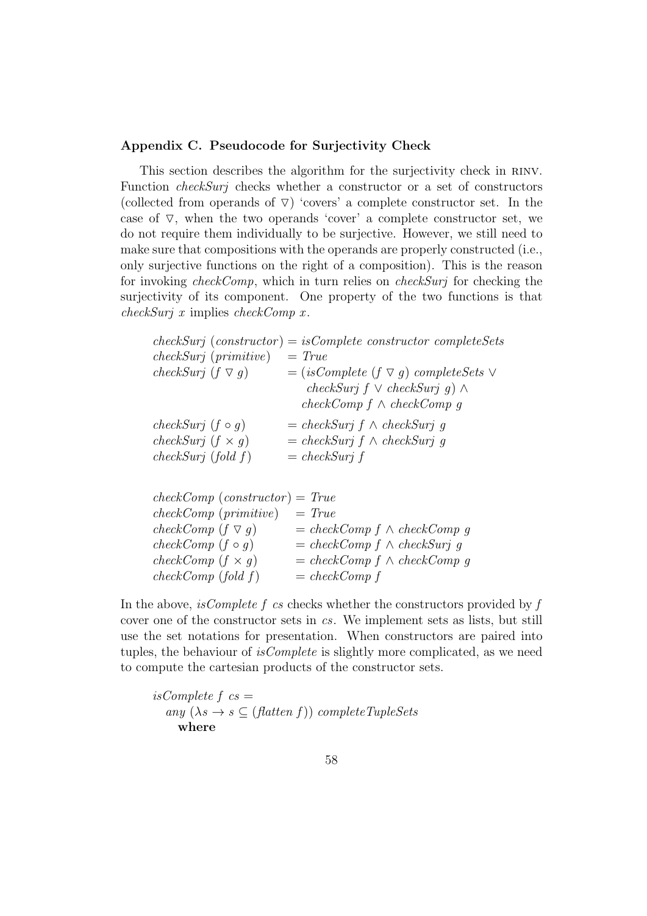### Appendix C. Pseudocode for Surjectivity Check

This section describes the algorithm for the surjectivity check in RINV. Function *checkSurj* checks whether a constructor or a set of constructors (collected from operands of $\triangledown$) 'covers' a complete constructor set. In the case of $\triangledown$, when the two operands 'cover' a complete constructor set, we do not require them individually to be surjective. However, we still need to make sure that compositions with the operands are properly constructed (i.e., only surjective functions on the right of a composition). This is the reason for invoking *checkComp*, which in turn relies on *checkSurj* for checking the surjectivity of its component. One property of the two functions is that *checkSurj x* implies *checkComp x*.

$$
\begin{array}{lll}
\mathit{checkSurj}\ (\mathit{constructor}) & = & \mathit{isComplete}\ \mathit{constructor}\ \mathit{completeSets} \\
\mathit{checkSurj}\ (\mathit{primitive}) & = & \mathit{True} \\
\mathit{checkSurj}\ (f \triangledown g) & = & (\mathit{isComplete}\ (f \triangledown g)\ \mathit{completeSets} \vee \\
 & & \quad \mathit{checkSurj}\ f \vee \mathit{checkSurj}\ g) \wedge \\
 & & \ \mathit{checkComp}\ f \wedge \mathit{checkComp}\ g \\
\mathit{checkSurj}\ (f \circ g) & = & \mathit{checkSurj}\ f \wedge \mathit{checkSurj}\ g \\
\mathit{checkSurj}\ (f \times g) & = & \mathit{checkSurj}\ f \wedge \mathit{checkSurj}\ g \\
\mathit{checkSurj}\ (\mathit{fold}\ f) & = & \mathit{checkSurj}\ f
\end{array}
$$

$$
\begin{array}{lll}
\mathit{checkComp}\ (\mathit{constructor}) & = & \mathit{True} \\
\mathit{checkComp}\ (\mathit{primitive}) & = & \mathit{True} \\
\mathit{checkComp}\ (f \triangledown g) & = & \mathit{checkComp}\ f \wedge \mathit{checkComp}\ g \\
\mathit{checkComp}\ (f \circ g) & = & \mathit{checkComp}\ f \wedge \mathit{checkSurj}\ g \\
\mathit{checkComp}\ (f \times g) & = & \mathit{checkComp}\ f \wedge \mathit{checkComp}\ g \\
\mathit{checkComp}\ (\mathit{fold}\ f) & = & \mathit{checkComp}\ f
\end{array}
$$

In the above, *isComplete f cs* checks whether the constructors provided by *f* cover one of the constructor sets in *cs*. We implement sets as lists, but still use the set notations for presentation. When constructors are paired into tuples, the behaviour of *isComplete* is slightly more complicated, as we need to compute the cartesian products of the constructor sets.

$$
\begin{array}{l}
\mathit{isComplete}\ f\ \mathit{cs} = \\
\quad \mathit{any}\ (\lambda s \rightarrow s \subseteq (\mathit{flatten}\ f))\ \mathit{completeTupleSets} \\
\quad\quad \mathbf{where}
\end{array}
$$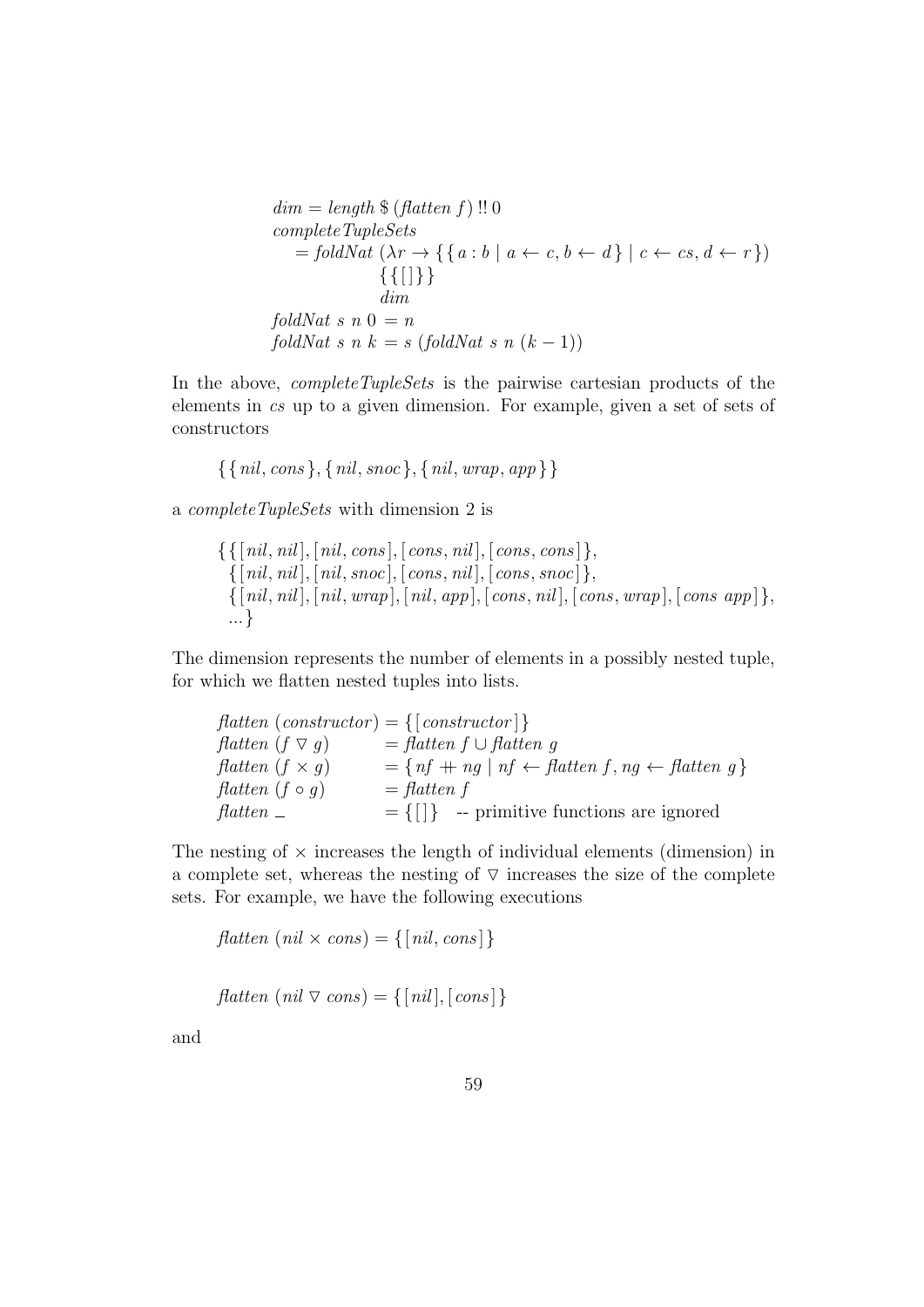$$
\begin{aligned}
&\mathit{dim} = \mathit{length}\ \$\ (\mathit{flatten}\ f)\ !!\ 0 \\
&\mathit{completeTupleSets} \\
&\quad = \mathit{foldNat}\ (\lambda r \rightarrow \{\{\, a : b \mid a \leftarrow c, b \leftarrow d \,\} \mid c \leftarrow cs, d \leftarrow r\,\}) \\
&\qquad\qquad\quad \{\{[\,]\}\} \\
&\qquad\qquad\quad \mathit{dim} \\
&\mathit{foldNat}\ s\ n\ 0 = n \\
&\mathit{foldNat}\ s\ n\ k = s\ (\mathit{foldNat}\ s\ n\ (k-1))
\end{aligned}
$$

In the above, *completeTupleSets* is the pairwise cartesian products of the elements in *cs* up to a given dimension. For example, given a set of sets of constructors

$$\{\{\mathit{nil}, \mathit{cons}\}, \{\mathit{nil}, \mathit{snoc}\}, \{\mathit{nil}, \mathit{wrap}, \mathit{app}\}\}$$

a *completeTupleSets* with dimension 2 is

$$
\begin{aligned}
\{&\{[\mathit{nil}, \mathit{nil}], [\mathit{nil}, \mathit{cons}], [\mathit{cons}, \mathit{nil}], [\mathit{cons}, \mathit{cons}]\}, \\
&\{[\mathit{nil}, \mathit{nil}], [\mathit{nil}, \mathit{snoc}], [\mathit{cons}, \mathit{nil}], [\mathit{cons}, \mathit{snoc}]\}, \\
&\{[\mathit{nil}, \mathit{nil}], [\mathit{nil}, \mathit{wrap}], [\mathit{nil}, \mathit{app}], [\mathit{cons}, \mathit{nil}], [\mathit{cons}, \mathit{wrap}], [\mathit{cons}\ \mathit{app}]\}, \\
&...\}
\end{aligned}
$$

The dimension represents the number of elements in a possibly nested tuple, for which we flatten nested tuples into lists.

$$
\begin{aligned}
&\mathit{flatten}\ (\mathit{constructor}) &&= \{[\mathit{constructor}]\} \\
&\mathit{flatten}\ (f \triangledown g) &&= \mathit{flatten}\ f \cup \mathit{flatten}\ g \\
&\mathit{flatten}\ (f \times g) &&= \{\mathit{nf} +\!\!+ \mathit{ng} \mid \mathit{nf} \leftarrow \mathit{flatten}\ f, \mathit{ng} \leftarrow \mathit{flatten}\ g\} \\
&\mathit{flatten}\ (f \circ g) &&= \mathit{flatten}\ f \\
&\mathit{flatten}\ \_ &&= \{[\,]\} \quad \text{-- primitive functions are ignored}
\end{aligned}
$$

The nesting of $\times$ increases the length of individual elements (dimension) in a complete set, whereas the nesting of $\triangledown$ increases the size of the complete sets. For example, we have the following executions

$$\mathit{flatten}\ (\mathit{nil} \times \mathit{cons}) = \{[\mathit{nil}, \mathit{cons}]\}$$

$$\mathit{flatten}\ (\mathit{nil} \triangledown \mathit{cons}) = \{[\mathit{nil}], [\mathit{cons}]\}$$

and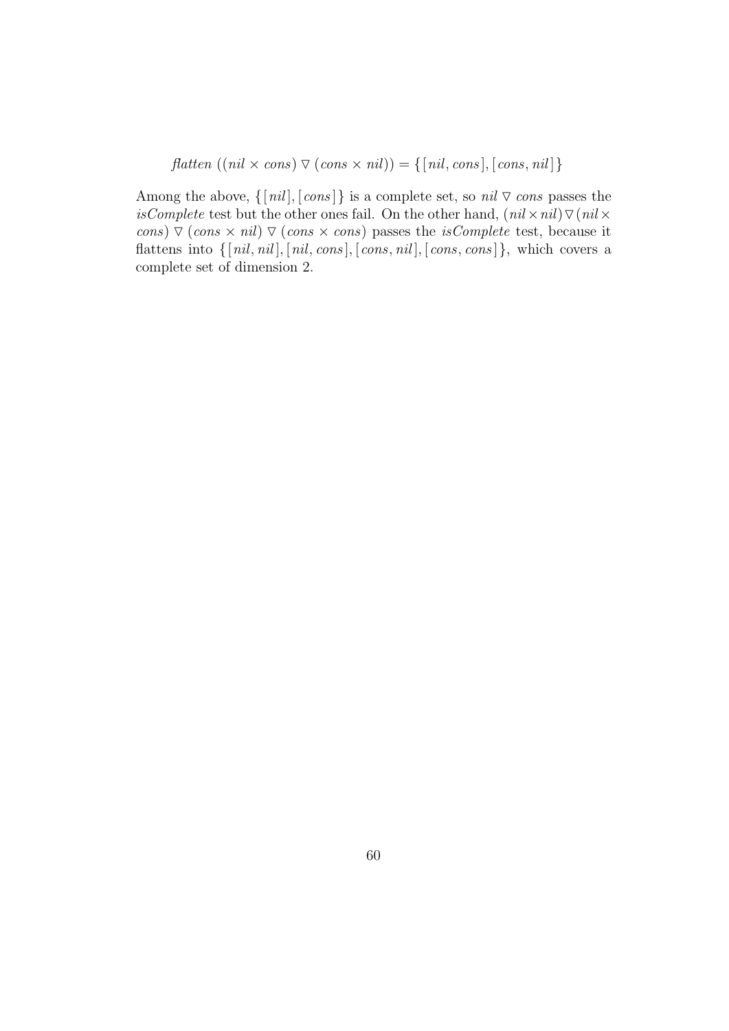$$\mathit{flatten}\ ((\mathit{nil} \times \mathit{cons}) \triangledown (\mathit{cons} \times \mathit{nil})) = \{[\mathit{nil}, \mathit{cons}], [\mathit{cons}, \mathit{nil}]\}$$

Among the above, $\{[\mathit{nil}], [\mathit{cons}]\}$ is a complete set, so $\mathit{nil} \triangledown \mathit{cons}$ passes the *isComplete* test but the other ones fail. On the other hand, $(\mathit{nil} \times \mathit{nil}) \triangledown (\mathit{nil} \times \mathit{cons}) \triangledown (\mathit{cons} \times \mathit{nil}) \triangledown (\mathit{cons} \times \mathit{cons})$ passes the *isComplete* test, because it flattens into $\{[\mathit{nil}, \mathit{nil}], [\mathit{nil}, \mathit{cons}], [\mathit{cons}, \mathit{nil}], [\mathit{cons}, \mathit{cons}]\}$, which covers a complete set of dimension 2.